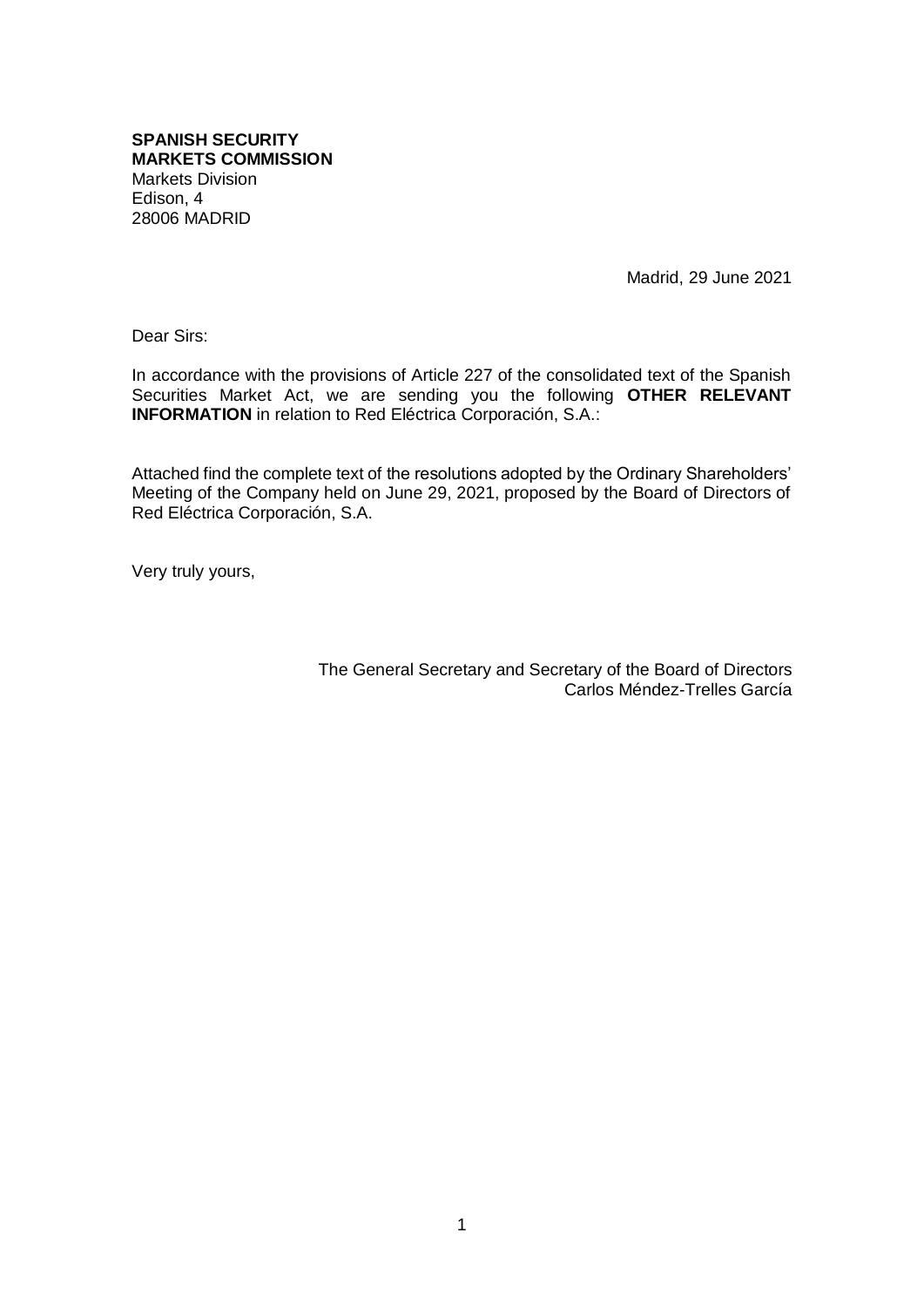**SPANISH SECURITY MARKETS COMMISSION**
Markets Division
Edison, 4
28006 MADRID

Madrid, 29 June 2021

Dear Sirs:

In accordance with the provisions of Article 227 of the consolidated text of the Spanish Securities Market Act, we are sending you the following **OTHER RELEVANT INFORMATION** in relation to Red Eléctrica Corporación, S.A.:

Attached find the complete text of the resolutions adopted by the Ordinary Shareholders' Meeting of the Company held on June 29, 2021, proposed by the Board of Directors of Red Eléctrica Corporación, S.A.

Very truly yours,

The General Secretary and Secretary of the Board of Directors
Carlos Méndez-Trelles García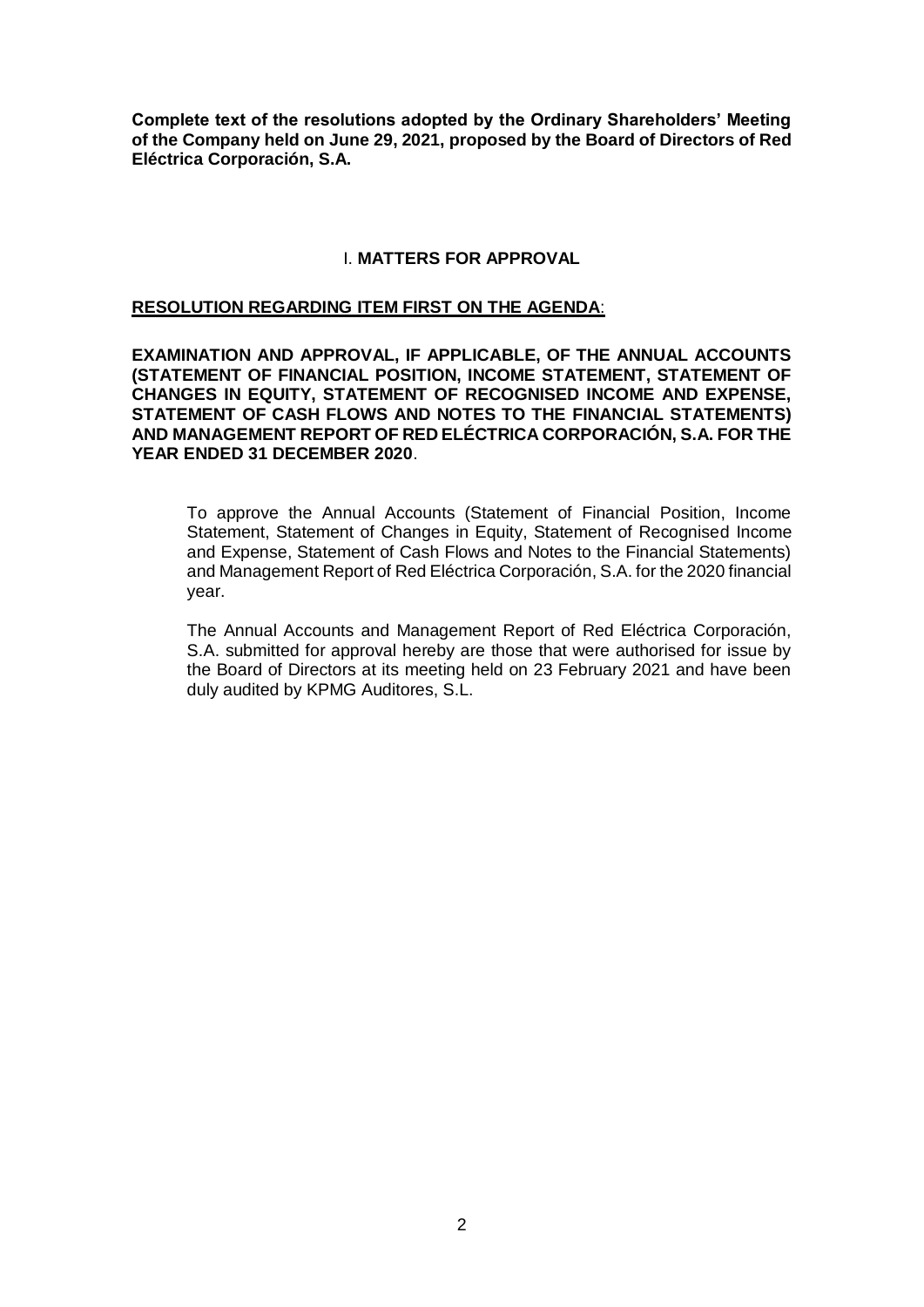**Complete text of the resolutions adopted by the Ordinary Shareholders' Meeting of the Company held on June 29, 2021, proposed by the Board of Directors of Red Eléctrica Corporación, S.A.**

## I. MATTERS FOR APPROVAL

### RESOLUTION REGARDING ITEM FIRST ON THE AGENDA:

**EXAMINATION AND APPROVAL, IF APPLICABLE, OF THE ANNUAL ACCOUNTS (STATEMENT OF FINANCIAL POSITION, INCOME STATEMENT, STATEMENT OF CHANGES IN EQUITY, STATEMENT OF RECOGNISED INCOME AND EXPENSE, STATEMENT OF CASH FLOWS AND NOTES TO THE FINANCIAL STATEMENTS) AND MANAGEMENT REPORT OF RED ELÉCTRICA CORPORACIÓN, S.A. FOR THE YEAR ENDED 31 DECEMBER 2020**.

To approve the Annual Accounts (Statement of Financial Position, Income Statement, Statement of Changes in Equity, Statement of Recognised Income and Expense, Statement of Cash Flows and Notes to the Financial Statements) and Management Report of Red Eléctrica Corporación, S.A. for the 2020 financial year.

The Annual Accounts and Management Report of Red Eléctrica Corporación, S.A. submitted for approval hereby are those that were authorised for issue by the Board of Directors at its meeting held on 23 February 2021 and have been duly audited by KPMG Auditores, S.L.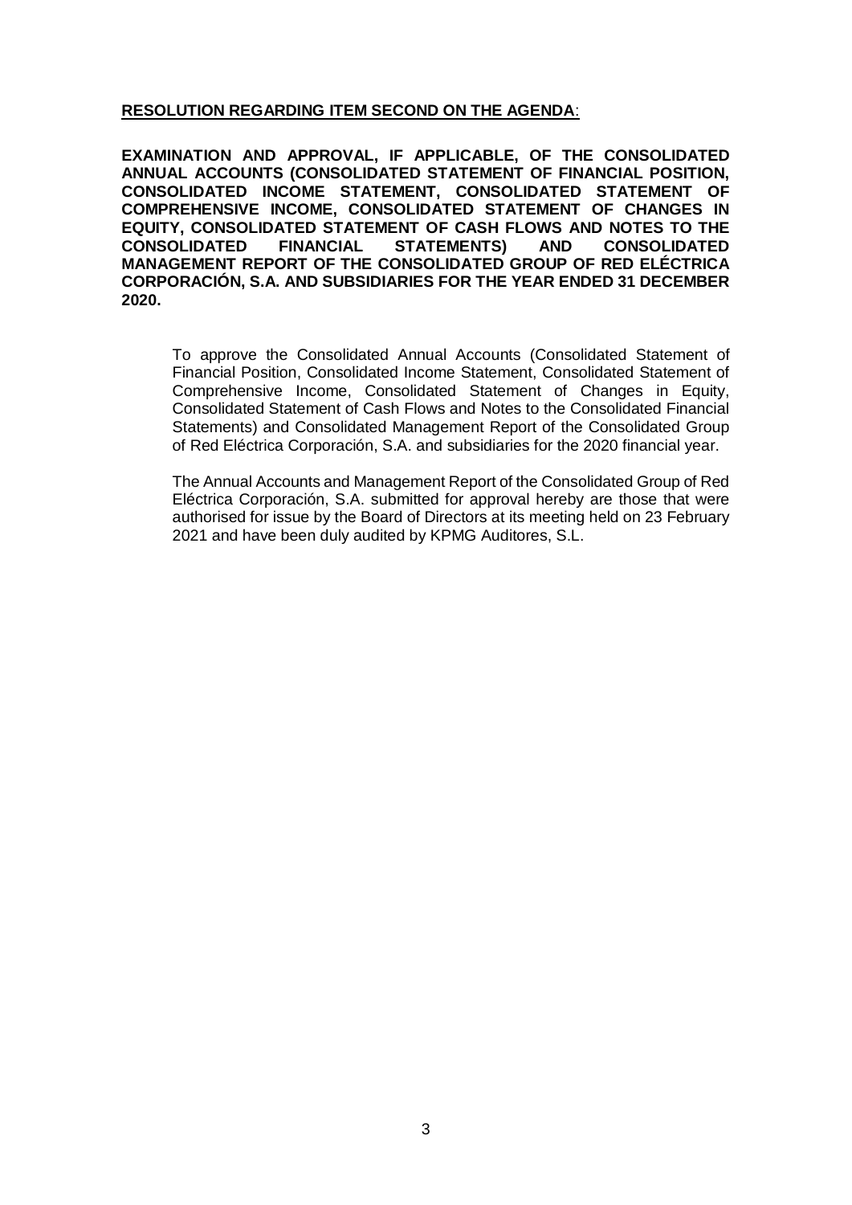**<u>RESOLUTION REGARDING ITEM SECOND ON THE AGENDA</u>:**

**EXAMINATION AND APPROVAL, IF APPLICABLE, OF THE CONSOLIDATED ANNUAL ACCOUNTS (CONSOLIDATED STATEMENT OF FINANCIAL POSITION, CONSOLIDATED INCOME STATEMENT, CONSOLIDATED STATEMENT OF COMPREHENSIVE INCOME, CONSOLIDATED STATEMENT OF CHANGES IN EQUITY, CONSOLIDATED STATEMENT OF CASH FLOWS AND NOTES TO THE CONSOLIDATED FINANCIAL STATEMENTS) AND CONSOLIDATED MANAGEMENT REPORT OF THE CONSOLIDATED GROUP OF RED ELÉCTRICA CORPORACIÓN, S.A. AND SUBSIDIARIES FOR THE YEAR ENDED 31 DECEMBER 2020.**

To approve the Consolidated Annual Accounts (Consolidated Statement of Financial Position, Consolidated Income Statement, Consolidated Statement of Comprehensive Income, Consolidated Statement of Changes in Equity, Consolidated Statement of Cash Flows and Notes to the Consolidated Financial Statements) and Consolidated Management Report of the Consolidated Group of Red Eléctrica Corporación, S.A. and subsidiaries for the 2020 financial year.

The Annual Accounts and Management Report of the Consolidated Group of Red Eléctrica Corporación, S.A. submitted for approval hereby are those that were authorised for issue by the Board of Directors at its meeting held on 23 February 2021 and have been duly audited by KPMG Auditores, S.L.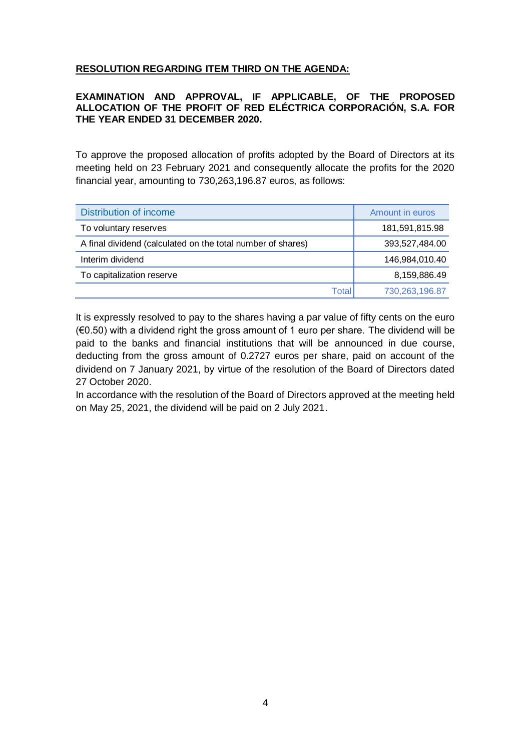**RESOLUTION REGARDING ITEM THIRD ON THE AGENDA:**

**EXAMINATION AND APPROVAL, IF APPLICABLE, OF THE PROPOSED ALLOCATION OF THE PROFIT OF RED ELÉCTRICA CORPORACIÓN, S.A. FOR THE YEAR ENDED 31 DECEMBER 2020.**

To approve the proposed allocation of profits adopted by the Board of Directors at its meeting held on 23 February 2021 and consequently allocate the profits for the 2020 financial year, amounting to 730,263,196.87 euros, as follows:

| Distribution of income | Amount in euros |
|---|---|
| To voluntary reserves | 181,591,815.98 |
| A final dividend (calculated on the total number of shares) | 393,527,484.00 |
| Interim dividend | 146,984,010.40 |
| To capitalization reserve | 8,159,886.49 |
| Total | 730,263,196.87 |

It is expressly resolved to pay to the shares having a par value of fifty cents on the euro (€0.50) with a dividend right the gross amount of 1 euro per share. The dividend will be paid to the banks and financial institutions that will be announced in due course, deducting from the gross amount of 0.2727 euros per share, paid on account of the dividend on 7 January 2021, by virtue of the resolution of the Board of Directors dated 27 October 2020.

In accordance with the resolution of the Board of Directors approved at the meeting held on May 25, 2021, the dividend will be paid on 2 July 2021.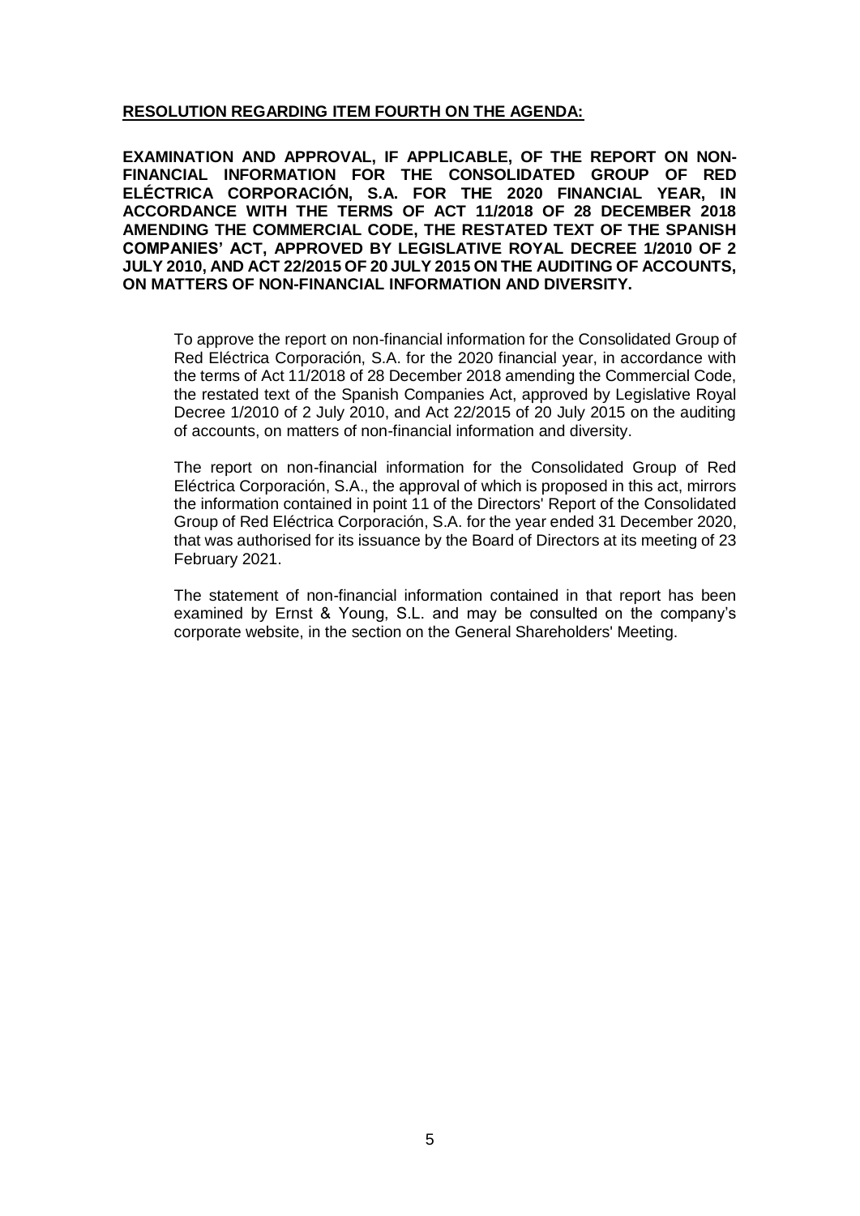**<u>RESOLUTION REGARDING ITEM FOURTH ON THE AGENDA:</u>**

**EXAMINATION AND APPROVAL, IF APPLICABLE, OF THE REPORT ON NON-FINANCIAL INFORMATION FOR THE CONSOLIDATED GROUP OF RED ELÉCTRICA CORPORACIÓN, S.A. FOR THE 2020 FINANCIAL YEAR, IN ACCORDANCE WITH THE TERMS OF ACT 11/2018 OF 28 DECEMBER 2018 AMENDING THE COMMERCIAL CODE, THE RESTATED TEXT OF THE SPANISH COMPANIES' ACT, APPROVED BY LEGISLATIVE ROYAL DECREE 1/2010 OF 2 JULY 2010, AND ACT 22/2015 OF 20 JULY 2015 ON THE AUDITING OF ACCOUNTS, ON MATTERS OF NON-FINANCIAL INFORMATION AND DIVERSITY.**

To approve the report on non-financial information for the Consolidated Group of Red Eléctrica Corporación, S.A. for the 2020 financial year, in accordance with the terms of Act 11/2018 of 28 December 2018 amending the Commercial Code, the restated text of the Spanish Companies Act, approved by Legislative Royal Decree 1/2010 of 2 July 2010, and Act 22/2015 of 20 July 2015 on the auditing of accounts, on matters of non-financial information and diversity.

The report on non-financial information for the Consolidated Group of Red Eléctrica Corporación, S.A., the approval of which is proposed in this act, mirrors the information contained in point 11 of the Directors' Report of the Consolidated Group of Red Eléctrica Corporación, S.A. for the year ended 31 December 2020, that was authorised for its issuance by the Board of Directors at its meeting of 23 February 2021.

The statement of non-financial information contained in that report has been examined by Ernst & Young, S.L. and may be consulted on the company's corporate website, in the section on the General Shareholders' Meeting.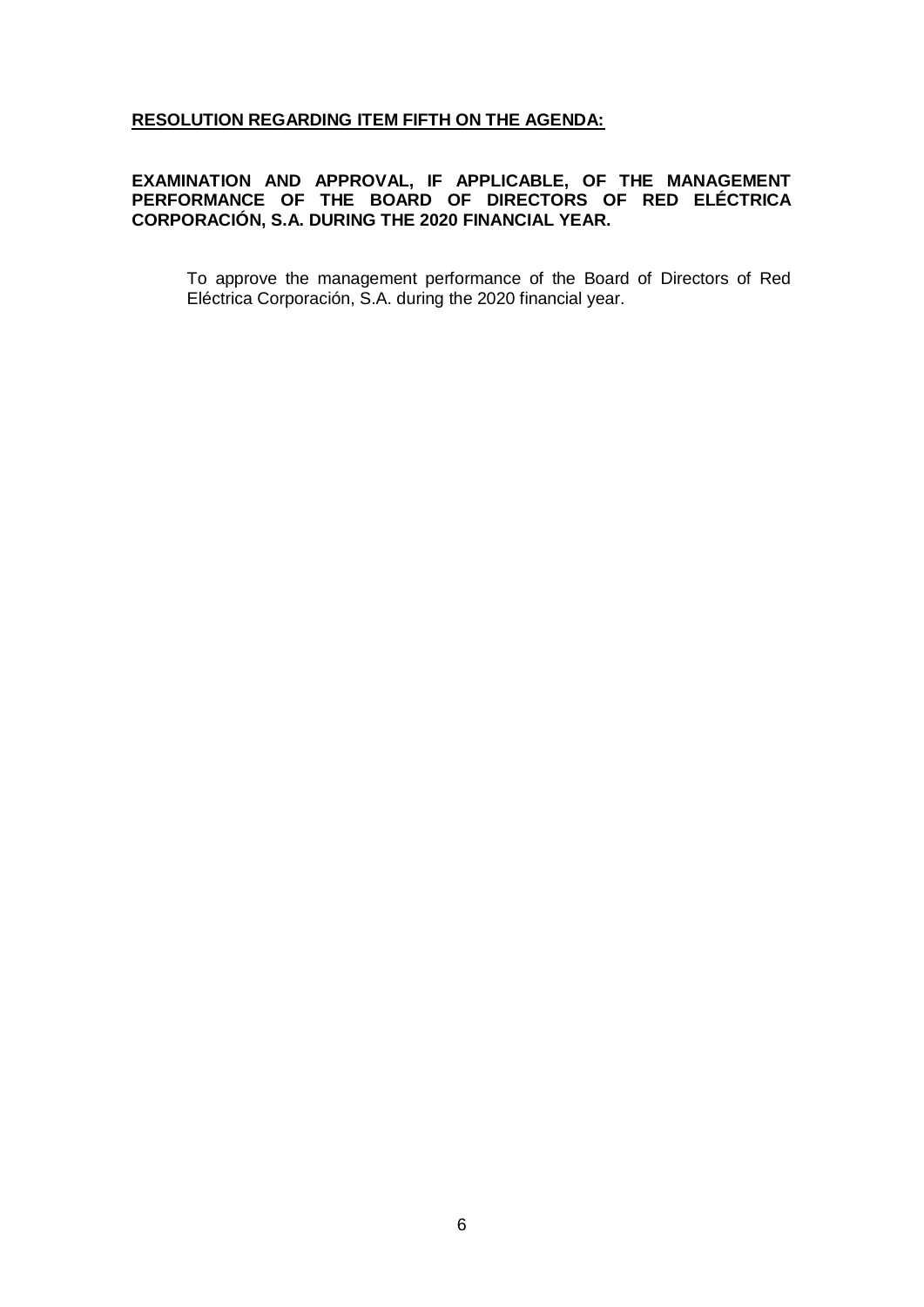**RESOLUTION REGARDING ITEM FIFTH ON THE AGENDA:**

**EXAMINATION AND APPROVAL, IF APPLICABLE, OF THE MANAGEMENT PERFORMANCE OF THE BOARD OF DIRECTORS OF RED ELÉCTRICA CORPORACIÓN, S.A. DURING THE 2020 FINANCIAL YEAR.**

To approve the management performance of the Board of Directors of Red Eléctrica Corporación, S.A. during the 2020 financial year.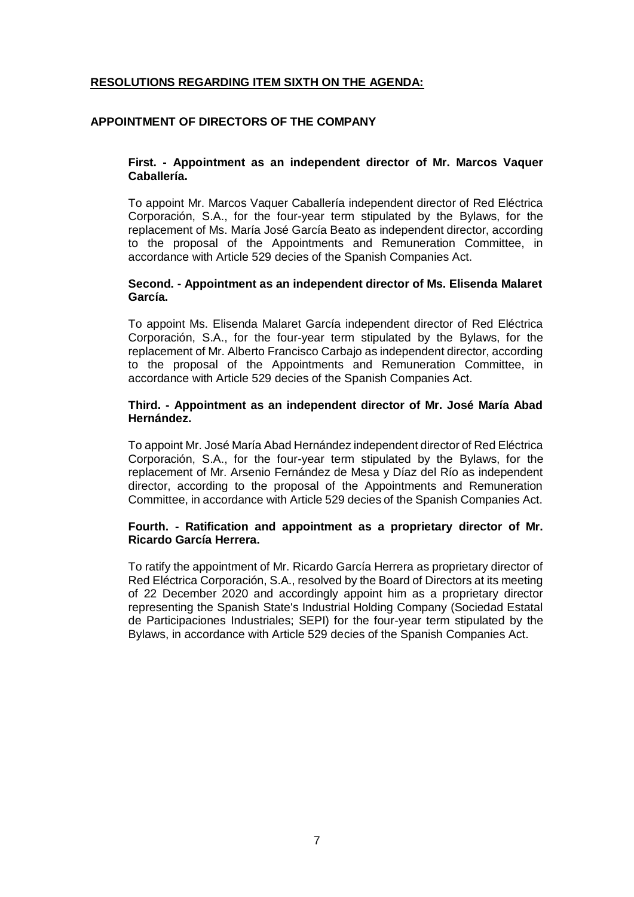## RESOLUTIONS REGARDING ITEM SIXTH ON THE AGENDA:

### APPOINTMENT OF DIRECTORS OF THE COMPANY

**First. - Appointment as an independent director of Mr. Marcos Vaquer Caballería.**

To appoint Mr. Marcos Vaquer Caballería independent director of Red Eléctrica Corporación, S.A., for the four-year term stipulated by the Bylaws, for the replacement of Ms. María José García Beato as independent director, according to the proposal of the Appointments and Remuneration Committee, in accordance with Article 529 decies of the Spanish Companies Act.

**Second. - Appointment as an independent director of Ms. Elisenda Malaret García.**

To appoint Ms. Elisenda Malaret García independent director of Red Eléctrica Corporación, S.A., for the four-year term stipulated by the Bylaws, for the replacement of Mr. Alberto Francisco Carbajo as independent director, according to the proposal of the Appointments and Remuneration Committee, in accordance with Article 529 decies of the Spanish Companies Act.

**Third. - Appointment as an independent director of Mr. José María Abad Hernández.**

To appoint Mr. José María Abad Hernández independent director of Red Eléctrica Corporación, S.A., for the four-year term stipulated by the Bylaws, for the replacement of Mr. Arsenio Fernández de Mesa y Díaz del Río as independent director, according to the proposal of the Appointments and Remuneration Committee, in accordance with Article 529 decies of the Spanish Companies Act.

**Fourth. - Ratification and appointment as a proprietary director of Mr. Ricardo García Herrera.**

To ratify the appointment of Mr. Ricardo García Herrera as proprietary director of Red Eléctrica Corporación, S.A., resolved by the Board of Directors at its meeting of 22 December 2020 and accordingly appoint him as a proprietary director representing the Spanish State's Industrial Holding Company (Sociedad Estatal de Participaciones Industriales; SEPI) for the four-year term stipulated by the Bylaws, in accordance with Article 529 decies of the Spanish Companies Act.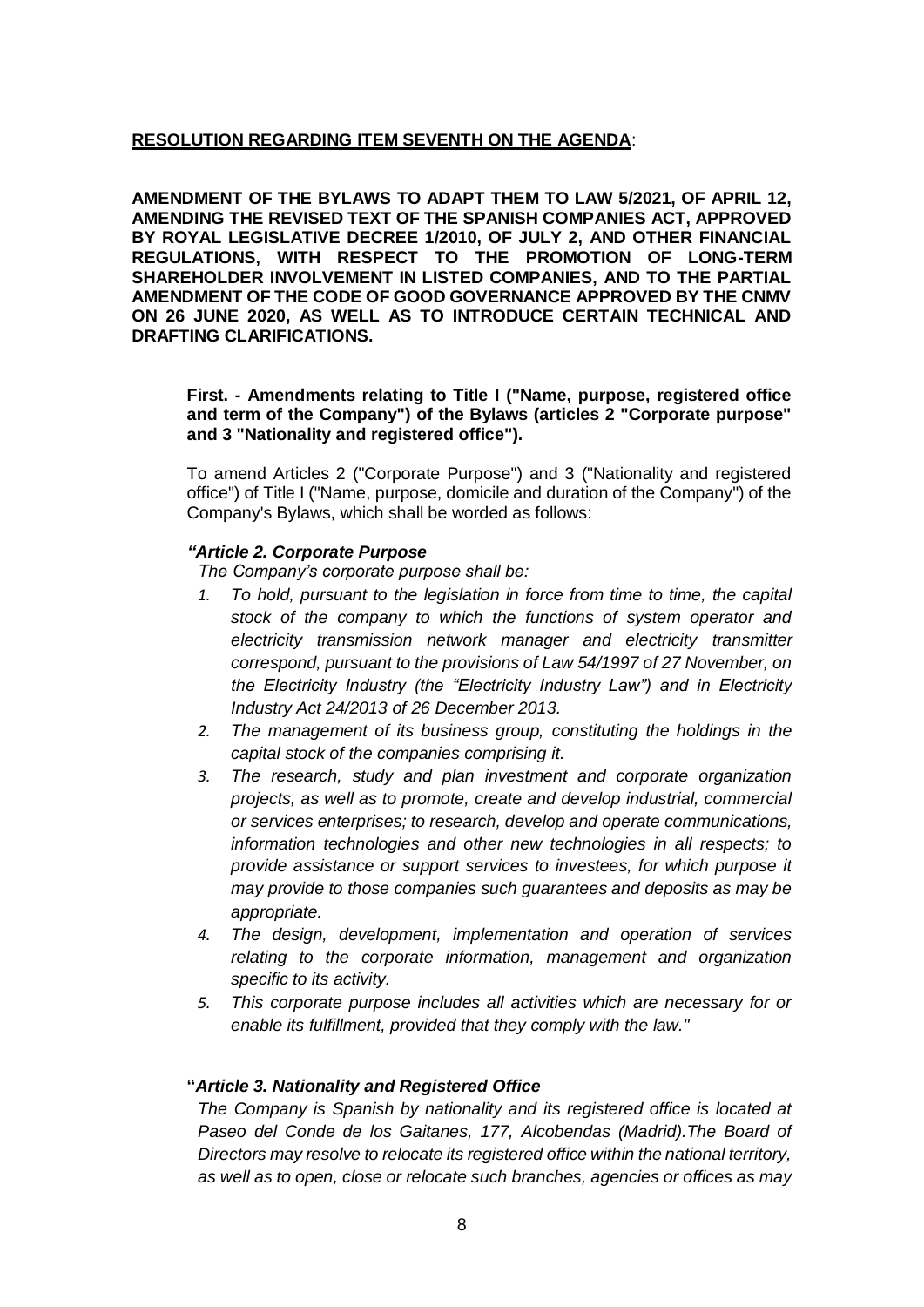**<u>RESOLUTION REGARDING ITEM SEVENTH ON THE AGENDA</u>**:

**AMENDMENT OF THE BYLAWS TO ADAPT THEM TO LAW 5/2021, OF APRIL 12, AMENDING THE REVISED TEXT OF THE SPANISH COMPANIES ACT, APPROVED BY ROYAL LEGISLATIVE DECREE 1/2010, OF JULY 2, AND OTHER FINANCIAL REGULATIONS, WITH RESPECT TO THE PROMOTION OF LONG-TERM SHAREHOLDER INVOLVEMENT IN LISTED COMPANIES, AND TO THE PARTIAL AMENDMENT OF THE CODE OF GOOD GOVERNANCE APPROVED BY THE CNMV ON 26 JUNE 2020, AS WELL AS TO INTRODUCE CERTAIN TECHNICAL AND DRAFTING CLARIFICATIONS.**

**First. - Amendments relating to Title I ("Name, purpose, registered office and term of the Company") of the Bylaws (articles 2 "Corporate purpose" and 3 "Nationality and registered office").**

To amend Articles 2 ("Corporate Purpose") and 3 ("Nationality and registered office") of Title I ("Name, purpose, domicile and duration of the Company") of the Company's Bylaws, which shall be worded as follows:

***"Article 2. Corporate Purpose***

*The Company's corporate purpose shall be:*

1. *To hold, pursuant to the legislation in force from time to time, the capital stock of the company to which the functions of system operator and electricity transmission network manager and electricity transmitter correspond, pursuant to the provisions of Law 54/1997 of 27 November, on the Electricity Industry (the "Electricity Industry Law") and in Electricity Industry Act 24/2013 of 26 December 2013.*
2. *The management of its business group, constituting the holdings in the capital stock of the companies comprising it.*
3. *The research, study and plan investment and corporate organization projects, as well as to promote, create and develop industrial, commercial or services enterprises; to research, develop and operate communications, information technologies and other new technologies in all respects; to provide assistance or support services to investees, for which purpose it may provide to those companies such guarantees and deposits as may be appropriate.*
4. *The design, development, implementation and operation of services relating to the corporate information, management and organization specific to its activity.*
5. *This corporate purpose includes all activities which are necessary for or enable its fulfillment, provided that they comply with the law."*

**"*Article 3. Nationality and Registered Office***

*The Company is Spanish by nationality and its registered office is located at Paseo del Conde de los Gaitanes, 177, Alcobendas (Madrid).The Board of Directors may resolve to relocate its registered office within the national territory, as well as to open, close or relocate such branches, agencies or offices as may*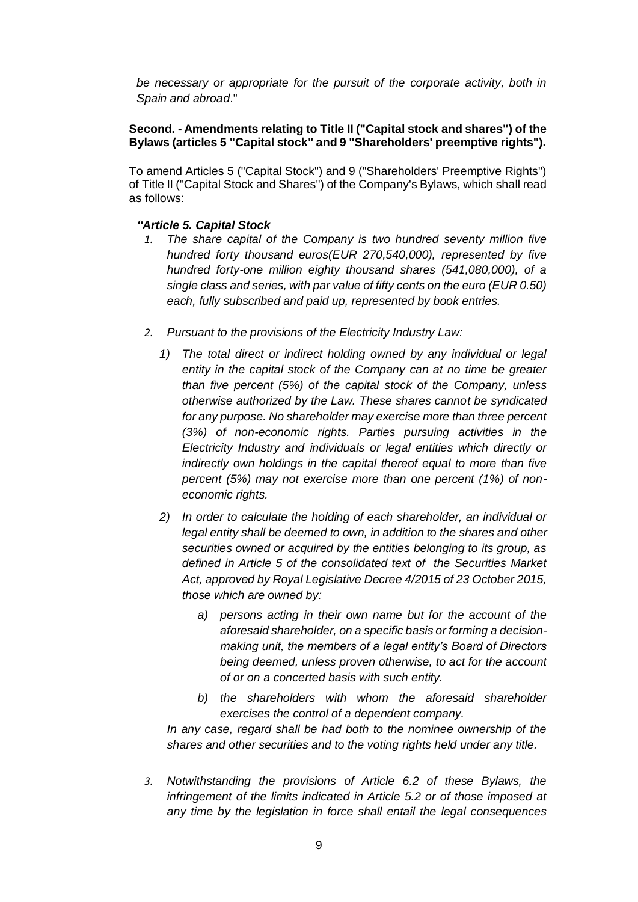*be necessary or appropriate for the pursuit of the corporate activity, both in Spain and abroad*."

**Second. - Amendments relating to Title II ("Capital stock and shares") of the Bylaws (articles 5 "Capital stock" and 9 "Shareholders' preemptive rights").**

To amend Articles 5 ("Capital Stock") and 9 ("Shareholders' Preemptive Rights") of Title II ("Capital Stock and Shares") of the Company's Bylaws, which shall read as follows:

***"Article 5. Capital Stock***

1. *The share capital of the Company is two hundred seventy million five hundred forty thousand euros(EUR 270,540,000), represented by five hundred forty-one million eighty thousand shares (541,080,000), of a single class and series, with par value of fifty cents on the euro (EUR 0.50) each, fully subscribed and paid up, represented by book entries.*

2. *Pursuant to the provisions of the Electricity Industry Law:*

   1) *The total direct or indirect holding owned by any individual or legal entity in the capital stock of the Company can at no time be greater than five percent (5%) of the capital stock of the Company, unless otherwise authorized by the Law. These shares cannot be syndicated for any purpose. No shareholder may exercise more than three percent (3%) of non-economic rights. Parties pursuing activities in the Electricity Industry and individuals or legal entities which directly or indirectly own holdings in the capital thereof equal to more than five percent (5%) may not exercise more than one percent (1%) of non-economic rights.*

   2) *In order to calculate the holding of each shareholder, an individual or legal entity shall be deemed to own, in addition to the shares and other securities owned or acquired by the entities belonging to its group, as defined in Article 5 of the consolidated text of the Securities Market Act, approved by Royal Legislative Decree 4/2015 of 23 October 2015, those which are owned by:*

      a) *persons acting in their own name but for the account of the aforesaid shareholder, on a specific basis or forming a decision-making unit, the members of a legal entity's Board of Directors being deemed, unless proven otherwise, to act for the account of or on a concerted basis with such entity.*

      b) *the shareholders with whom the aforesaid shareholder exercises the control of a dependent company.*

   *In any case, regard shall be had both to the nominee ownership of the shares and other securities and to the voting rights held under any title.*

3. *Notwithstanding the provisions of Article 6.2 of these Bylaws, the infringement of the limits indicated in Article 5.2 or of those imposed at any time by the legislation in force shall entail the legal consequences*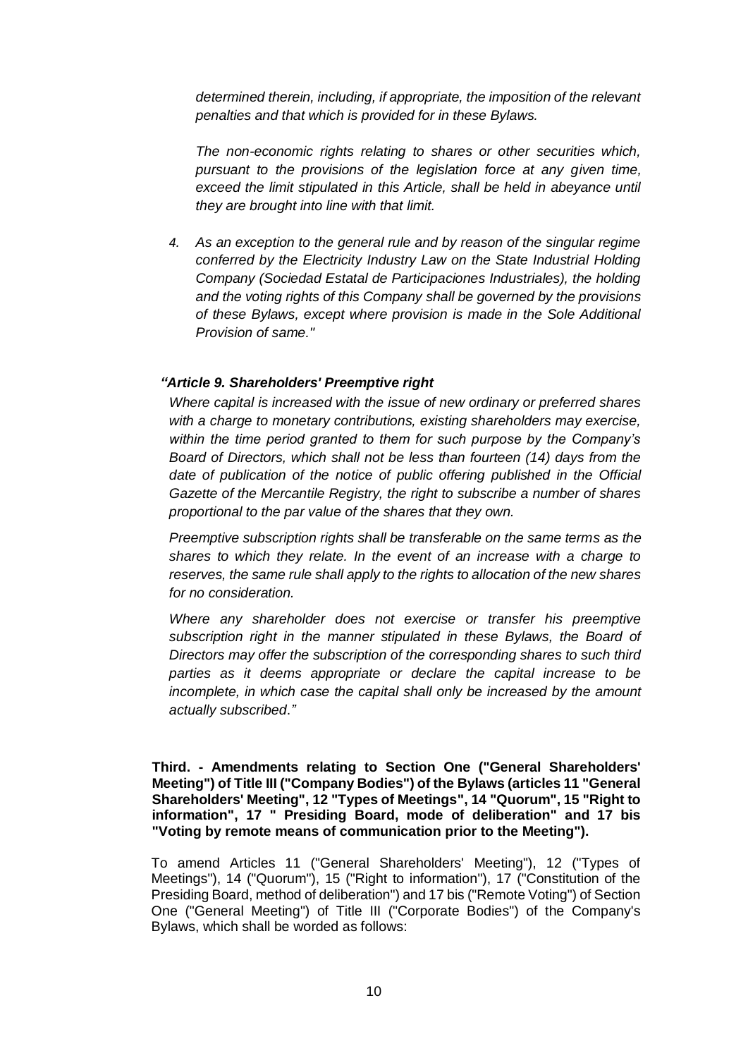*determined therein, including, if appropriate, the imposition of the relevant penalties and that which is provided for in these Bylaws.*

*The non-economic rights relating to shares or other securities which, pursuant to the provisions of the legislation force at any given time, exceed the limit stipulated in this Article, shall be held in abeyance until they are brought into line with that limit.*

4. *As an exception to the general rule and by reason of the singular regime conferred by the Electricity Industry Law on the State Industrial Holding Company (Sociedad Estatal de Participaciones Industriales), the holding and the voting rights of this Company shall be governed by the provisions of these Bylaws, except where provision is made in the Sole Additional Provision of same."*

***"Article 9. Shareholders' Preemptive right***

*Where capital is increased with the issue of new ordinary or preferred shares with a charge to monetary contributions, existing shareholders may exercise, within the time period granted to them for such purpose by the Company's Board of Directors, which shall not be less than fourteen (14) days from the date of publication of the notice of public offering published in the Official Gazette of the Mercantile Registry, the right to subscribe a number of shares proportional to the par value of the shares that they own.*

*Preemptive subscription rights shall be transferable on the same terms as the shares to which they relate. In the event of an increase with a charge to reserves, the same rule shall apply to the rights to allocation of the new shares for no consideration.*

*Where any shareholder does not exercise or transfer his preemptive subscription right in the manner stipulated in these Bylaws, the Board of Directors may offer the subscription of the corresponding shares to such third parties as it deems appropriate or declare the capital increase to be incomplete, in which case the capital shall only be increased by the amount actually subscribed."*

**Third. - Amendments relating to Section One ("General Shareholders' Meeting") of Title III ("Company Bodies") of the Bylaws (articles 11 "General Shareholders' Meeting", 12 "Types of Meetings", 14 "Quorum", 15 "Right to information", 17 " Presiding Board, mode of deliberation" and 17 bis "Voting by remote means of communication prior to the Meeting").**

To amend Articles 11 ("General Shareholders' Meeting"), 12 ("Types of Meetings"), 14 ("Quorum"), 15 ("Right to information"), 17 ("Constitution of the Presiding Board, method of deliberation") and 17 bis ("Remote Voting") of Section One ("General Meeting") of Title III ("Corporate Bodies") of the Company's Bylaws, which shall be worded as follows: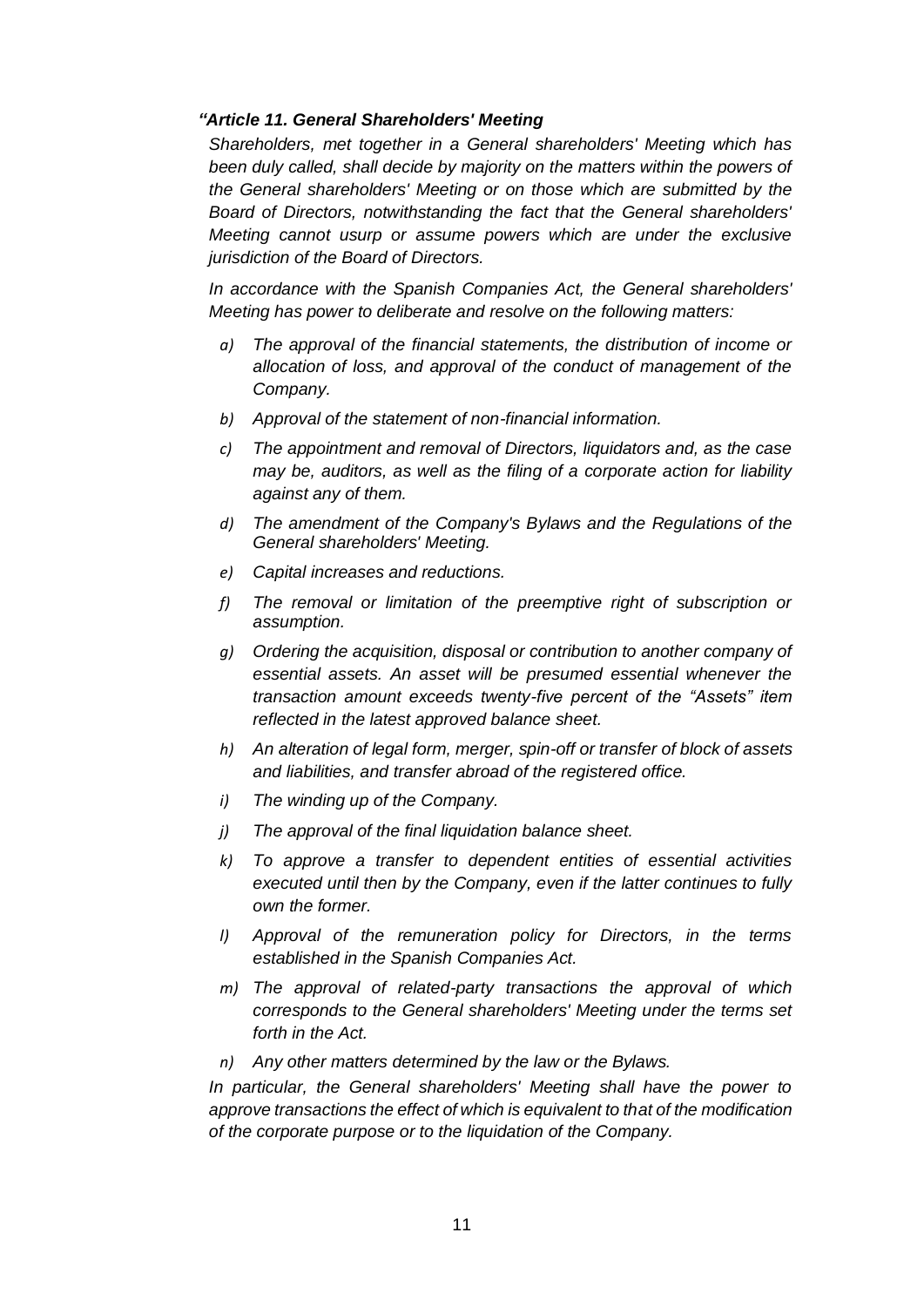***"Article 11. General Shareholders' Meeting***

*Shareholders, met together in a General shareholders' Meeting which has been duly called, shall decide by majority on the matters within the powers of the General shareholders' Meeting or on those which are submitted by the Board of Directors, notwithstanding the fact that the General shareholders' Meeting cannot usurp or assume powers which are under the exclusive jurisdiction of the Board of Directors.*

*In accordance with the Spanish Companies Act, the General shareholders' Meeting has power to deliberate and resolve on the following matters:*

- *a) The approval of the financial statements, the distribution of income or allocation of loss, and approval of the conduct of management of the Company.*
- *b) Approval of the statement of non-financial information.*
- *c) The appointment and removal of Directors, liquidators and, as the case may be, auditors, as well as the filing of a corporate action for liability against any of them.*
- *d) The amendment of the Company's Bylaws and the Regulations of the General shareholders' Meeting.*
- *e) Capital increases and reductions.*
- *f) The removal or limitation of the preemptive right of subscription or assumption.*
- *g) Ordering the acquisition, disposal or contribution to another company of essential assets. An asset will be presumed essential whenever the transaction amount exceeds twenty-five percent of the "Assets" item reflected in the latest approved balance sheet.*
- *h) An alteration of legal form, merger, spin-off or transfer of block of assets and liabilities, and transfer abroad of the registered office.*
- *i) The winding up of the Company.*
- *j) The approval of the final liquidation balance sheet.*
- *k) To approve a transfer to dependent entities of essential activities executed until then by the Company, even if the latter continues to fully own the former.*
- *l) Approval of the remuneration policy for Directors, in the terms established in the Spanish Companies Act.*
- *m) The approval of related-party transactions the approval of which corresponds to the General shareholders' Meeting under the terms set forth in the Act.*
- *n) Any other matters determined by the law or the Bylaws.*

*In particular, the General shareholders' Meeting shall have the power to approve transactions the effect of which is equivalent to that of the modification of the corporate purpose or to the liquidation of the Company.*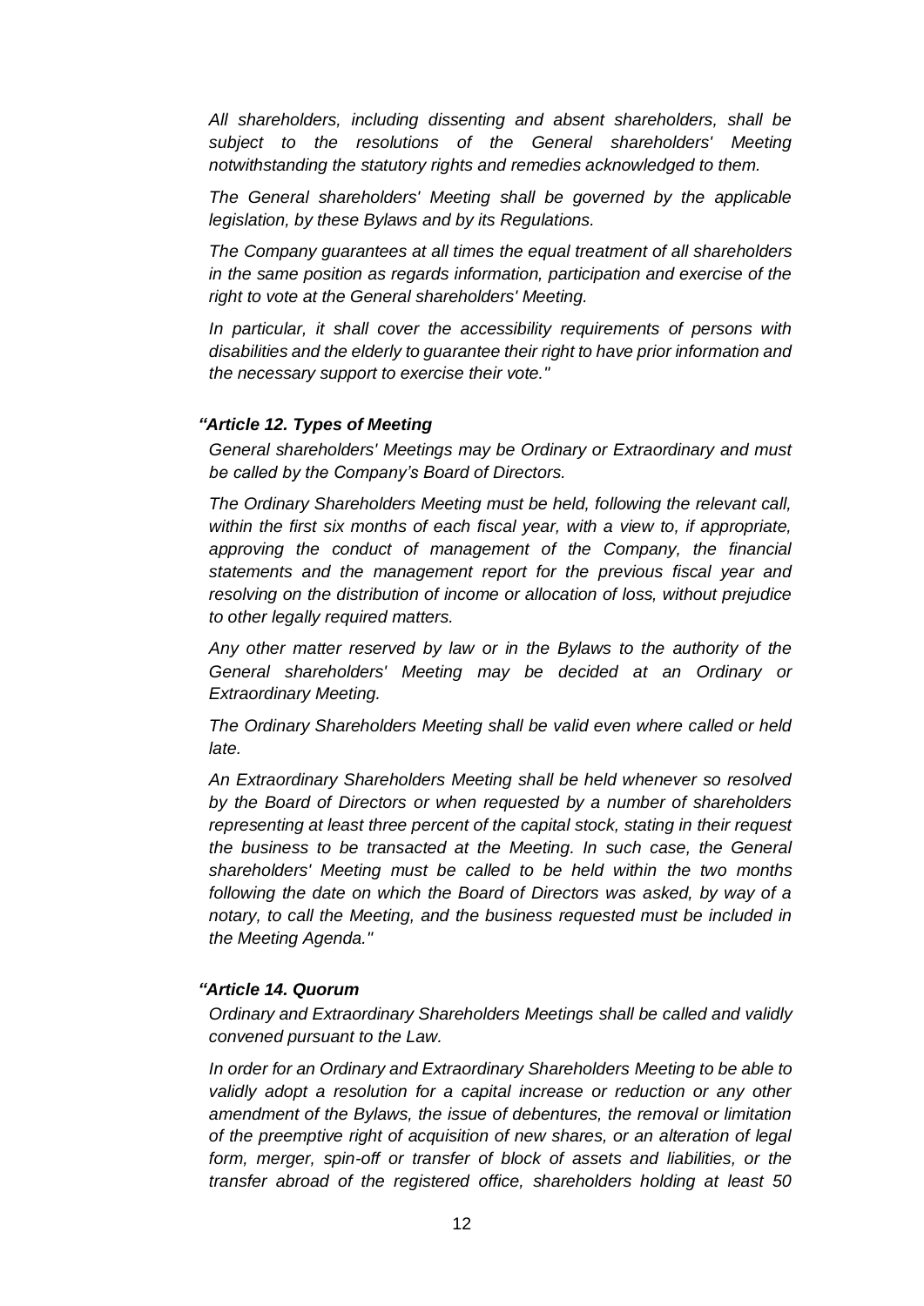*All shareholders, including dissenting and absent shareholders, shall be subject to the resolutions of the General shareholders' Meeting notwithstanding the statutory rights and remedies acknowledged to them.*

*The General shareholders' Meeting shall be governed by the applicable legislation, by these Bylaws and by its Regulations.*

*The Company guarantees at all times the equal treatment of all shareholders in the same position as regards information, participation and exercise of the right to vote at the General shareholders' Meeting.*

*In particular, it shall cover the accessibility requirements of persons with disabilities and the elderly to guarantee their right to have prior information and the necessary support to exercise their vote."*

***"Article 12. Types of Meeting***

*General shareholders' Meetings may be Ordinary or Extraordinary and must be called by the Company's Board of Directors.*

*The Ordinary Shareholders Meeting must be held, following the relevant call, within the first six months of each fiscal year, with a view to, if appropriate, approving the conduct of management of the Company, the financial statements and the management report for the previous fiscal year and resolving on the distribution of income or allocation of loss, without prejudice to other legally required matters.*

*Any other matter reserved by law or in the Bylaws to the authority of the General shareholders' Meeting may be decided at an Ordinary or Extraordinary Meeting.*

*The Ordinary Shareholders Meeting shall be valid even where called or held late.*

*An Extraordinary Shareholders Meeting shall be held whenever so resolved by the Board of Directors or when requested by a number of shareholders representing at least three percent of the capital stock, stating in their request the business to be transacted at the Meeting. In such case, the General shareholders' Meeting must be called to be held within the two months following the date on which the Board of Directors was asked, by way of a notary, to call the Meeting, and the business requested must be included in the Meeting Agenda."*

***"Article 14. Quorum***

*Ordinary and Extraordinary Shareholders Meetings shall be called and validly convened pursuant to the Law.*

*In order for an Ordinary and Extraordinary Shareholders Meeting to be able to validly adopt a resolution for a capital increase or reduction or any other amendment of the Bylaws, the issue of debentures, the removal or limitation of the preemptive right of acquisition of new shares, or an alteration of legal form, merger, spin-off or transfer of block of assets and liabilities, or the transfer abroad of the registered office, shareholders holding at least 50*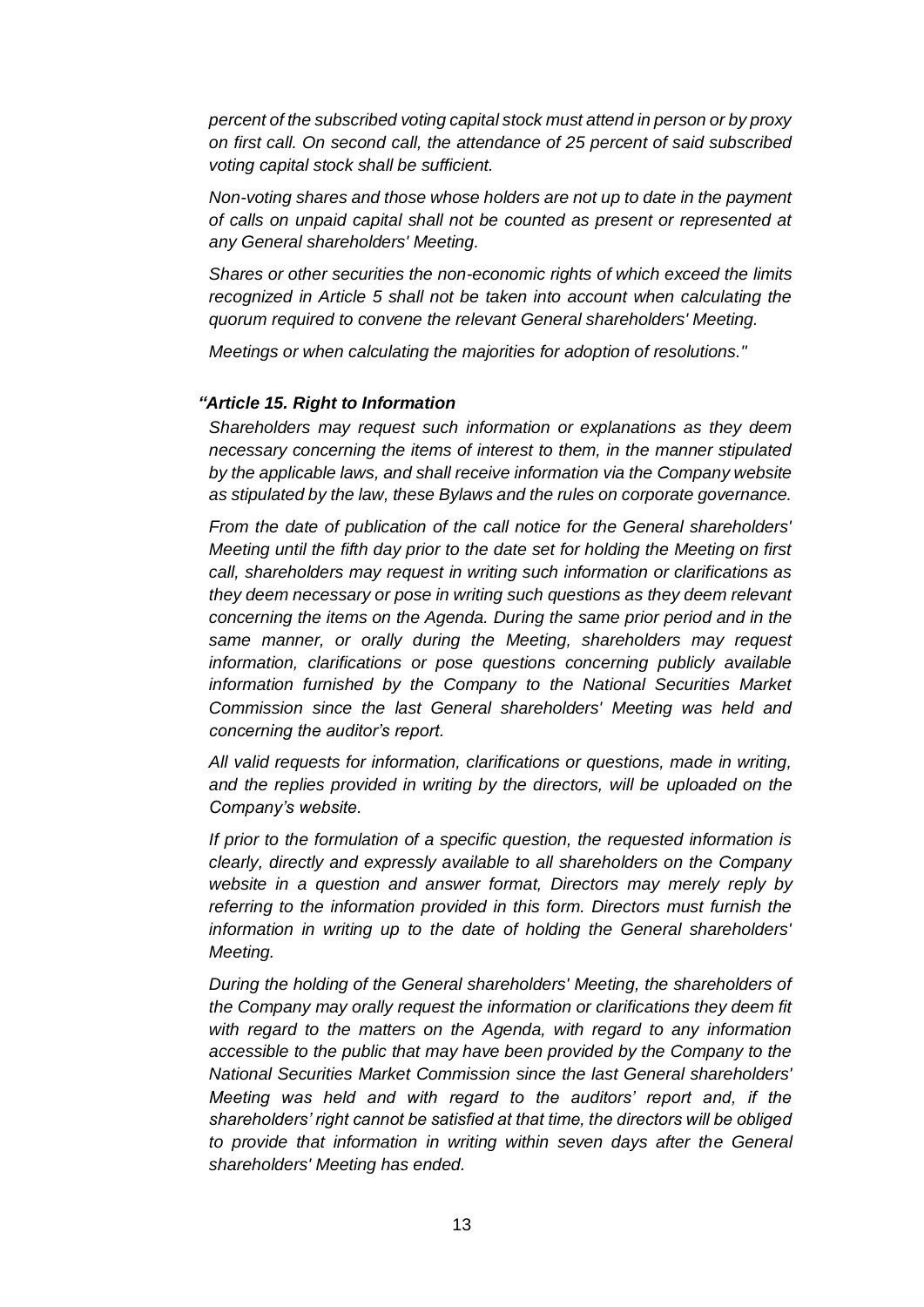*percent of the subscribed voting capital stock must attend in person or by proxy on first call. On second call, the attendance of 25 percent of said subscribed voting capital stock shall be sufficient.*

*Non-voting shares and those whose holders are not up to date in the payment of calls on unpaid capital shall not be counted as present or represented at any General shareholders' Meeting.*

*Shares or other securities the non-economic rights of which exceed the limits recognized in Article 5 shall not be taken into account when calculating the quorum required to convene the relevant General shareholders' Meeting.*

*Meetings or when calculating the majorities for adoption of resolutions."*

***"Article 15. Right to Information***

*Shareholders may request such information or explanations as they deem necessary concerning the items of interest to them, in the manner stipulated by the applicable laws, and shall receive information via the Company website as stipulated by the law, these Bylaws and the rules on corporate governance.*

*From the date of publication of the call notice for the General shareholders' Meeting until the fifth day prior to the date set for holding the Meeting on first call, shareholders may request in writing such information or clarifications as they deem necessary or pose in writing such questions as they deem relevant concerning the items on the Agenda. During the same prior period and in the same manner, or orally during the Meeting, shareholders may request information, clarifications or pose questions concerning publicly available information furnished by the Company to the National Securities Market Commission since the last General shareholders' Meeting was held and concerning the auditor's report.*

*All valid requests for information, clarifications or questions, made in writing, and the replies provided in writing by the directors, will be uploaded on the Company's website.*

*If prior to the formulation of a specific question, the requested information is clearly, directly and expressly available to all shareholders on the Company website in a question and answer format, Directors may merely reply by referring to the information provided in this form. Directors must furnish the information in writing up to the date of holding the General shareholders' Meeting.*

*During the holding of the General shareholders' Meeting, the shareholders of the Company may orally request the information or clarifications they deem fit with regard to the matters on the Agenda, with regard to any information accessible to the public that may have been provided by the Company to the National Securities Market Commission since the last General shareholders' Meeting was held and with regard to the auditors' report and, if the shareholders' right cannot be satisfied at that time, the directors will be obliged to provide that information in writing within seven days after the General shareholders' Meeting has ended.*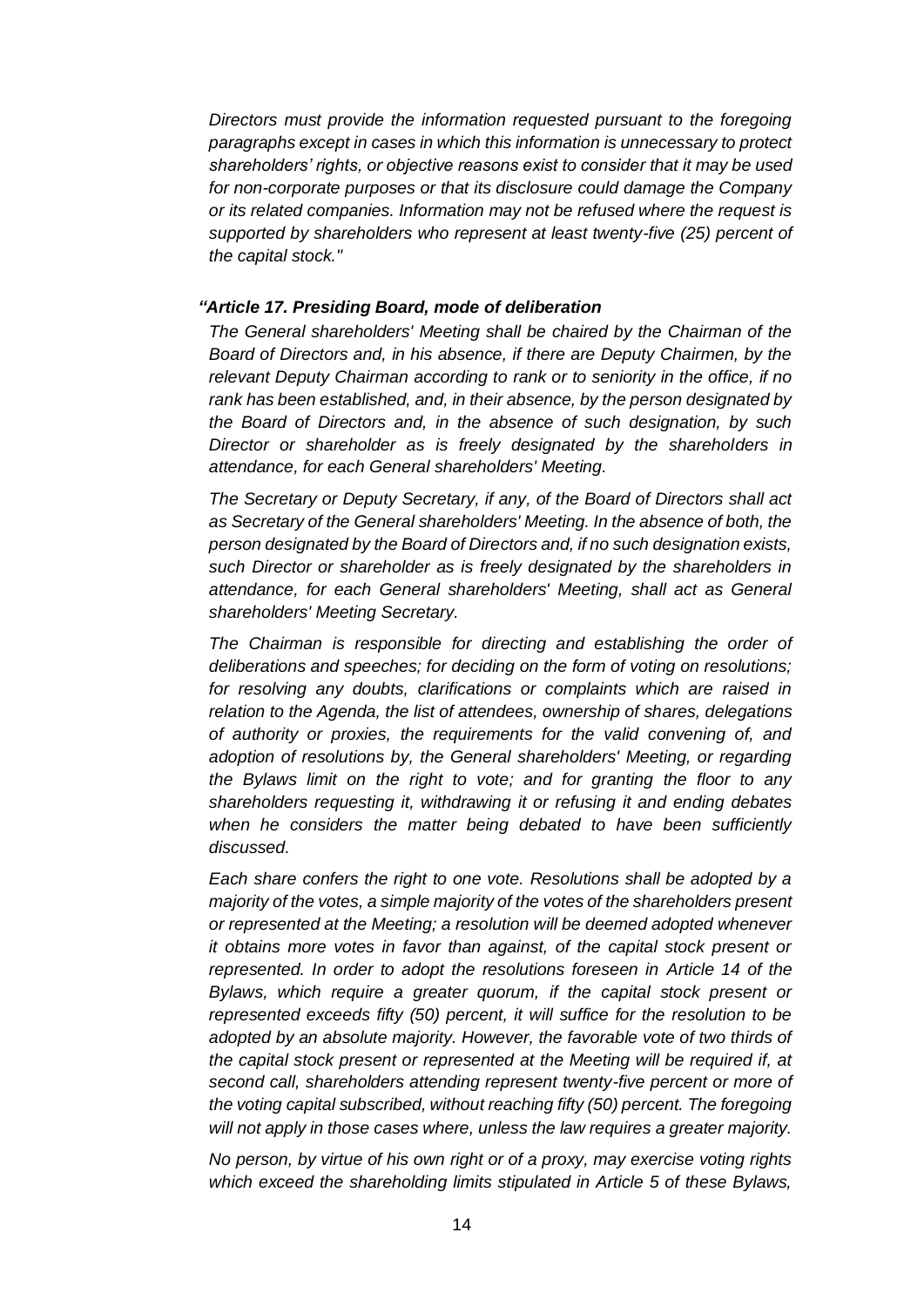*Directors must provide the information requested pursuant to the foregoing paragraphs except in cases in which this information is unnecessary to protect shareholders' rights, or objective reasons exist to consider that it may be used for non-corporate purposes or that its disclosure could damage the Company or its related companies. Information may not be refused where the request is supported by shareholders who represent at least twenty-five (25) percent of the capital stock."*

***"Article 17. Presiding Board, mode of deliberation***

*The General shareholders' Meeting shall be chaired by the Chairman of the Board of Directors and, in his absence, if there are Deputy Chairmen, by the relevant Deputy Chairman according to rank or to seniority in the office, if no rank has been established, and, in their absence, by the person designated by the Board of Directors and, in the absence of such designation, by such Director or shareholder as is freely designated by the shareholders in attendance, for each General shareholders' Meeting.*

*The Secretary or Deputy Secretary, if any, of the Board of Directors shall act as Secretary of the General shareholders' Meeting. In the absence of both, the person designated by the Board of Directors and, if no such designation exists, such Director or shareholder as is freely designated by the shareholders in attendance, for each General shareholders' Meeting, shall act as General shareholders' Meeting Secretary.*

*The Chairman is responsible for directing and establishing the order of deliberations and speeches; for deciding on the form of voting on resolutions; for resolving any doubts, clarifications or complaints which are raised in relation to the Agenda, the list of attendees, ownership of shares, delegations of authority or proxies, the requirements for the valid convening of, and adoption of resolutions by, the General shareholders' Meeting, or regarding the Bylaws limit on the right to vote; and for granting the floor to any shareholders requesting it, withdrawing it or refusing it and ending debates when he considers the matter being debated to have been sufficiently discussed.*

*Each share confers the right to one vote. Resolutions shall be adopted by a majority of the votes, a simple majority of the votes of the shareholders present or represented at the Meeting; a resolution will be deemed adopted whenever it obtains more votes in favor than against, of the capital stock present or represented. In order to adopt the resolutions foreseen in Article 14 of the Bylaws, which require a greater quorum, if the capital stock present or represented exceeds fifty (50) percent, it will suffice for the resolution to be adopted by an absolute majority. However, the favorable vote of two thirds of the capital stock present or represented at the Meeting will be required if, at second call, shareholders attending represent twenty-five percent or more of the voting capital subscribed, without reaching fifty (50) percent. The foregoing will not apply in those cases where, unless the law requires a greater majority.*

*No person, by virtue of his own right or of a proxy, may exercise voting rights which exceed the shareholding limits stipulated in Article 5 of these Bylaws,*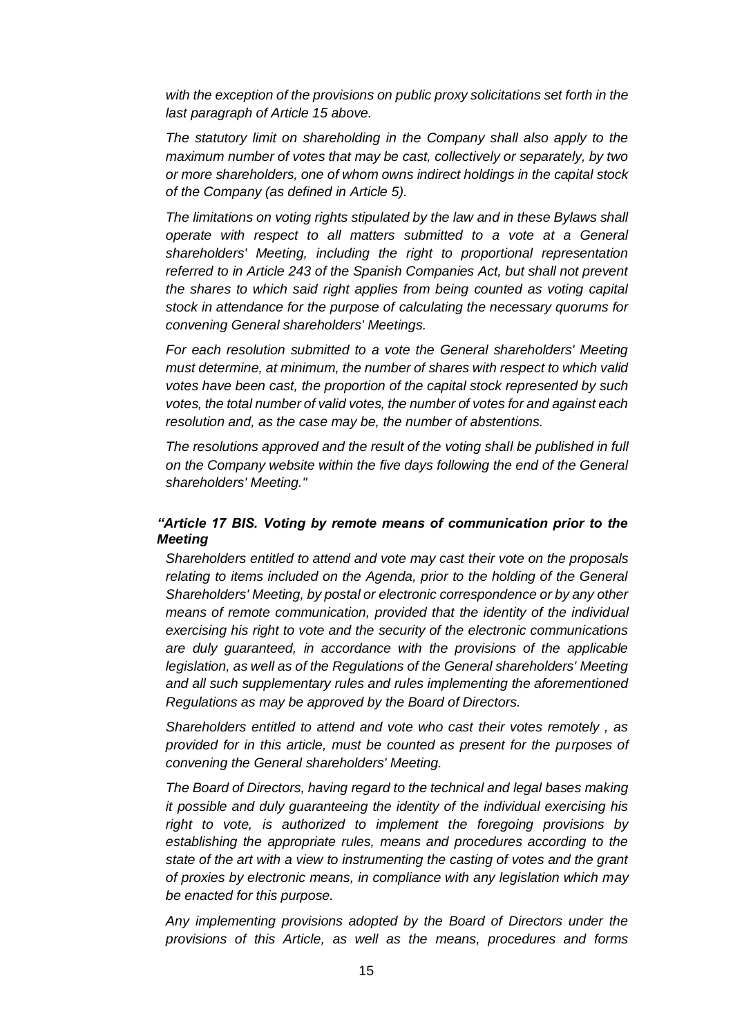*with the exception of the provisions on public proxy solicitations set forth in the last paragraph of Article 15 above.*

*The statutory limit on shareholding in the Company shall also apply to the maximum number of votes that may be cast, collectively or separately, by two or more shareholders, one of whom owns indirect holdings in the capital stock of the Company (as defined in Article 5).*

*The limitations on voting rights stipulated by the law and in these Bylaws shall operate with respect to all matters submitted to a vote at a General shareholders' Meeting, including the right to proportional representation referred to in Article 243 of the Spanish Companies Act, but shall not prevent the shares to which said right applies from being counted as voting capital stock in attendance for the purpose of calculating the necessary quorums for convening General shareholders' Meetings.*

*For each resolution submitted to a vote the General shareholders' Meeting must determine, at minimum, the number of shares with respect to which valid votes have been cast, the proportion of the capital stock represented by such votes, the total number of valid votes, the number of votes for and against each resolution and, as the case may be, the number of abstentions.*

*The resolutions approved and the result of the voting shall be published in full on the Company website within the five days following the end of the General shareholders' Meeting."*

***"Article 17 BIS. Voting by remote means of communication prior to the Meeting***

*Shareholders entitled to attend and vote may cast their vote on the proposals relating to items included on the Agenda, prior to the holding of the General Shareholders' Meeting, by postal or electronic correspondence or by any other means of remote communication, provided that the identity of the individual exercising his right to vote and the security of the electronic communications are duly guaranteed, in accordance with the provisions of the applicable legislation, as well as of the Regulations of the General shareholders' Meeting and all such supplementary rules and rules implementing the aforementioned Regulations as may be approved by the Board of Directors.*

*Shareholders entitled to attend and vote who cast their votes remotely , as provided for in this article, must be counted as present for the purposes of convening the General shareholders' Meeting.*

*The Board of Directors, having regard to the technical and legal bases making it possible and duly guaranteeing the identity of the individual exercising his right to vote, is authorized to implement the foregoing provisions by establishing the appropriate rules, means and procedures according to the state of the art with a view to instrumenting the casting of votes and the grant of proxies by electronic means, in compliance with any legislation which may be enacted for this purpose.*

*Any implementing provisions adopted by the Board of Directors under the provisions of this Article, as well as the means, procedures and forms*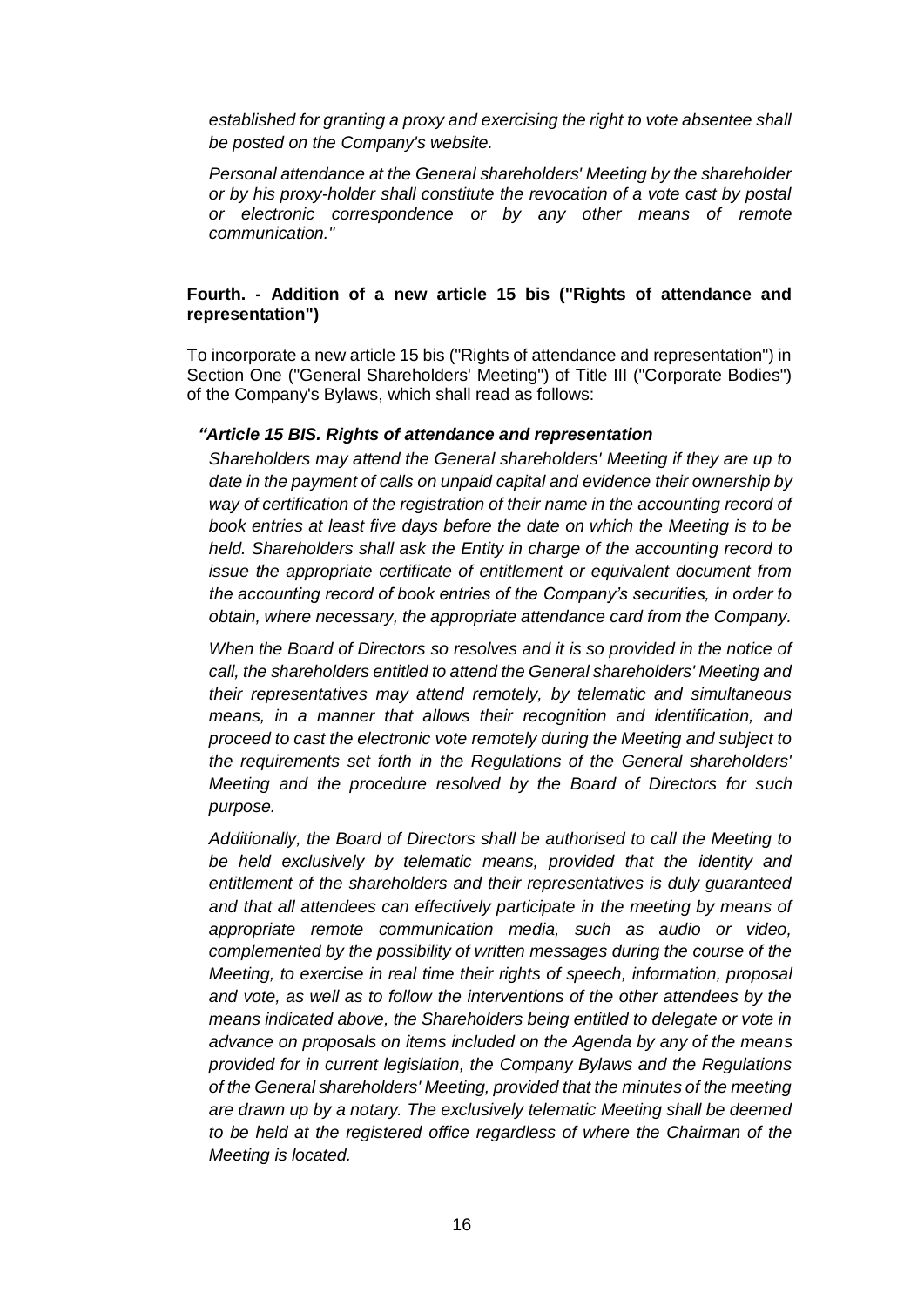*established for granting a proxy and exercising the right to vote absentee shall be posted on the Company's website.*

*Personal attendance at the General shareholders' Meeting by the shareholder or by his proxy-holder shall constitute the revocation of a vote cast by postal or electronic correspondence or by any other means of remote communication."*

**Fourth. - Addition of a new article 15 bis ("Rights of attendance and representation")**

To incorporate a new article 15 bis ("Rights of attendance and representation") in Section One ("General Shareholders' Meeting") of Title III ("Corporate Bodies") of the Company's Bylaws, which shall read as follows:

***"Article 15 BIS. Rights of attendance and representation***

*Shareholders may attend the General shareholders' Meeting if they are up to date in the payment of calls on unpaid capital and evidence their ownership by way of certification of the registration of their name in the accounting record of book entries at least five days before the date on which the Meeting is to be held. Shareholders shall ask the Entity in charge of the accounting record to issue the appropriate certificate of entitlement or equivalent document from the accounting record of book entries of the Company's securities, in order to obtain, where necessary, the appropriate attendance card from the Company.*

*When the Board of Directors so resolves and it is so provided in the notice of call, the shareholders entitled to attend the General shareholders' Meeting and their representatives may attend remotely, by telematic and simultaneous means, in a manner that allows their recognition and identification, and proceed to cast the electronic vote remotely during the Meeting and subject to the requirements set forth in the Regulations of the General shareholders' Meeting and the procedure resolved by the Board of Directors for such purpose.*

*Additionally, the Board of Directors shall be authorised to call the Meeting to be held exclusively by telematic means, provided that the identity and entitlement of the shareholders and their representatives is duly guaranteed and that all attendees can effectively participate in the meeting by means of appropriate remote communication media, such as audio or video, complemented by the possibility of written messages during the course of the Meeting, to exercise in real time their rights of speech, information, proposal and vote, as well as to follow the interventions of the other attendees by the means indicated above, the Shareholders being entitled to delegate or vote in advance on proposals on items included on the Agenda by any of the means provided for in current legislation, the Company Bylaws and the Regulations of the General shareholders' Meeting, provided that the minutes of the meeting are drawn up by a notary. The exclusively telematic Meeting shall be deemed to be held at the registered office regardless of where the Chairman of the Meeting is located.*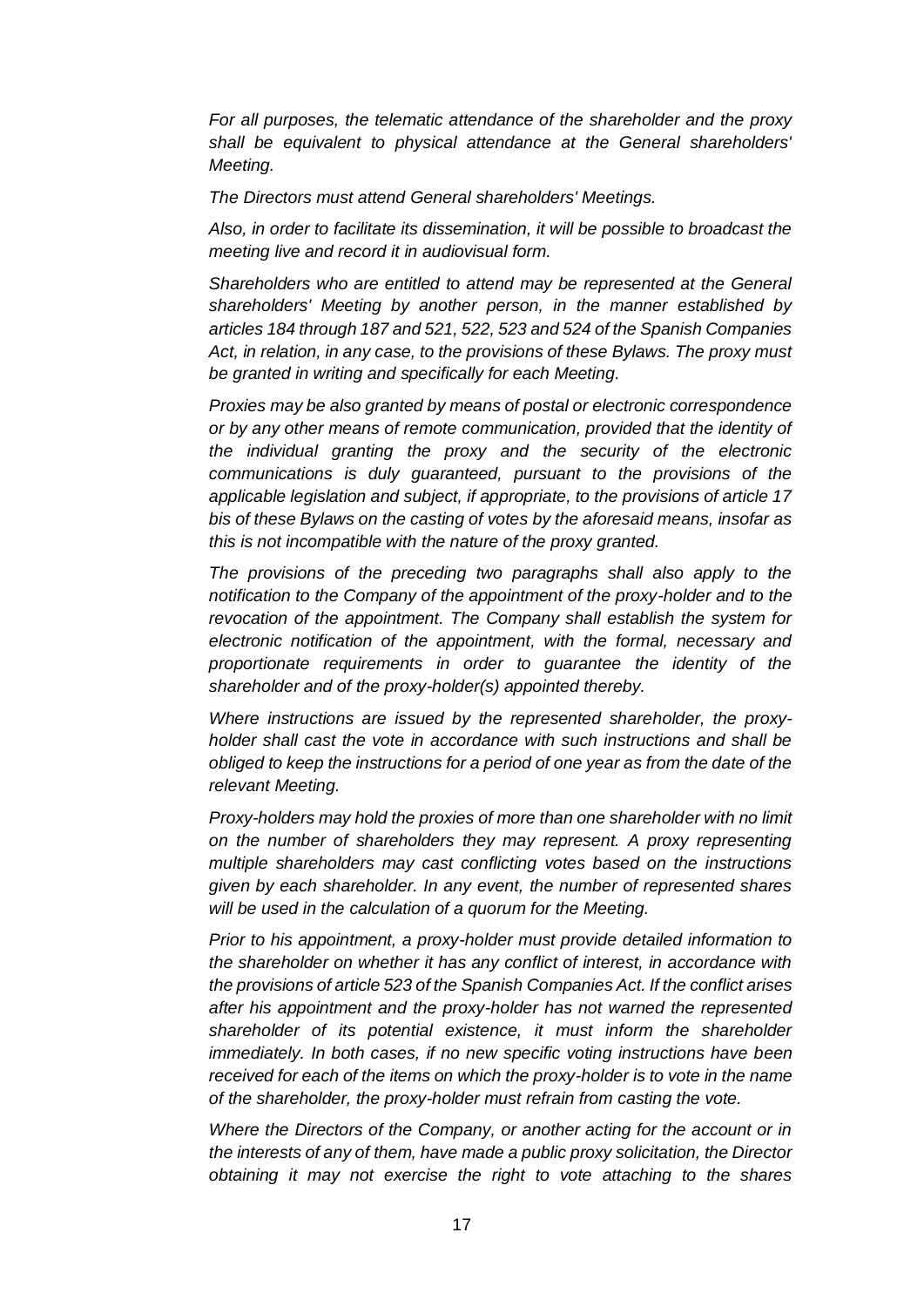*For all purposes, the telematic attendance of the shareholder and the proxy shall be equivalent to physical attendance at the General shareholders' Meeting.*

*The Directors must attend General shareholders' Meetings.*

*Also, in order to facilitate its dissemination, it will be possible to broadcast the meeting live and record it in audiovisual form.*

*Shareholders who are entitled to attend may be represented at the General shareholders' Meeting by another person, in the manner established by articles 184 through 187 and 521, 522, 523 and 524 of the Spanish Companies Act, in relation, in any case, to the provisions of these Bylaws. The proxy must be granted in writing and specifically for each Meeting.*

*Proxies may be also granted by means of postal or electronic correspondence or by any other means of remote communication, provided that the identity of the individual granting the proxy and the security of the electronic communications is duly guaranteed, pursuant to the provisions of the applicable legislation and subject, if appropriate, to the provisions of article 17 bis of these Bylaws on the casting of votes by the aforesaid means, insofar as this is not incompatible with the nature of the proxy granted.*

*The provisions of the preceding two paragraphs shall also apply to the notification to the Company of the appointment of the proxy-holder and to the revocation of the appointment. The Company shall establish the system for electronic notification of the appointment, with the formal, necessary and proportionate requirements in order to guarantee the identity of the shareholder and of the proxy-holder(s) appointed thereby.*

*Where instructions are issued by the represented shareholder, the proxy-holder shall cast the vote in accordance with such instructions and shall be obliged to keep the instructions for a period of one year as from the date of the relevant Meeting.*

*Proxy-holders may hold the proxies of more than one shareholder with no limit on the number of shareholders they may represent. A proxy representing multiple shareholders may cast conflicting votes based on the instructions given by each shareholder. In any event, the number of represented shares will be used in the calculation of a quorum for the Meeting.*

*Prior to his appointment, a proxy-holder must provide detailed information to the shareholder on whether it has any conflict of interest, in accordance with the provisions of article 523 of the Spanish Companies Act. If the conflict arises after his appointment and the proxy-holder has not warned the represented shareholder of its potential existence, it must inform the shareholder immediately. In both cases, if no new specific voting instructions have been received for each of the items on which the proxy-holder is to vote in the name of the shareholder, the proxy-holder must refrain from casting the vote.*

*Where the Directors of the Company, or another acting for the account or in the interests of any of them, have made a public proxy solicitation, the Director obtaining it may not exercise the right to vote attaching to the shares*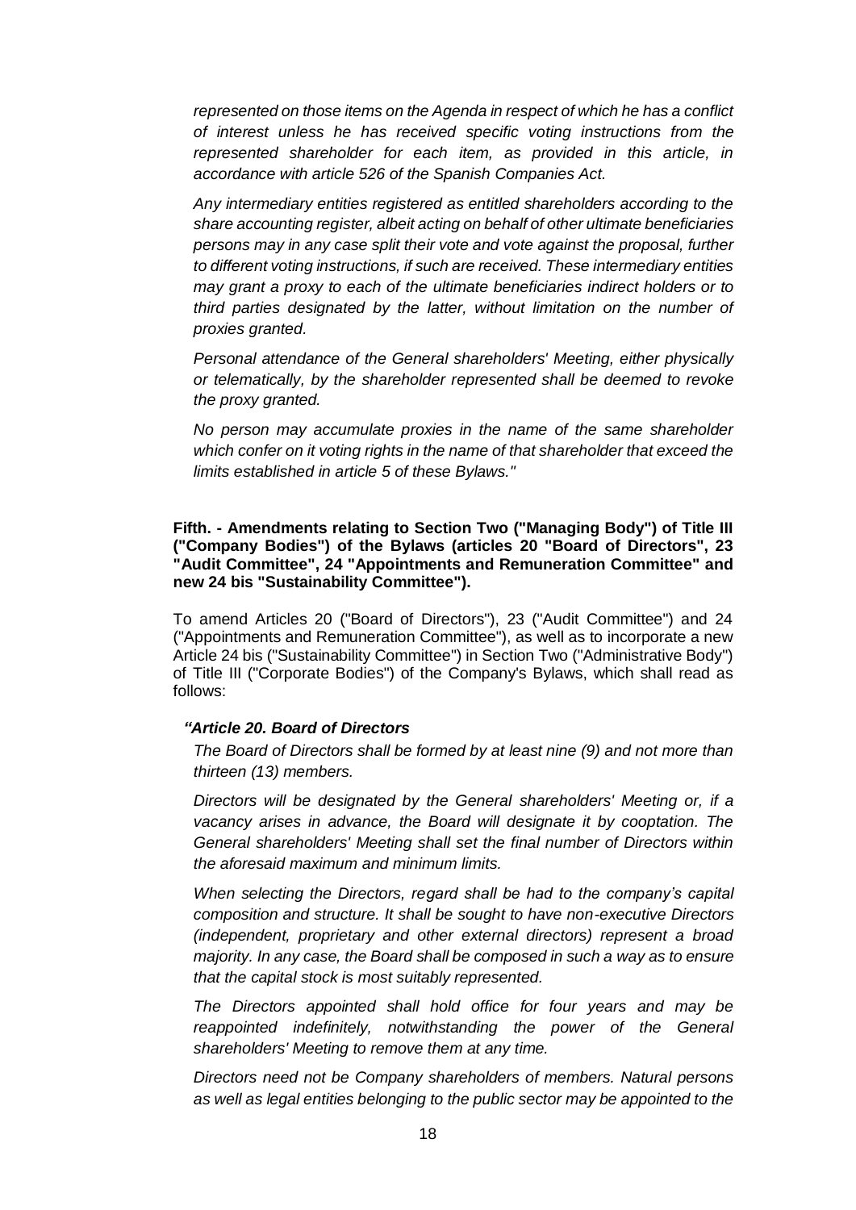*represented on those items on the Agenda in respect of which he has a conflict of interest unless he has received specific voting instructions from the represented shareholder for each item, as provided in this article, in accordance with article 526 of the Spanish Companies Act.*

*Any intermediary entities registered as entitled shareholders according to the share accounting register, albeit acting on behalf of other ultimate beneficiaries persons may in any case split their vote and vote against the proposal, further to different voting instructions, if such are received. These intermediary entities may grant a proxy to each of the ultimate beneficiaries indirect holders or to third parties designated by the latter, without limitation on the number of proxies granted.*

*Personal attendance of the General shareholders' Meeting, either physically or telematically, by the shareholder represented shall be deemed to revoke the proxy granted.*

*No person may accumulate proxies in the name of the same shareholder which confer on it voting rights in the name of that shareholder that exceed the limits established in article 5 of these Bylaws."*

**Fifth. - Amendments relating to Section Two ("Managing Body") of Title III ("Company Bodies") of the Bylaws (articles 20 "Board of Directors", 23 "Audit Committee", 24 "Appointments and Remuneration Committee" and new 24 bis "Sustainability Committee").**

To amend Articles 20 ("Board of Directors"), 23 ("Audit Committee") and 24 ("Appointments and Remuneration Committee"), as well as to incorporate a new Article 24 bis ("Sustainability Committee") in Section Two ("Administrative Body") of Title III ("Corporate Bodies") of the Company's Bylaws, which shall read as follows:

***"Article 20. Board of Directors***

*The Board of Directors shall be formed by at least nine (9) and not more than thirteen (13) members.*

*Directors will be designated by the General shareholders' Meeting or, if a vacancy arises in advance, the Board will designate it by cooptation. The General shareholders' Meeting shall set the final number of Directors within the aforesaid maximum and minimum limits.*

*When selecting the Directors, regard shall be had to the company's capital composition and structure. It shall be sought to have non-executive Directors (independent, proprietary and other external directors) represent a broad majority. In any case, the Board shall be composed in such a way as to ensure that the capital stock is most suitably represented.*

*The Directors appointed shall hold office for four years and may be reappointed indefinitely, notwithstanding the power of the General shareholders' Meeting to remove them at any time.*

*Directors need not be Company shareholders of members. Natural persons as well as legal entities belonging to the public sector may be appointed to the*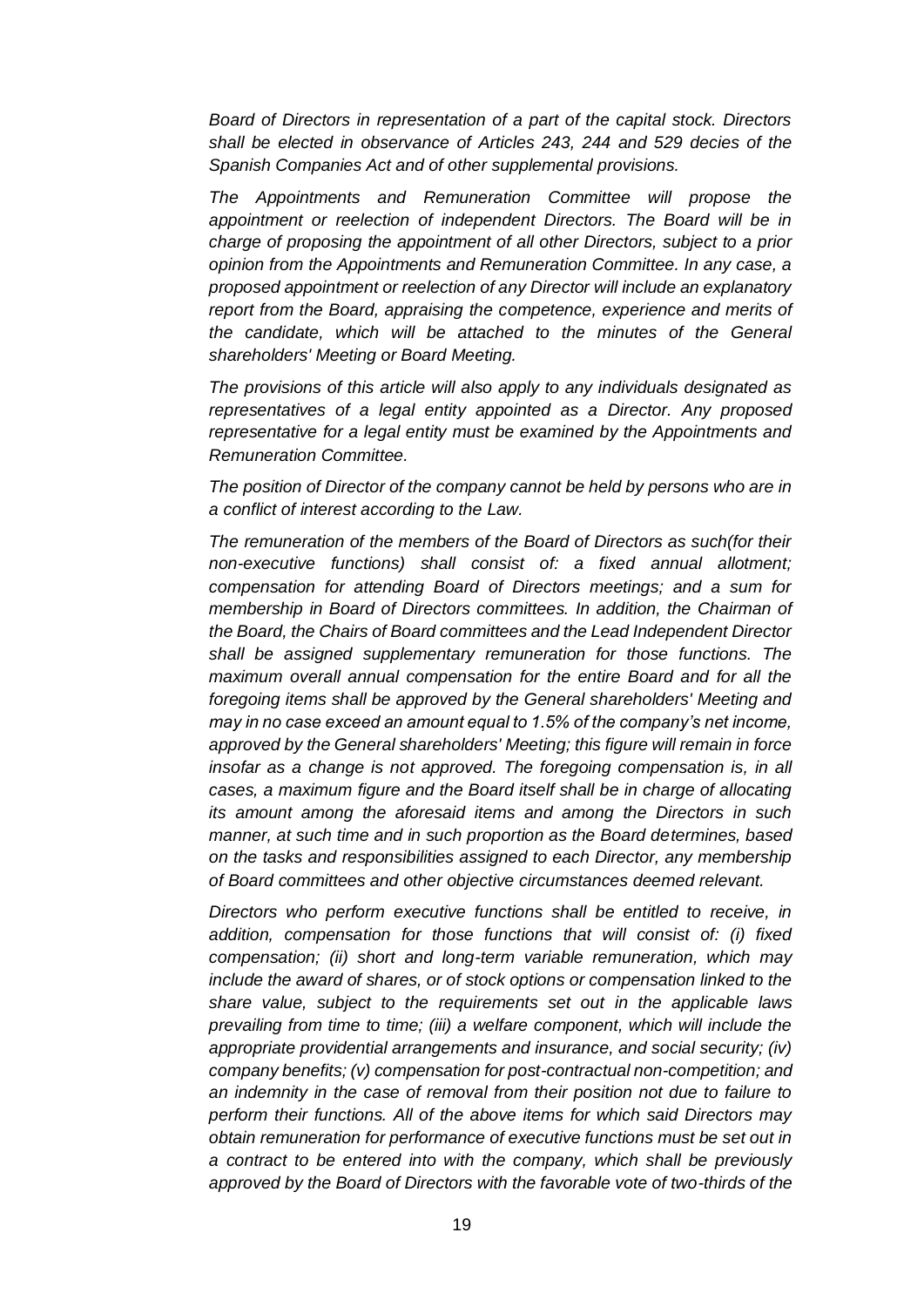*Board of Directors in representation of a part of the capital stock. Directors shall be elected in observance of Articles 243, 244 and 529 decies of the Spanish Companies Act and of other supplemental provisions.*

*The Appointments and Remuneration Committee will propose the appointment or reelection of independent Directors. The Board will be in charge of proposing the appointment of all other Directors, subject to a prior opinion from the Appointments and Remuneration Committee. In any case, a proposed appointment or reelection of any Director will include an explanatory report from the Board, appraising the competence, experience and merits of the candidate, which will be attached to the minutes of the General shareholders' Meeting or Board Meeting.*

*The provisions of this article will also apply to any individuals designated as representatives of a legal entity appointed as a Director. Any proposed representative for a legal entity must be examined by the Appointments and Remuneration Committee.*

*The position of Director of the company cannot be held by persons who are in a conflict of interest according to the Law.*

*The remuneration of the members of the Board of Directors as such(for their non-executive functions) shall consist of: a fixed annual allotment; compensation for attending Board of Directors meetings; and a sum for membership in Board of Directors committees. In addition, the Chairman of the Board, the Chairs of Board committees and the Lead Independent Director shall be assigned supplementary remuneration for those functions. The maximum overall annual compensation for the entire Board and for all the foregoing items shall be approved by the General shareholders' Meeting and may in no case exceed an amount equal to 1.5% of the company's net income, approved by the General shareholders' Meeting; this figure will remain in force insofar as a change is not approved. The foregoing compensation is, in all cases, a maximum figure and the Board itself shall be in charge of allocating its amount among the aforesaid items and among the Directors in such manner, at such time and in such proportion as the Board determines, based on the tasks and responsibilities assigned to each Director, any membership of Board committees and other objective circumstances deemed relevant.*

*Directors who perform executive functions shall be entitled to receive, in addition, compensation for those functions that will consist of: (i) fixed compensation; (ii) short and long-term variable remuneration, which may include the award of shares, or of stock options or compensation linked to the share value, subject to the requirements set out in the applicable laws prevailing from time to time; (iii) a welfare component, which will include the appropriate providential arrangements and insurance, and social security; (iv) company benefits; (v) compensation for post-contractual non-competition; and an indemnity in the case of removal from their position not due to failure to perform their functions. All of the above items for which said Directors may obtain remuneration for performance of executive functions must be set out in a contract to be entered into with the company, which shall be previously approved by the Board of Directors with the favorable vote of two-thirds of the*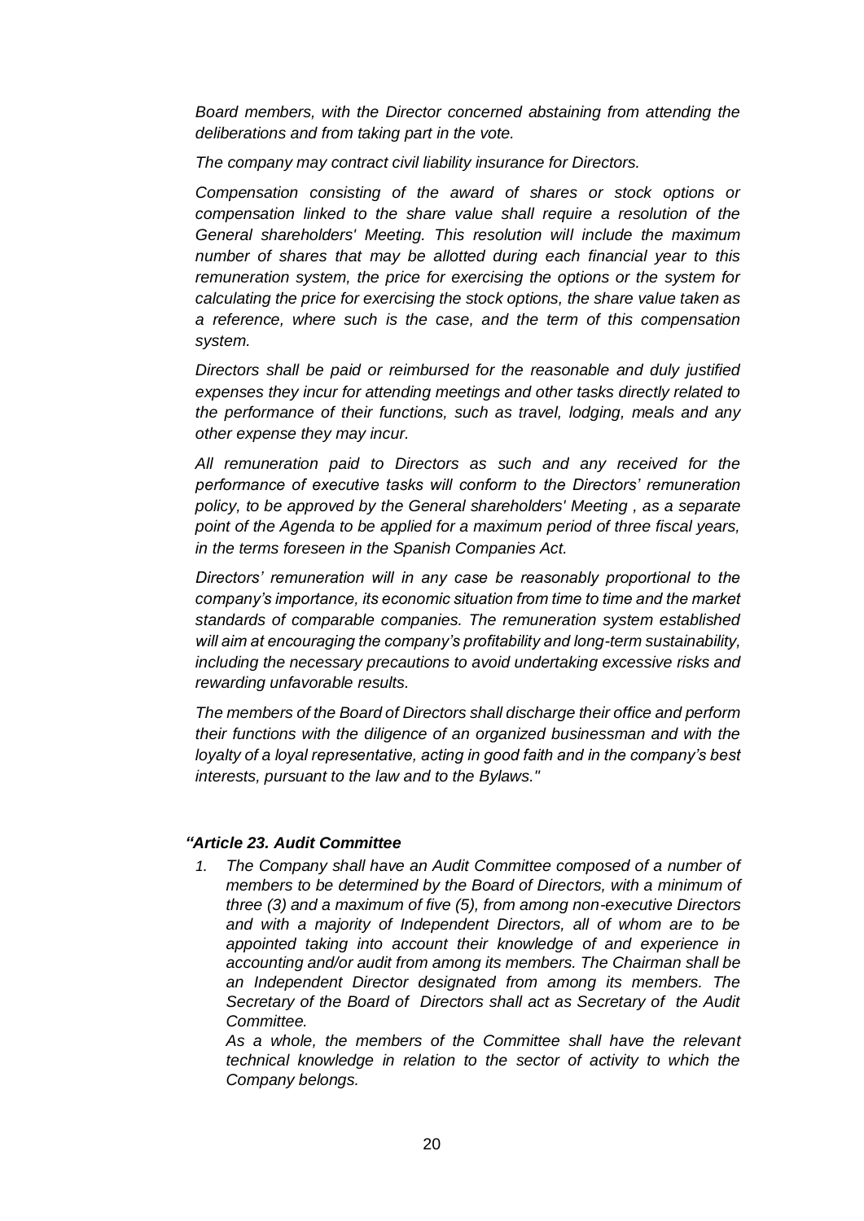*Board members, with the Director concerned abstaining from attending the deliberations and from taking part in the vote.*

*The company may contract civil liability insurance for Directors.*

*Compensation consisting of the award of shares or stock options or compensation linked to the share value shall require a resolution of the General shareholders' Meeting. This resolution will include the maximum number of shares that may be allotted during each financial year to this remuneration system, the price for exercising the options or the system for calculating the price for exercising the stock options, the share value taken as a reference, where such is the case, and the term of this compensation system.*

*Directors shall be paid or reimbursed for the reasonable and duly justified expenses they incur for attending meetings and other tasks directly related to the performance of their functions, such as travel, lodging, meals and any other expense they may incur.*

*All remuneration paid to Directors as such and any received for the performance of executive tasks will conform to the Directors' remuneration policy, to be approved by the General shareholders' Meeting , as a separate point of the Agenda to be applied for a maximum period of three fiscal years, in the terms foreseen in the Spanish Companies Act.*

*Directors' remuneration will in any case be reasonably proportional to the company's importance, its economic situation from time to time and the market standards of comparable companies. The remuneration system established will aim at encouraging the company's profitability and long-term sustainability, including the necessary precautions to avoid undertaking excessive risks and rewarding unfavorable results.*

*The members of the Board of Directors shall discharge their office and perform their functions with the diligence of an organized businessman and with the loyalty of a loyal representative, acting in good faith and in the company's best interests, pursuant to the law and to the Bylaws."*

***"Article 23. Audit Committee***

1. *The Company shall have an Audit Committee composed of a number of members to be determined by the Board of Directors, with a minimum of three (3) and a maximum of five (5), from among non-executive Directors and with a majority of Independent Directors, all of whom are to be appointed taking into account their knowledge of and experience in accounting and/or audit from among its members. The Chairman shall be an Independent Director designated from among its members. The Secretary of the Board of Directors shall act as Secretary of the Audit Committee.*

   *As a whole, the members of the Committee shall have the relevant technical knowledge in relation to the sector of activity to which the Company belongs.*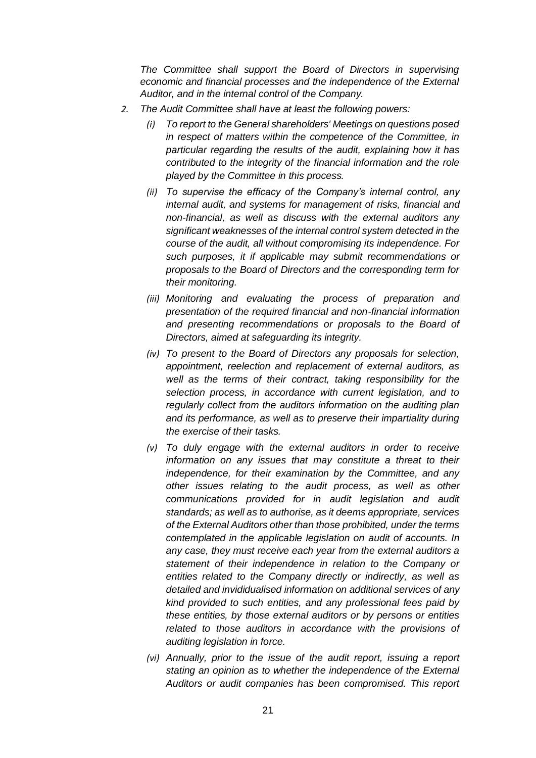*The Committee shall support the Board of Directors in supervising economic and financial processes and the independence of the External Auditor, and in the internal control of the Company.*

2. *The Audit Committee shall have at least the following powers:*

   (i) *To report to the General shareholders' Meetings on questions posed in respect of matters within the competence of the Committee, in particular regarding the results of the audit, explaining how it has contributed to the integrity of the financial information and the role played by the Committee in this process.*

   (ii) *To supervise the efficacy of the Company's internal control, any internal audit, and systems for management of risks, financial and non-financial, as well as discuss with the external auditors any significant weaknesses of the internal control system detected in the course of the audit, all without compromising its independence. For such purposes, it if applicable may submit recommendations or proposals to the Board of Directors and the corresponding term for their monitoring.*

   (iii) *Monitoring and evaluating the process of preparation and presentation of the required financial and non-financial information and presenting recommendations or proposals to the Board of Directors, aimed at safeguarding its integrity.*

   (iv) *To present to the Board of Directors any proposals for selection, appointment, reelection and replacement of external auditors, as well as the terms of their contract, taking responsibility for the selection process, in accordance with current legislation, and to regularly collect from the auditors information on the auditing plan and its performance, as well as to preserve their impartiality during the exercise of their tasks.*

   (v) *To duly engage with the external auditors in order to receive information on any issues that may constitute a threat to their independence, for their examination by the Committee, and any other issues relating to the audit process, as well as other communications provided for in audit legislation and audit standards; as well as to authorise, as it deems appropriate, services of the External Auditors other than those prohibited, under the terms contemplated in the applicable legislation on audit of accounts. In any case, they must receive each year from the external auditors a statement of their independence in relation to the Company or entities related to the Company directly or indirectly, as well as detailed and invididualised information on additional services of any kind provided to such entities, and any professional fees paid by these entities, by those external auditors or by persons or entities related to those auditors in accordance with the provisions of auditing legislation in force.*

   (vi) *Annually, prior to the issue of the audit report, issuing a report stating an opinion as to whether the independence of the External Auditors or audit companies has been compromised. This report*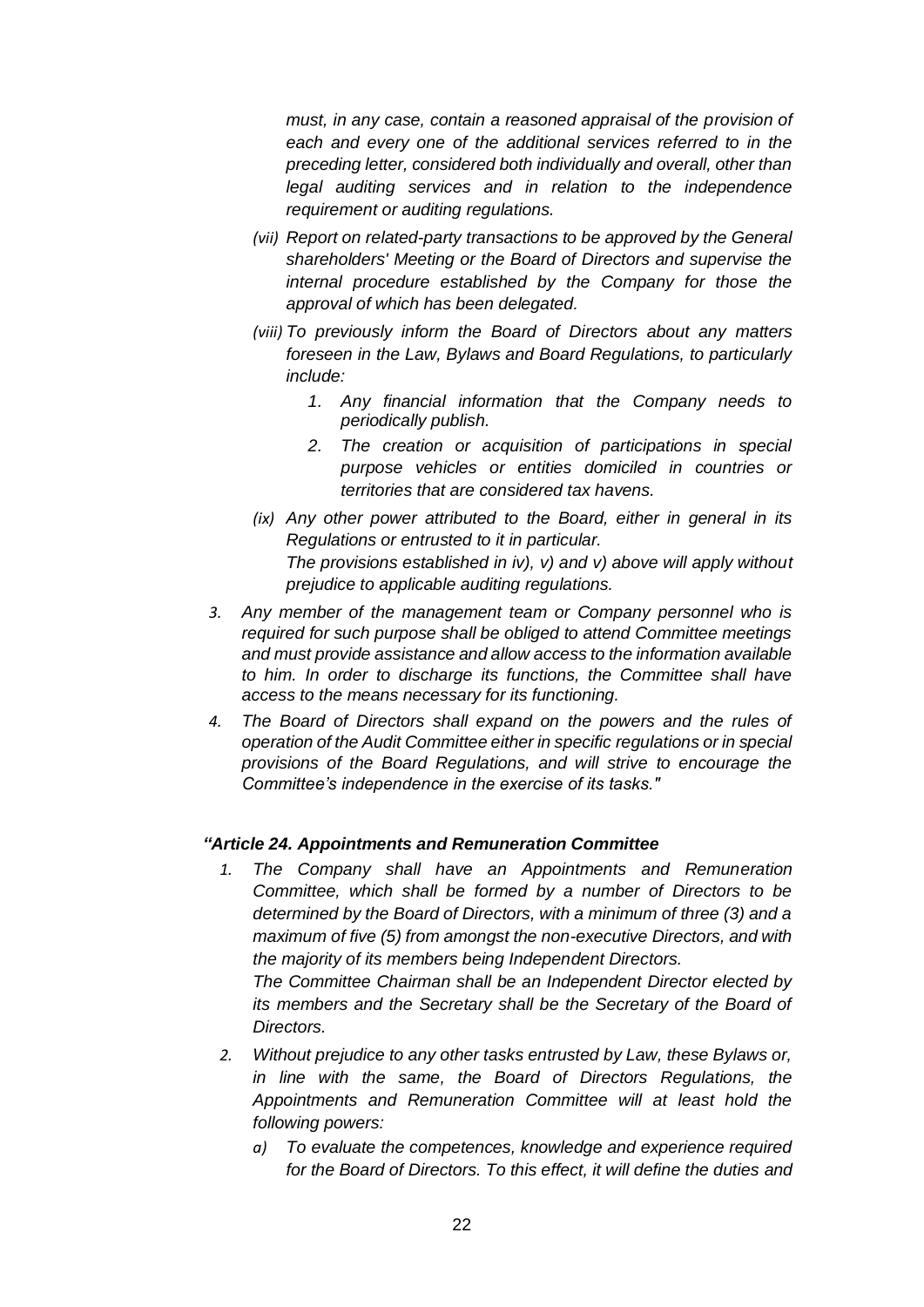*must, in any case, contain a reasoned appraisal of the provision of each and every one of the additional services referred to in the preceding letter, considered both individually and overall, other than legal auditing services and in relation to the independence requirement or auditing regulations.*

*(vii) Report on related-party transactions to be approved by the General shareholders' Meeting or the Board of Directors and supervise the internal procedure established by the Company for those the approval of which has been delegated.*

*(viii) To previously inform the Board of Directors about any matters foreseen in the Law, Bylaws and Board Regulations, to particularly include:*

1. *Any financial information that the Company needs to periodically publish.*
2. *The creation or acquisition of participations in special purpose vehicles or entities domiciled in countries or territories that are considered tax havens.*

*(ix) Any other power attributed to the Board, either in general in its Regulations or entrusted to it in particular.*
*The provisions established in iv), v) and v) above will apply without prejudice to applicable auditing regulations.*

3. *Any member of the management team or Company personnel who is required for such purpose shall be obliged to attend Committee meetings and must provide assistance and allow access to the information available to him. In order to discharge its functions, the Committee shall have access to the means necessary for its functioning.*
4. *The Board of Directors shall expand on the powers and the rules of operation of the Audit Committee either in specific regulations or in special provisions of the Board Regulations, and will strive to encourage the Committee's independence in the exercise of its tasks."*

***"Article 24. Appointments and Remuneration Committee***

1. *The Company shall have an Appointments and Remuneration Committee, which shall be formed by a number of Directors to be determined by the Board of Directors, with a minimum of three (3) and a maximum of five (5) from amongst the non-executive Directors, and with the majority of its members being Independent Directors.*
   *The Committee Chairman shall be an Independent Director elected by its members and the Secretary shall be the Secretary of the Board of Directors.*
2. *Without prejudice to any other tasks entrusted by Law, these Bylaws or, in line with the same, the Board of Directors Regulations, the Appointments and Remuneration Committee will at least hold the following powers:*
   *a) To evaluate the competences, knowledge and experience required for the Board of Directors. To this effect, it will define the duties and*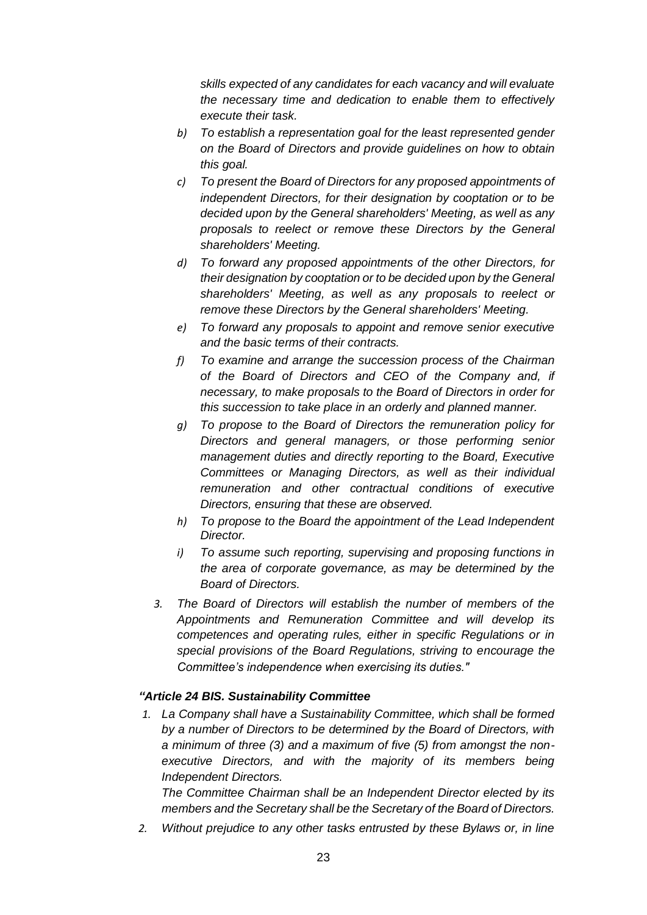*skills expected of any candidates for each vacancy and will evaluate the necessary time and dedication to enable them to effectively execute their task.*

*b) To establish a representation goal for the least represented gender on the Board of Directors and provide guidelines on how to obtain this goal.*

*c) To present the Board of Directors for any proposed appointments of independent Directors, for their designation by cooptation or to be decided upon by the General shareholders' Meeting, as well as any proposals to reelect or remove these Directors by the General shareholders' Meeting.*

*d) To forward any proposed appointments of the other Directors, for their designation by cooptation or to be decided upon by the General shareholders' Meeting, as well as any proposals to reelect or remove these Directors by the General shareholders' Meeting.*

*e) To forward any proposals to appoint and remove senior executive and the basic terms of their contracts.*

*f) To examine and arrange the succession process of the Chairman of the Board of Directors and CEO of the Company and, if necessary, to make proposals to the Board of Directors in order for this succession to take place in an orderly and planned manner.*

*g) To propose to the Board of Directors the remuneration policy for Directors and general managers, or those performing senior management duties and directly reporting to the Board, Executive Committees or Managing Directors, as well as their individual remuneration and other contractual conditions of executive Directors, ensuring that these are observed.*

*h) To propose to the Board the appointment of the Lead Independent Director.*

*i) To assume such reporting, supervising and proposing functions in the area of corporate governance, as may be determined by the Board of Directors.*

*3. The Board of Directors will establish the number of members of the Appointments and Remuneration Committee and will develop its competences and operating rules, either in specific Regulations or in special provisions of the Board Regulations, striving to encourage the Committee's independence when exercising its duties."*

***"Article 24 BIS. Sustainability Committee***

*1. La Company shall have a Sustainability Committee, which shall be formed by a number of Directors to be determined by the Board of Directors, with a minimum of three (3) and a maximum of five (5) from amongst the non-executive Directors, and with the majority of its members being Independent Directors.*

*The Committee Chairman shall be an Independent Director elected by its members and the Secretary shall be the Secretary of the Board of Directors.*

*2. Without prejudice to any other tasks entrusted by these Bylaws or, in line*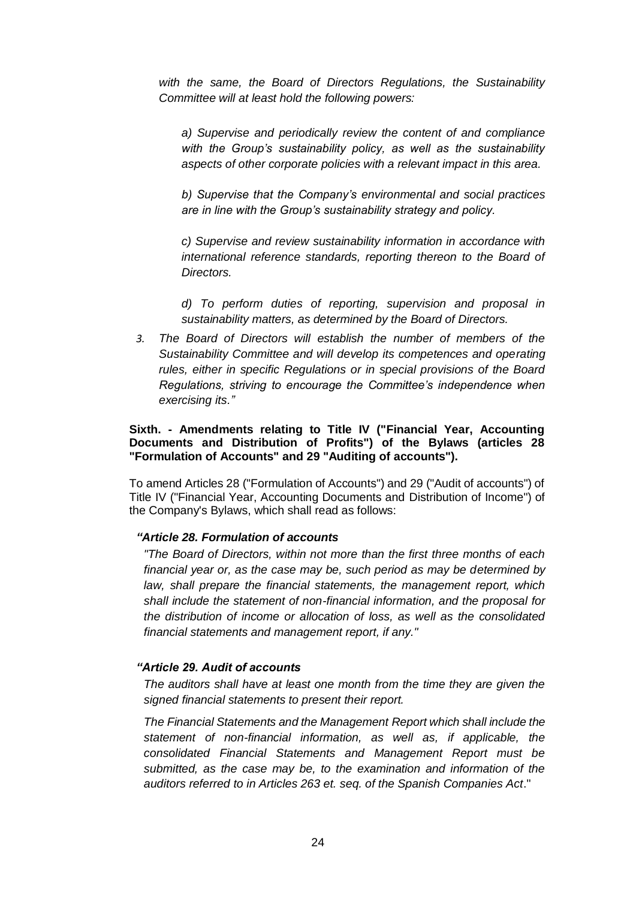*with the same, the Board of Directors Regulations, the Sustainability Committee will at least hold the following powers:*

> *a) Supervise and periodically review the content of and compliance with the Group's sustainability policy, as well as the sustainability aspects of other corporate policies with a relevant impact in this area.*
>
> *b) Supervise that the Company's environmental and social practices are in line with the Group's sustainability strategy and policy.*
>
> *c) Supervise and review sustainability information in accordance with international reference standards, reporting thereon to the Board of Directors.*
>
> *d) To perform duties of reporting, supervision and proposal in sustainability matters, as determined by the Board of Directors.*

*3. The Board of Directors will establish the number of members of the Sustainability Committee and will develop its competences and operating rules, either in specific Regulations or in special provisions of the Board Regulations, striving to encourage the Committee's independence when exercising its."*

**Sixth. - Amendments relating to Title IV ("Financial Year, Accounting Documents and Distribution of Profits") of the Bylaws (articles 28 "Formulation of Accounts" and 29 "Auditing of accounts").**

To amend Articles 28 ("Formulation of Accounts") and 29 ("Audit of accounts") of Title IV ("Financial Year, Accounting Documents and Distribution of Income") of the Company's Bylaws, which shall read as follows:

***"Article 28. Formulation of accounts***

*"The Board of Directors, within not more than the first three months of each financial year or, as the case may be, such period as may be determined by law, shall prepare the financial statements, the management report, which shall include the statement of non-financial information, and the proposal for the distribution of income or allocation of loss, as well as the consolidated financial statements and management report, if any."*

***"Article 29. Audit of accounts***

*The auditors shall have at least one month from the time they are given the signed financial statements to present their report.*

*The Financial Statements and the Management Report which shall include the statement of non-financial information, as well as, if applicable, the consolidated Financial Statements and Management Report must be submitted, as the case may be, to the examination and information of the auditors referred to in Articles 263 et. seq. of the Spanish Companies Act*."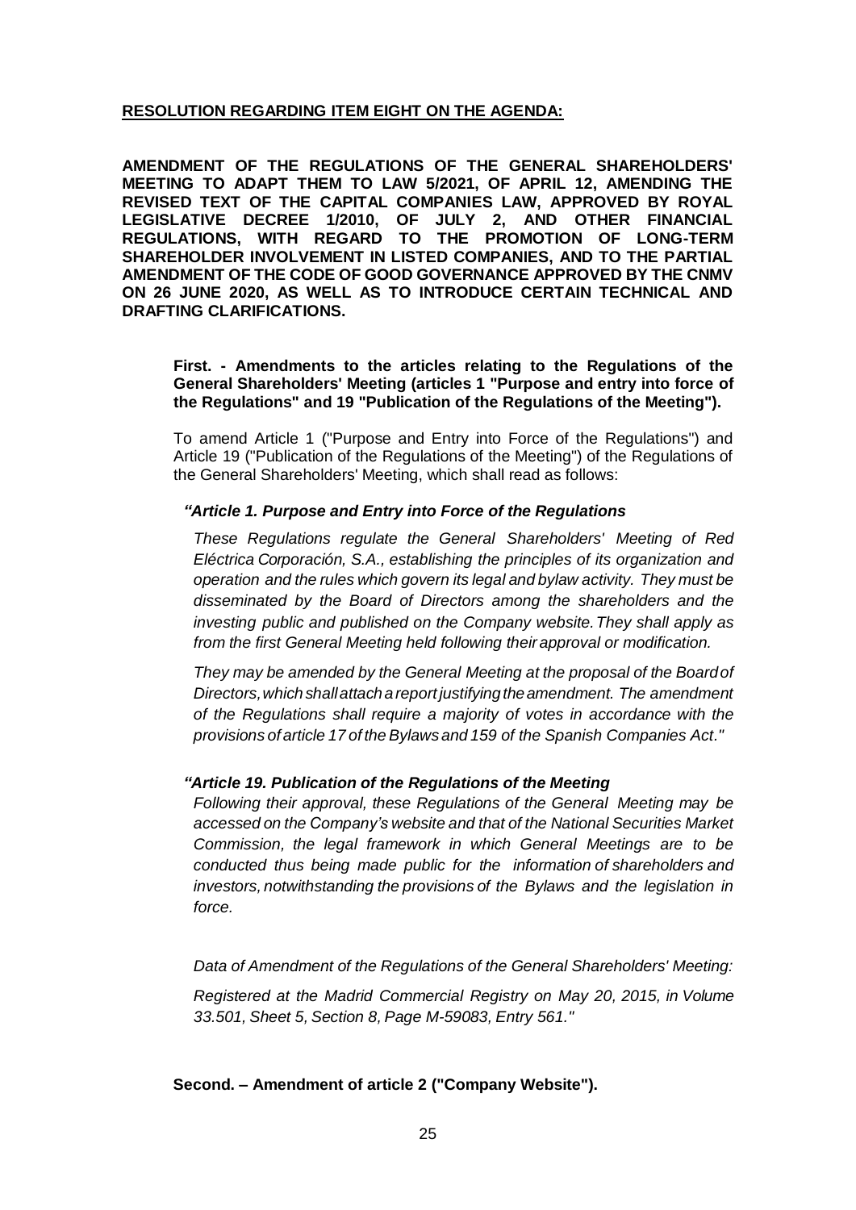**RESOLUTION REGARDING ITEM EIGHT ON THE AGENDA:**

**AMENDMENT OF THE REGULATIONS OF THE GENERAL SHAREHOLDERS' MEETING TO ADAPT THEM TO LAW 5/2021, OF APRIL 12, AMENDING THE REVISED TEXT OF THE CAPITAL COMPANIES LAW, APPROVED BY ROYAL LEGISLATIVE DECREE 1/2010, OF JULY 2, AND OTHER FINANCIAL REGULATIONS, WITH REGARD TO THE PROMOTION OF LONG-TERM SHAREHOLDER INVOLVEMENT IN LISTED COMPANIES, AND TO THE PARTIAL AMENDMENT OF THE CODE OF GOOD GOVERNANCE APPROVED BY THE CNMV ON 26 JUNE 2020, AS WELL AS TO INTRODUCE CERTAIN TECHNICAL AND DRAFTING CLARIFICATIONS.**

**First. - Amendments to the articles relating to the Regulations of the General Shareholders' Meeting (articles 1 "Purpose and entry into force of the Regulations" and 19 "Publication of the Regulations of the Meeting").**

To amend Article 1 ("Purpose and Entry into Force of the Regulations") and Article 19 ("Publication of the Regulations of the Meeting") of the Regulations of the General Shareholders' Meeting, which shall read as follows:

***"Article 1. Purpose and Entry into Force of the Regulations***

*These Regulations regulate the General Shareholders' Meeting of Red Eléctrica Corporación, S.A., establishing the principles of its organization and operation and the rules which govern its legal and bylaw activity. They must be disseminated by the Board of Directors among the shareholders and the investing public and published on the Company website. They shall apply as from the first General Meeting held following their approval or modification.*

*They may be amended by the General Meeting at the proposal of the Board of Directors, which shall attach a report justifying the amendment. The amendment of the Regulations shall require a majority of votes in accordance with the provisions of article 17 of the Bylaws and 159 of the Spanish Companies Act."*

***"Article 19. Publication of the Regulations of the Meeting***

*Following their approval, these Regulations of the General Meeting may be accessed on the Company's website and that of the National Securities Market Commission, the legal framework in which General Meetings are to be conducted thus being made public for the information of shareholders and investors, notwithstanding the provisions of the Bylaws and the legislation in force.*

*Data of Amendment of the Regulations of the General Shareholders' Meeting:*

*Registered at the Madrid Commercial Registry on May 20, 2015, in Volume 33.501, Sheet 5, Section 8, Page M-59083, Entry 561."*

**Second. – Amendment of article 2 ("Company Website").**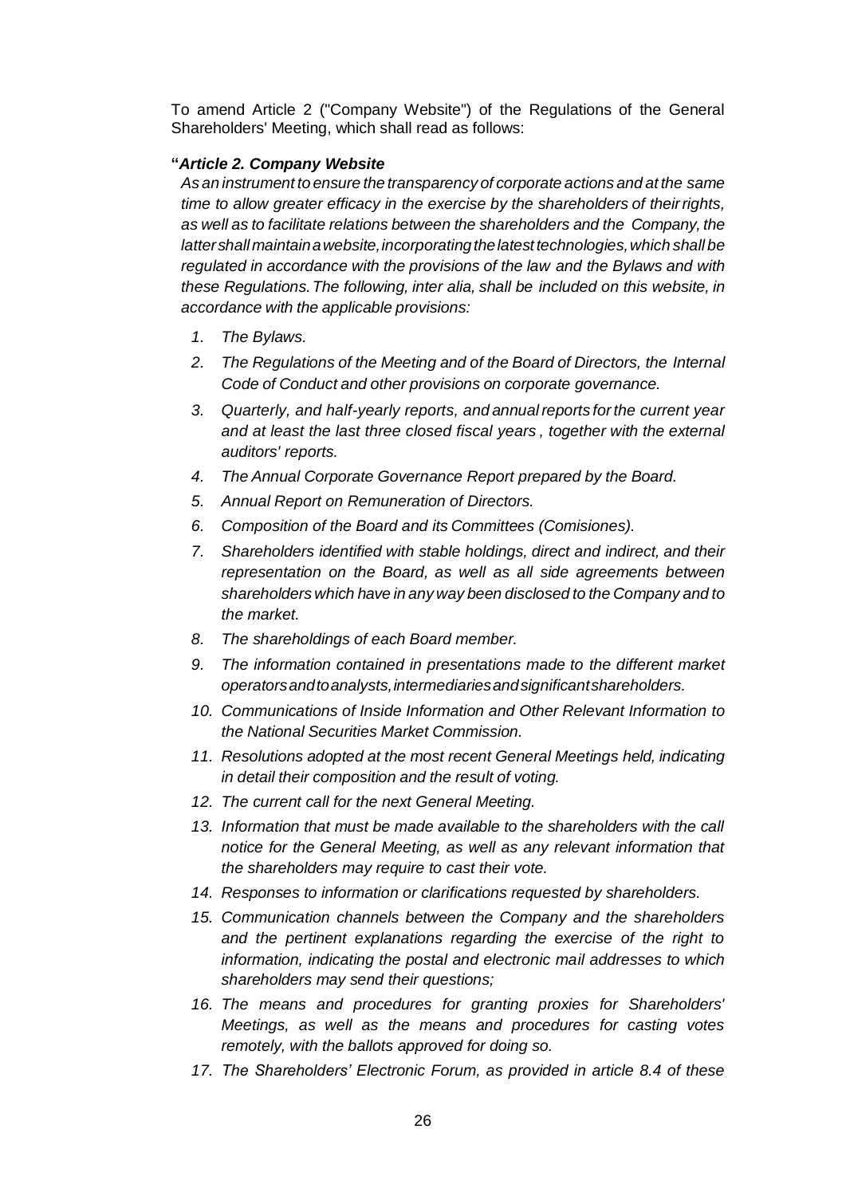To amend Article 2 ("Company Website") of the Regulations of the General Shareholders' Meeting, which shall read as follows:

**"*Article 2. Company Website***

*As an instrument to ensure the transparency of corporate actions and at the same time to allow greater efficacy in the exercise by the shareholders of their rights, as well as to facilitate relations between the shareholders and the Company, the latter shall maintain a website, incorporating the latest technologies, which shall be regulated in accordance with the provisions of the law and the Bylaws and with these Regulations. The following, inter alia, shall be included on this website, in accordance with the applicable provisions:*

1. *The Bylaws.*
2. *The Regulations of the Meeting and of the Board of Directors, the Internal Code of Conduct and other provisions on corporate governance.*
3. *Quarterly, and half-yearly reports, and annual reports for the current year and at least the last three closed fiscal years , together with the external auditors' reports.*
4. *The Annual Corporate Governance Report prepared by the Board.*
5. *Annual Report on Remuneration of Directors.*
6. *Composition of the Board and its Committees (Comisiones).*
7. *Shareholders identified with stable holdings, direct and indirect, and their representation on the Board, as well as all side agreements between shareholders which have in any way been disclosed to the Company and to the market.*
8. *The shareholdings of each Board member.*
9. *The information contained in presentations made to the different market operators and to analysts, intermediaries and significant shareholders.*
10. *Communications of Inside Information and Other Relevant Information to the National Securities Market Commission.*
11. *Resolutions adopted at the most recent General Meetings held, indicating in detail their composition and the result of voting.*
12. *The current call for the next General Meeting.*
13. *Information that must be made available to the shareholders with the call notice for the General Meeting, as well as any relevant information that the shareholders may require to cast their vote.*
14. *Responses to information or clarifications requested by shareholders.*
15. *Communication channels between the Company and the shareholders and the pertinent explanations regarding the exercise of the right to information, indicating the postal and electronic mail addresses to which shareholders may send their questions;*
16. *The means and procedures for granting proxies for Shareholders' Meetings, as well as the means and procedures for casting votes remotely, with the ballots approved for doing so.*
17. *The Shareholders' Electronic Forum, as provided in article 8.4 of these*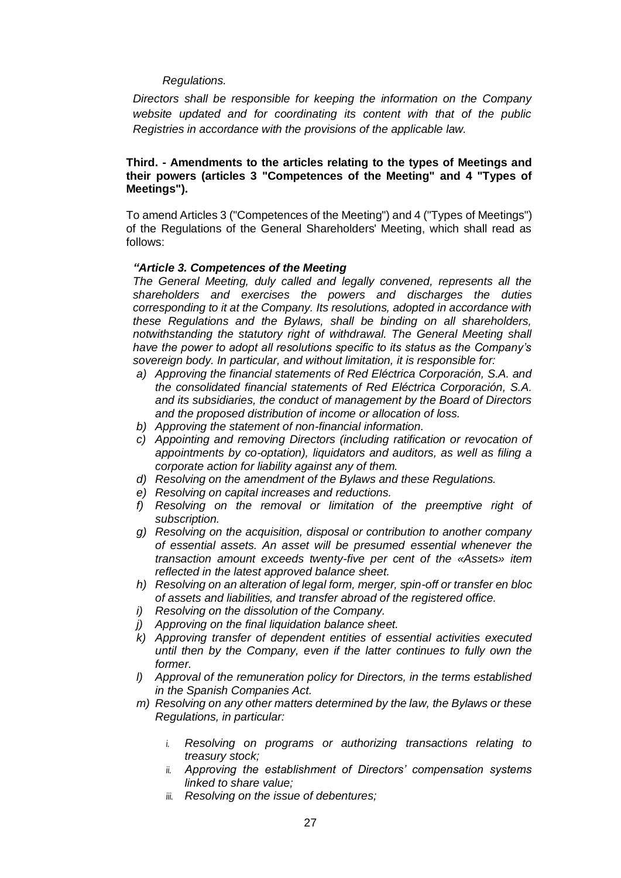*Regulations.*

*Directors shall be responsible for keeping the information on the Company website updated and for coordinating its content with that of the public Registries in accordance with the provisions of the applicable law.*

**Third. - Amendments to the articles relating to the types of Meetings and their powers (articles 3 "Competences of the Meeting" and 4 "Types of Meetings").**

To amend Articles 3 ("Competences of the Meeting") and 4 ("Types of Meetings") of the Regulations of the General Shareholders' Meeting, which shall read as follows:

***"Article 3. Competences of the Meeting***

*The General Meeting, duly called and legally convened, represents all the shareholders and exercises the powers and discharges the duties corresponding to it at the Company. Its resolutions, adopted in accordance with these Regulations and the Bylaws, shall be binding on all shareholders, notwithstanding the statutory right of withdrawal. The General Meeting shall have the power to adopt all resolutions specific to its status as the Company's sovereign body. In particular, and without limitation, it is responsible for:*

*a) Approving the financial statements of Red Eléctrica Corporación, S.A. and the consolidated financial statements of Red Eléctrica Corporación, S.A. and its subsidiaries, the conduct of management by the Board of Directors and the proposed distribution of income or allocation of loss.*

*b) Approving the statement of non-financial information.*

*c) Appointing and removing Directors (including ratification or revocation of appointments by co-optation), liquidators and auditors, as well as filing a corporate action for liability against any of them.*

*d) Resolving on the amendment of the Bylaws and these Regulations.*

*e) Resolving on capital increases and reductions.*

*f) Resolving on the removal or limitation of the preemptive right of subscription.*

*g) Resolving on the acquisition, disposal or contribution to another company of essential assets. An asset will be presumed essential whenever the transaction amount exceeds twenty-five per cent of the «Assets» item reflected in the latest approved balance sheet.*

*h) Resolving on an alteration of legal form, merger, spin-off or transfer en bloc of assets and liabilities, and transfer abroad of the registered office.*

*i) Resolving on the dissolution of the Company.*

*j) Approving on the final liquidation balance sheet.*

*k) Approving transfer of dependent entities of essential activities executed until then by the Company, even if the latter continues to fully own the former.*

*l) Approval of the remuneration policy for Directors, in the terms established in the Spanish Companies Act.*

*m) Resolving on any other matters determined by the law, the Bylaws or these Regulations, in particular:*

*i. Resolving on programs or authorizing transactions relating to treasury stock;*

*ii. Approving the establishment of Directors' compensation systems linked to share value;*

*iii. Resolving on the issue of debentures;*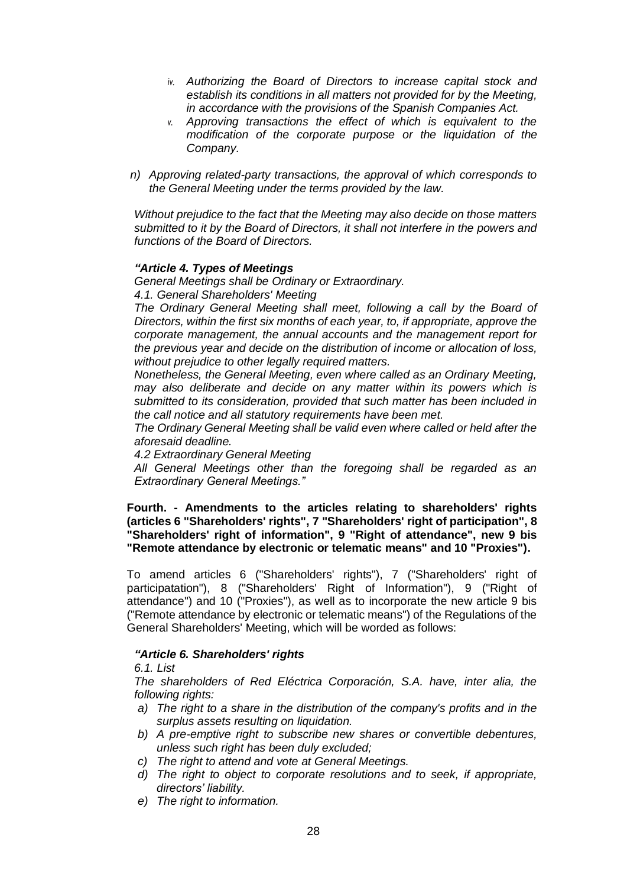- iv. *Authorizing the Board of Directors to increase capital stock and establish its conditions in all matters not provided for by the Meeting, in accordance with the provisions of the Spanish Companies Act.*
- v. *Approving transactions the effect of which is equivalent to the modification of the corporate purpose or the liquidation of the Company.*

n) *Approving related-party transactions, the approval of which corresponds to the General Meeting under the terms provided by the law.*

*Without prejudice to the fact that the Meeting may also decide on those matters submitted to it by the Board of Directors, it shall not interfere in the powers and functions of the Board of Directors.*

***"Article 4. Types of Meetings***

*General Meetings shall be Ordinary or Extraordinary.*

*4.1. General Shareholders' Meeting*

*The Ordinary General Meeting shall meet, following a call by the Board of Directors, within the first six months of each year, to, if appropriate, approve the corporate management, the annual accounts and the management report for the previous year and decide on the distribution of income or allocation of loss, without prejudice to other legally required matters.*

*Nonetheless, the General Meeting, even where called as an Ordinary Meeting, may also deliberate and decide on any matter within its powers which is submitted to its consideration, provided that such matter has been included in the call notice and all statutory requirements have been met.*

*The Ordinary General Meeting shall be valid even where called or held after the aforesaid deadline.*

*4.2 Extraordinary General Meeting*

*All General Meetings other than the foregoing shall be regarded as an Extraordinary General Meetings."*

**Fourth. - Amendments to the articles relating to shareholders' rights (articles 6 "Shareholders' rights", 7 "Shareholders' right of participation", 8 "Shareholders' right of information", 9 "Right of attendance", new 9 bis "Remote attendance by electronic or telematic means" and 10 "Proxies").**

To amend articles 6 ("Shareholders' rights"), 7 ("Shareholders' right of participatation"), 8 ("Shareholders' Right of Information"), 9 ("Right of attendance") and 10 ("Proxies"), as well as to incorporate the new article 9 bis ("Remote attendance by electronic or telematic means") of the Regulations of the General Shareholders' Meeting, which will be worded as follows:

***"Article 6. Shareholders' rights***

*6.1. List*

*The shareholders of Red Eléctrica Corporación, S.A. have, inter alia, the following rights:*

a) *The right to a share in the distribution of the company's profits and in the surplus assets resulting on liquidation.*
b) *A pre-emptive right to subscribe new shares or convertible debentures, unless such right has been duly excluded;*
c) *The right to attend and vote at General Meetings.*
d) *The right to object to corporate resolutions and to seek, if appropriate, directors' liability.*
e) *The right to information.*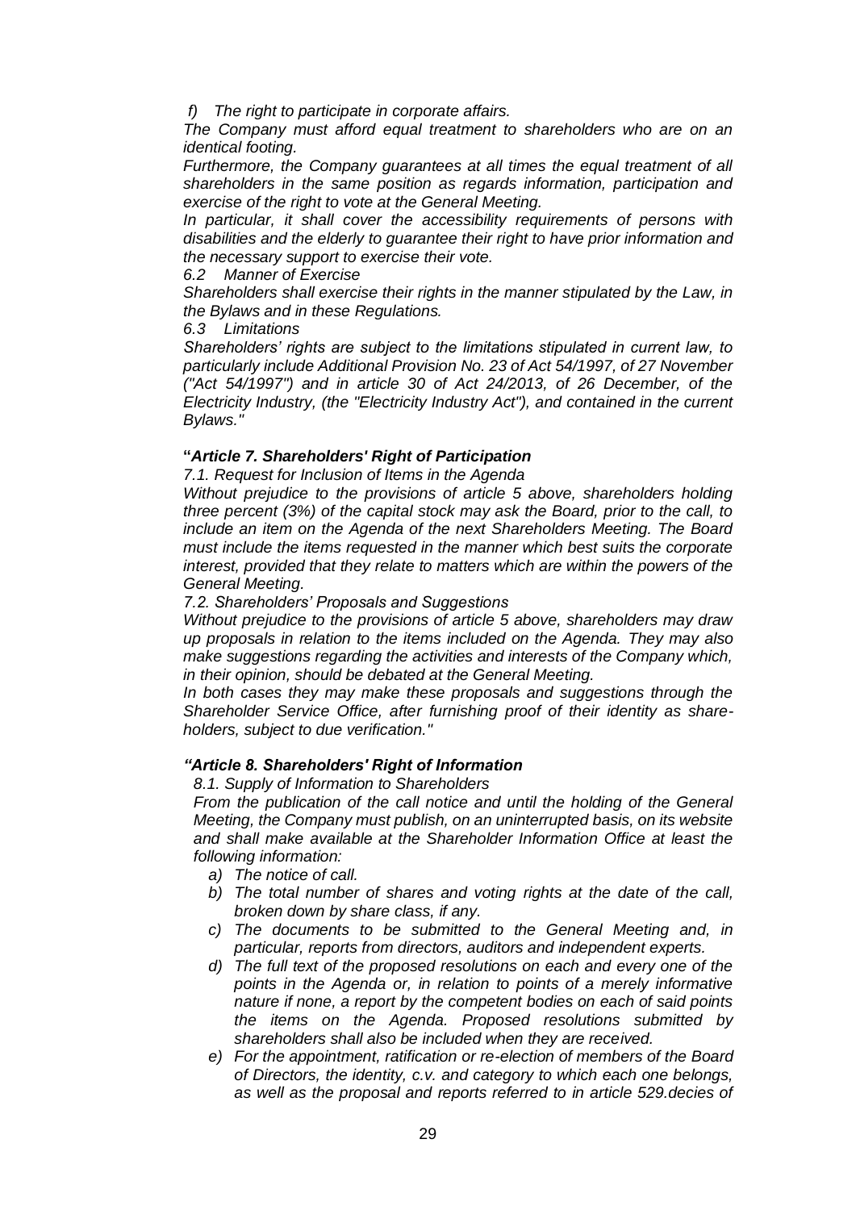*f) The right to participate in corporate affairs.*

*The Company must afford equal treatment to shareholders who are on an identical footing.*

*Furthermore, the Company guarantees at all times the equal treatment of all shareholders in the same position as regards information, participation and exercise of the right to vote at the General Meeting.*

*In particular, it shall cover the accessibility requirements of persons with disabilities and the elderly to guarantee their right to have prior information and the necessary support to exercise their vote.*

*6.2 Manner of Exercise*

*Shareholders shall exercise their rights in the manner stipulated by the Law, in the Bylaws and in these Regulations.*

*6.3 Limitations*

*Shareholders' rights are subject to the limitations stipulated in current law, to particularly include Additional Provision No. 23 of Act 54/1997, of 27 November ("Act 54/1997") and in article 30 of Act 24/2013, of 26 December, of the Electricity Industry, (the "Electricity Industry Act"), and contained in the current Bylaws."*

**"*Article 7. Shareholders' Right of Participation***

*7.1. Request for Inclusion of Items in the Agenda*

*Without prejudice to the provisions of article 5 above, shareholders holding three percent (3%) of the capital stock may ask the Board, prior to the call, to include an item on the Agenda of the next Shareholders Meeting. The Board must include the items requested in the manner which best suits the corporate interest, provided that they relate to matters which are within the powers of the General Meeting.*

*7.2. Shareholders' Proposals and Suggestions*

*Without prejudice to the provisions of article 5 above, shareholders may draw up proposals in relation to the items included on the Agenda. They may also make suggestions regarding the activities and interests of the Company which, in their opinion, should be debated at the General Meeting.*

*In both cases they may make these proposals and suggestions through the Shareholder Service Office, after furnishing proof of their identity as shareholders, subject to due verification."*

***"Article 8. Shareholders' Right of Information***

*8.1. Supply of Information to Shareholders*

*From the publication of the call notice and until the holding of the General Meeting, the Company must publish, on an uninterrupted basis, on its website and shall make available at the Shareholder Information Office at least the following information:*

- *a) The notice of call.*
- *b) The total number of shares and voting rights at the date of the call, broken down by share class, if any.*
- *c) The documents to be submitted to the General Meeting and, in particular, reports from directors, auditors and independent experts.*
- *d) The full text of the proposed resolutions on each and every one of the points in the Agenda or, in relation to points of a merely informative nature if none, a report by the competent bodies on each of said points the items on the Agenda. Proposed resolutions submitted by shareholders shall also be included when they are received.*
- *e) For the appointment, ratification or re-election of members of the Board of Directors, the identity, c.v. and category to which each one belongs, as well as the proposal and reports referred to in article 529.decies of*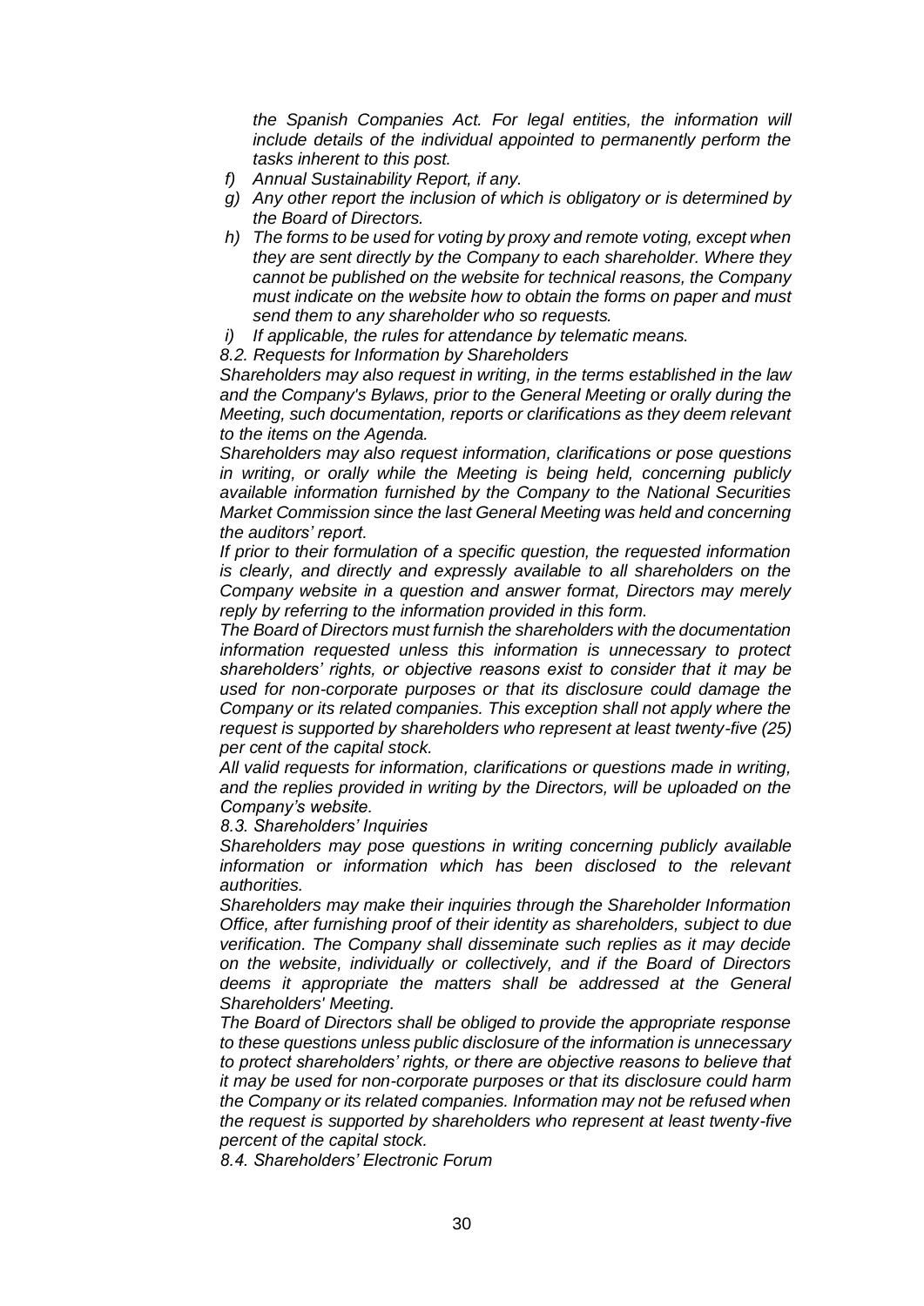*the Spanish Companies Act. For legal entities, the information will include details of the individual appointed to permanently perform the tasks inherent to this post.*

- *f) Annual Sustainability Report, if any.*
- *g) Any other report the inclusion of which is obligatory or is determined by the Board of Directors.*
- *h) The forms to be used for voting by proxy and remote voting, except when they are sent directly by the Company to each shareholder. Where they cannot be published on the website for technical reasons, the Company must indicate on the website how to obtain the forms on paper and must send them to any shareholder who so requests.*
- *i) If applicable, the rules for attendance by telematic means.*

*8.2. Requests for Information by Shareholders*

*Shareholders may also request in writing, in the terms established in the law and the Company's Bylaws, prior to the General Meeting or orally during the Meeting, such documentation, reports or clarifications as they deem relevant to the items on the Agenda.*

*Shareholders may also request information, clarifications or pose questions in writing, or orally while the Meeting is being held, concerning publicly available information furnished by the Company to the National Securities Market Commission since the last General Meeting was held and concerning the auditors' report.*

*If prior to their formulation of a specific question, the requested information is clearly, and directly and expressly available to all shareholders on the Company website in a question and answer format, Directors may merely reply by referring to the information provided in this form.*

*The Board of Directors must furnish the shareholders with the documentation information requested unless this information is unnecessary to protect shareholders' rights, or objective reasons exist to consider that it may be used for non-corporate purposes or that its disclosure could damage the Company or its related companies. This exception shall not apply where the request is supported by shareholders who represent at least twenty-five (25) per cent of the capital stock.*

*All valid requests for information, clarifications or questions made in writing, and the replies provided in writing by the Directors, will be uploaded on the Company's website.*

*8.3. Shareholders' Inquiries*

*Shareholders may pose questions in writing concerning publicly available information or information which has been disclosed to the relevant authorities.*

*Shareholders may make their inquiries through the Shareholder Information Office, after furnishing proof of their identity as shareholders, subject to due verification. The Company shall disseminate such replies as it may decide on the website, individually or collectively, and if the Board of Directors deems it appropriate the matters shall be addressed at the General Shareholders' Meeting.*

*The Board of Directors shall be obliged to provide the appropriate response to these questions unless public disclosure of the information is unnecessary to protect shareholders' rights, or there are objective reasons to believe that it may be used for non-corporate purposes or that its disclosure could harm the Company or its related companies. Information may not be refused when the request is supported by shareholders who represent at least twenty-five percent of the capital stock.*

*8.4. Shareholders' Electronic Forum*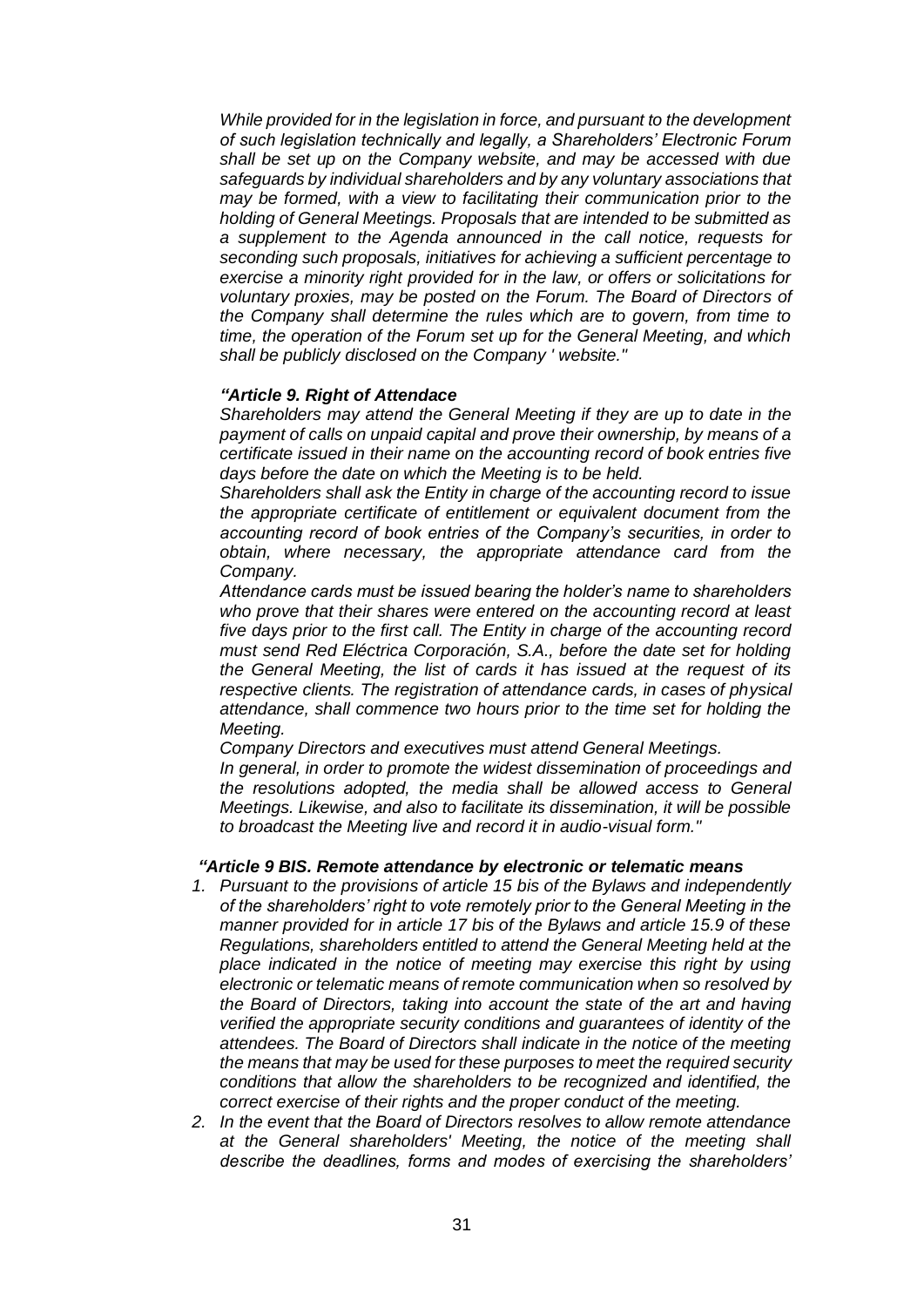*While provided for in the legislation in force, and pursuant to the development of such legislation technically and legally, a Shareholders' Electronic Forum shall be set up on the Company website, and may be accessed with due safeguards by individual shareholders and by any voluntary associations that may be formed, with a view to facilitating their communication prior to the holding of General Meetings. Proposals that are intended to be submitted as a supplement to the Agenda announced in the call notice, requests for seconding such proposals, initiatives for achieving a sufficient percentage to exercise a minority right provided for in the law, or offers or solicitations for voluntary proxies, may be posted on the Forum. The Board of Directors of the Company shall determine the rules which are to govern, from time to time, the operation of the Forum set up for the General Meeting, and which shall be publicly disclosed on the Company ' website."*

***"Article 9. Right of Attendace***

*Shareholders may attend the General Meeting if they are up to date in the payment of calls on unpaid capital and prove their ownership, by means of a certificate issued in their name on the accounting record of book entries five days before the date on which the Meeting is to be held.*

*Shareholders shall ask the Entity in charge of the accounting record to issue the appropriate certificate of entitlement or equivalent document from the accounting record of book entries of the Company's securities, in order to obtain, where necessary, the appropriate attendance card from the Company.*

*Attendance cards must be issued bearing the holder's name to shareholders who prove that their shares were entered on the accounting record at least five days prior to the first call. The Entity in charge of the accounting record must send Red Eléctrica Corporación, S.A., before the date set for holding the General Meeting, the list of cards it has issued at the request of its respective clients. The registration of attendance cards, in cases of physical attendance, shall commence two hours prior to the time set for holding the Meeting.*

*Company Directors and executives must attend General Meetings.*

*In general, in order to promote the widest dissemination of proceedings and the resolutions adopted, the media shall be allowed access to General Meetings. Likewise, and also to facilitate its dissemination, it will be possible to broadcast the Meeting live and record it in audio-visual form."*

***"Article 9 BIS. Remote attendance by electronic or telematic means***

1. *Pursuant to the provisions of article 15 bis of the Bylaws and independently of the shareholders' right to vote remotely prior to the General Meeting in the manner provided for in article 17 bis of the Bylaws and article 15.9 of these Regulations, shareholders entitled to attend the General Meeting held at the place indicated in the notice of meeting may exercise this right by using electronic or telematic means of remote communication when so resolved by the Board of Directors, taking into account the state of the art and having verified the appropriate security conditions and guarantees of identity of the attendees. The Board of Directors shall indicate in the notice of the meeting the means that may be used for these purposes to meet the required security conditions that allow the shareholders to be recognized and identified, the correct exercise of their rights and the proper conduct of the meeting.*
2. *In the event that the Board of Directors resolves to allow remote attendance at the General shareholders' Meeting, the notice of the meeting shall describe the deadlines, forms and modes of exercising the shareholders'*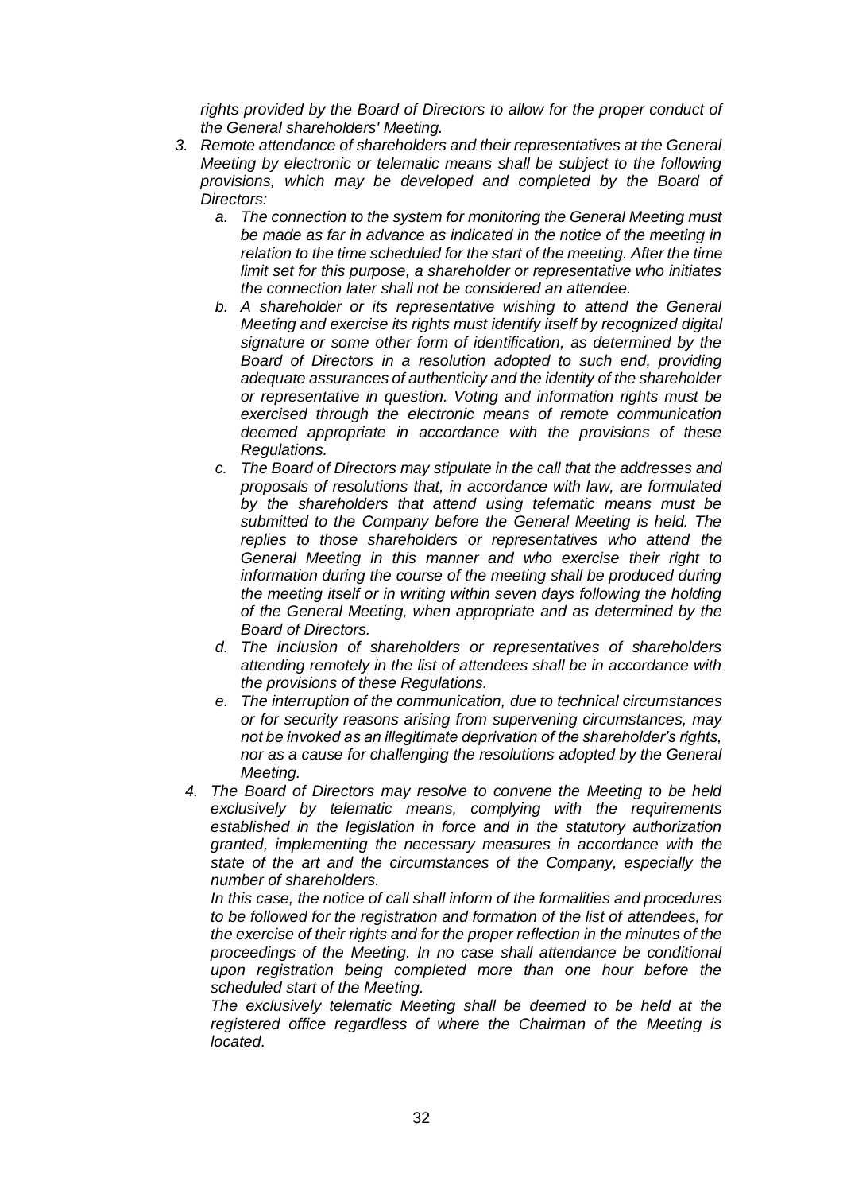*rights provided by the Board of Directors to allow for the proper conduct of the General shareholders' Meeting.*

3. *Remote attendance of shareholders and their representatives at the General Meeting by electronic or telematic means shall be subject to the following provisions, which may be developed and completed by the Board of Directors:*
   a. *The connection to the system for monitoring the General Meeting must be made as far in advance as indicated in the notice of the meeting in relation to the time scheduled for the start of the meeting. After the time limit set for this purpose, a shareholder or representative who initiates the connection later shall not be considered an attendee.*
   b. *A shareholder or its representative wishing to attend the General Meeting and exercise its rights must identify itself by recognized digital signature or some other form of identification, as determined by the Board of Directors in a resolution adopted to such end, providing adequate assurances of authenticity and the identity of the shareholder or representative in question. Voting and information rights must be exercised through the electronic means of remote communication deemed appropriate in accordance with the provisions of these Regulations.*
   c. *The Board of Directors may stipulate in the call that the addresses and proposals of resolutions that, in accordance with law, are formulated by the shareholders that attend using telematic means must be submitted to the Company before the General Meeting is held. The replies to those shareholders or representatives who attend the General Meeting in this manner and who exercise their right to information during the course of the meeting shall be produced during the meeting itself or in writing within seven days following the holding of the General Meeting, when appropriate and as determined by the Board of Directors.*
   d. *The inclusion of shareholders or representatives of shareholders attending remotely in the list of attendees shall be in accordance with the provisions of these Regulations.*
   e. *The interruption of the communication, due to technical circumstances or for security reasons arising from supervening circumstances, may not be invoked as an illegitimate deprivation of the shareholder's rights, nor as a cause for challenging the resolutions adopted by the General Meeting.*
4. *The Board of Directors may resolve to convene the Meeting to be held exclusively by telematic means, complying with the requirements established in the legislation in force and in the statutory authorization granted, implementing the necessary measures in accordance with the state of the art and the circumstances of the Company, especially the number of shareholders.*

   *In this case, the notice of call shall inform of the formalities and procedures to be followed for the registration and formation of the list of attendees, for the exercise of their rights and for the proper reflection in the minutes of the proceedings of the Meeting. In no case shall attendance be conditional upon registration being completed more than one hour before the scheduled start of the Meeting.*

   *The exclusively telematic Meeting shall be deemed to be held at the registered office regardless of where the Chairman of the Meeting is located.*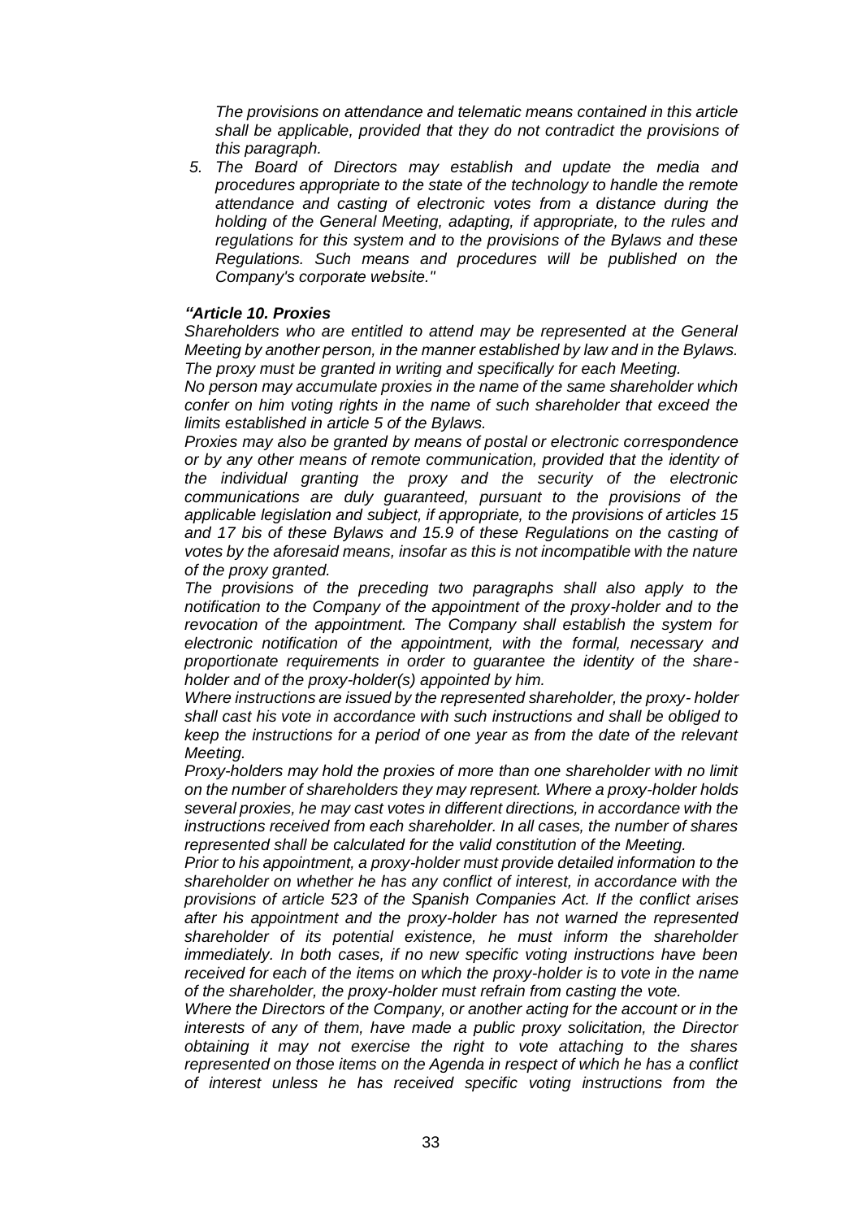*The provisions on attendance and telematic means contained in this article shall be applicable, provided that they do not contradict the provisions of this paragraph.*

5. *The Board of Directors may establish and update the media and procedures appropriate to the state of the technology to handle the remote attendance and casting of electronic votes from a distance during the holding of the General Meeting, adapting, if appropriate, to the rules and regulations for this system and to the provisions of the Bylaws and these Regulations. Such means and procedures will be published on the Company's corporate website."*

***"Article 10. Proxies***

*Shareholders who are entitled to attend may be represented at the General Meeting by another person, in the manner established by law and in the Bylaws. The proxy must be granted in writing and specifically for each Meeting.*

*No person may accumulate proxies in the name of the same shareholder which confer on him voting rights in the name of such shareholder that exceed the limits established in article 5 of the Bylaws.*

*Proxies may also be granted by means of postal or electronic correspondence or by any other means of remote communication, provided that the identity of the individual granting the proxy and the security of the electronic communications are duly guaranteed, pursuant to the provisions of the applicable legislation and subject, if appropriate, to the provisions of articles 15 and 17 bis of these Bylaws and 15.9 of these Regulations on the casting of votes by the aforesaid means, insofar as this is not incompatible with the nature of the proxy granted.*

*The provisions of the preceding two paragraphs shall also apply to the notification to the Company of the appointment of the proxy-holder and to the revocation of the appointment. The Company shall establish the system for electronic notification of the appointment, with the formal, necessary and proportionate requirements in order to guarantee the identity of the share-holder and of the proxy-holder(s) appointed by him.*

*Where instructions are issued by the represented shareholder, the proxy- holder shall cast his vote in accordance with such instructions and shall be obliged to keep the instructions for a period of one year as from the date of the relevant Meeting.*

*Proxy-holders may hold the proxies of more than one shareholder with no limit on the number of shareholders they may represent. Where a proxy-holder holds several proxies, he may cast votes in different directions, in accordance with the instructions received from each shareholder. In all cases, the number of shares represented shall be calculated for the valid constitution of the Meeting.*

*Prior to his appointment, a proxy-holder must provide detailed information to the shareholder on whether he has any conflict of interest, in accordance with the provisions of article 523 of the Spanish Companies Act. If the conflict arises after his appointment and the proxy-holder has not warned the represented shareholder of its potential existence, he must inform the shareholder immediately. In both cases, if no new specific voting instructions have been received for each of the items on which the proxy-holder is to vote in the name of the shareholder, the proxy-holder must refrain from casting the vote.*

*Where the Directors of the Company, or another acting for the account or in the interests of any of them, have made a public proxy solicitation, the Director obtaining it may not exercise the right to vote attaching to the shares represented on those items on the Agenda in respect of which he has a conflict of interest unless he has received specific voting instructions from the*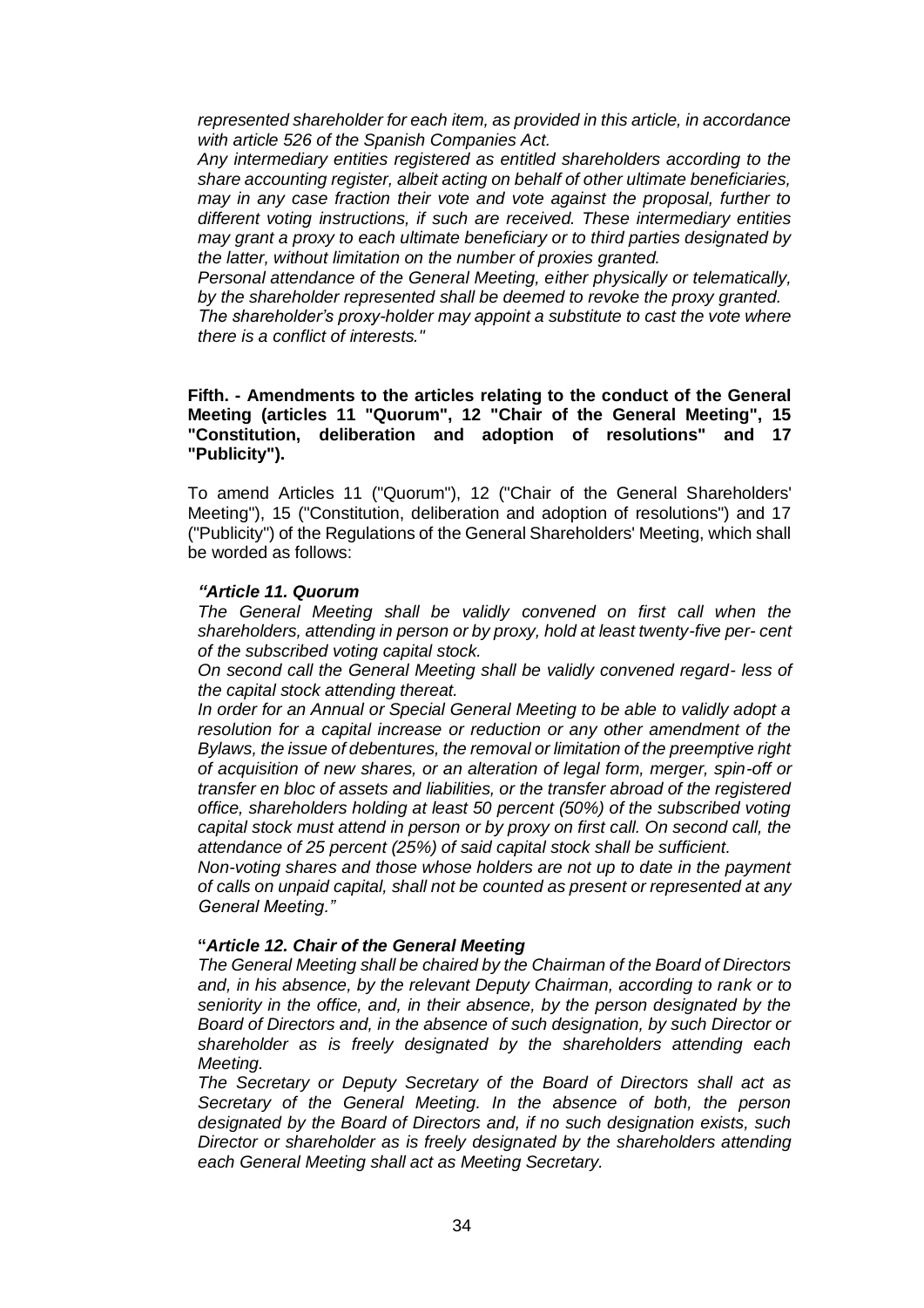*represented shareholder for each item, as provided in this article, in accordance with article 526 of the Spanish Companies Act.*

*Any intermediary entities registered as entitled shareholders according to the share accounting register, albeit acting on behalf of other ultimate beneficiaries, may in any case fraction their vote and vote against the proposal, further to different voting instructions, if such are received. These intermediary entities may grant a proxy to each ultimate beneficiary or to third parties designated by the latter, without limitation on the number of proxies granted.*

*Personal attendance of the General Meeting, either physically or telematically, by the shareholder represented shall be deemed to revoke the proxy granted.*

*The shareholder's proxy-holder may appoint a substitute to cast the vote where there is a conflict of interests."*

**Fifth. - Amendments to the articles relating to the conduct of the General Meeting (articles 11 "Quorum", 12 "Chair of the General Meeting", 15 "Constitution, deliberation and adoption of resolutions" and 17 "Publicity").**

To amend Articles 11 ("Quorum"), 12 ("Chair of the General Shareholders' Meeting"), 15 ("Constitution, deliberation and adoption of resolutions") and 17 ("Publicity") of the Regulations of the General Shareholders' Meeting, which shall be worded as follows:

***"Article 11. Quorum***

*The General Meeting shall be validly convened on first call when the shareholders, attending in person or by proxy, hold at least twenty-five per- cent of the subscribed voting capital stock.*

*On second call the General Meeting shall be validly convened regard- less of the capital stock attending thereat.*

*In order for an Annual or Special General Meeting to be able to validly adopt a resolution for a capital increase or reduction or any other amendment of the Bylaws, the issue of debentures, the removal or limitation of the preemptive right of acquisition of new shares, or an alteration of legal form, merger, spin-off or transfer en bloc of assets and liabilities, or the transfer abroad of the registered office, shareholders holding at least 50 percent (50%) of the subscribed voting capital stock must attend in person or by proxy on first call. On second call, the attendance of 25 percent (25%) of said capital stock shall be sufficient.*

*Non-voting shares and those whose holders are not up to date in the payment of calls on unpaid capital, shall not be counted as present or represented at any General Meeting."*

**"*Article 12. Chair of the General Meeting***

*The General Meeting shall be chaired by the Chairman of the Board of Directors and, in his absence, by the relevant Deputy Chairman, according to rank or to seniority in the office, and, in their absence, by the person designated by the Board of Directors and, in the absence of such designation, by such Director or shareholder as is freely designated by the shareholders attending each Meeting.*

*The Secretary or Deputy Secretary of the Board of Directors shall act as Secretary of the General Meeting. In the absence of both, the person designated by the Board of Directors and, if no such designation exists, such Director or shareholder as is freely designated by the shareholders attending each General Meeting shall act as Meeting Secretary.*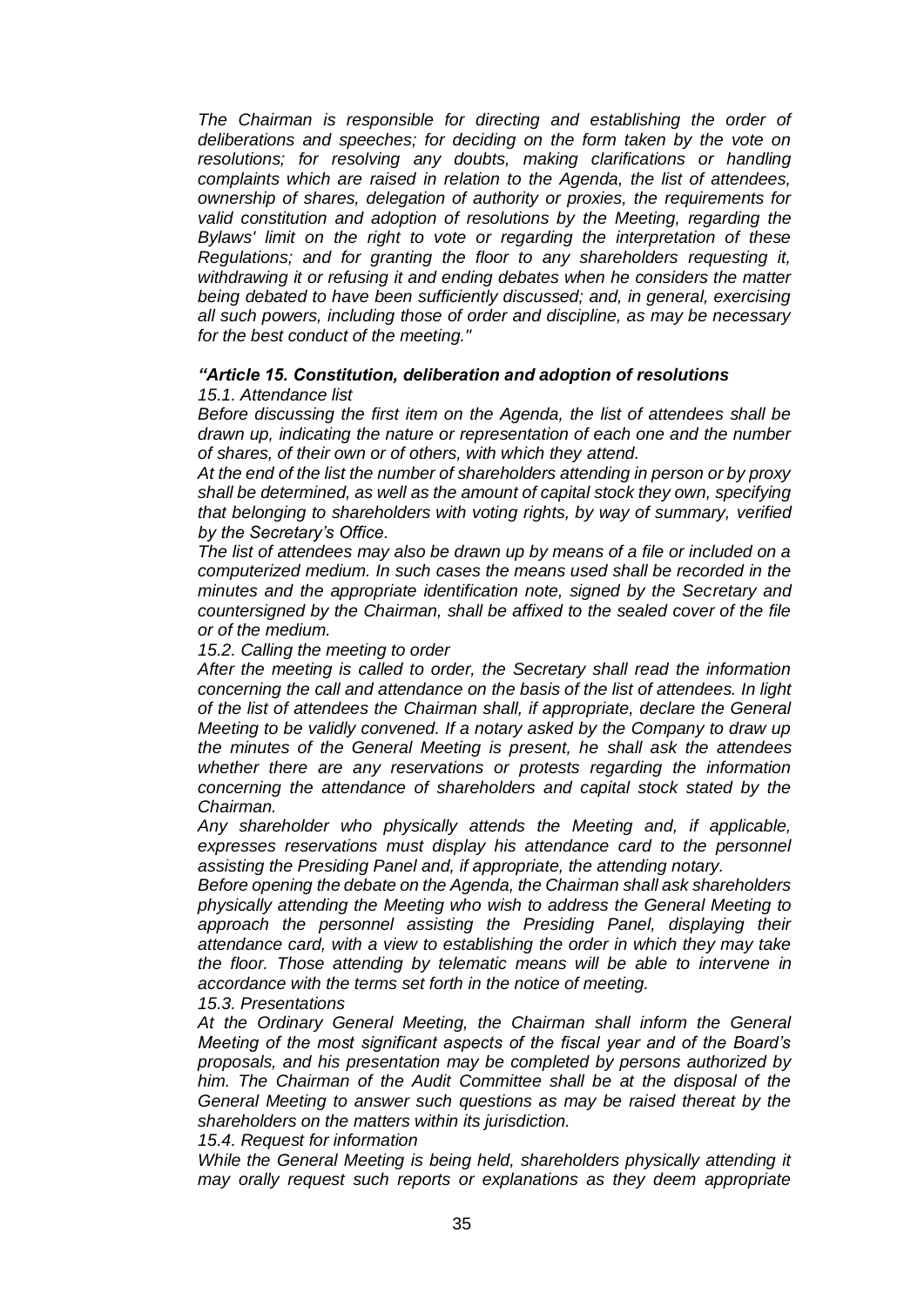*The Chairman is responsible for directing and establishing the order of deliberations and speeches; for deciding on the form taken by the vote on resolutions; for resolving any doubts, making clarifications or handling complaints which are raised in relation to the Agenda, the list of attendees, ownership of shares, delegation of authority or proxies, the requirements for valid constitution and adoption of resolutions by the Meeting, regarding the Bylaws' limit on the right to vote or regarding the interpretation of these Regulations; and for granting the floor to any shareholders requesting it, withdrawing it or refusing it and ending debates when he considers the matter being debated to have been sufficiently discussed; and, in general, exercising all such powers, including those of order and discipline, as may be necessary for the best conduct of the meeting."*

***"Article 15. Constitution, deliberation and adoption of resolutions***

*15.1. Attendance list*

*Before discussing the first item on the Agenda, the list of attendees shall be drawn up, indicating the nature or representation of each one and the number of shares, of their own or of others, with which they attend.*

*At the end of the list the number of shareholders attending in person or by proxy shall be determined, as well as the amount of capital stock they own, specifying that belonging to shareholders with voting rights, by way of summary, verified by the Secretary's Office.*

*The list of attendees may also be drawn up by means of a file or included on a computerized medium. In such cases the means used shall be recorded in the minutes and the appropriate identification note, signed by the Secretary and countersigned by the Chairman, shall be affixed to the sealed cover of the file or of the medium.*

*15.2. Calling the meeting to order*

*After the meeting is called to order, the Secretary shall read the information concerning the call and attendance on the basis of the list of attendees. In light of the list of attendees the Chairman shall, if appropriate, declare the General Meeting to be validly convened. If a notary asked by the Company to draw up the minutes of the General Meeting is present, he shall ask the attendees whether there are any reservations or protests regarding the information concerning the attendance of shareholders and capital stock stated by the Chairman.*

*Any shareholder who physically attends the Meeting and, if applicable, expresses reservations must display his attendance card to the personnel assisting the Presiding Panel and, if appropriate, the attending notary.*

*Before opening the debate on the Agenda, the Chairman shall ask shareholders physically attending the Meeting who wish to address the General Meeting to approach the personnel assisting the Presiding Panel, displaying their attendance card, with a view to establishing the order in which they may take the floor. Those attending by telematic means will be able to intervene in accordance with the terms set forth in the notice of meeting.*

*15.3. Presentations*

*At the Ordinary General Meeting, the Chairman shall inform the General Meeting of the most significant aspects of the fiscal year and of the Board's proposals, and his presentation may be completed by persons authorized by him. The Chairman of the Audit Committee shall be at the disposal of the General Meeting to answer such questions as may be raised thereat by the shareholders on the matters within its jurisdiction.*

*15.4. Request for information*

*While the General Meeting is being held, shareholders physically attending it may orally request such reports or explanations as they deem appropriate*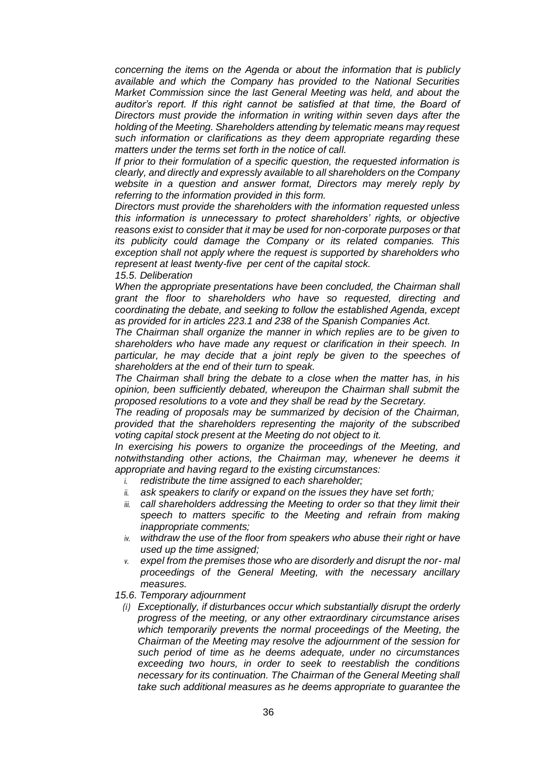*concerning the items on the Agenda or about the information that is publicly available and which the Company has provided to the National Securities Market Commission since the last General Meeting was held, and about the auditor's report. If this right cannot be satisfied at that time, the Board of Directors must provide the information in writing within seven days after the holding of the Meeting. Shareholders attending by telematic means may request such information or clarifications as they deem appropriate regarding these matters under the terms set forth in the notice of call.*

*If prior to their formulation of a specific question, the requested information is clearly, and directly and expressly available to all shareholders on the Company website in a question and answer format, Directors may merely reply by referring to the information provided in this form.*

*Directors must provide the shareholders with the information requested unless this information is unnecessary to protect shareholders' rights, or objective reasons exist to consider that it may be used for non-corporate purposes or that its publicity could damage the Company or its related companies. This exception shall not apply where the request is supported by shareholders who represent at least twenty-five per cent of the capital stock.*

*15.5. Deliberation*

*When the appropriate presentations have been concluded, the Chairman shall grant the floor to shareholders who have so requested, directing and coordinating the debate, and seeking to follow the established Agenda, except as provided for in articles 223.1 and 238 of the Spanish Companies Act.*

*The Chairman shall organize the manner in which replies are to be given to shareholders who have made any request or clarification in their speech. In particular, he may decide that a joint reply be given to the speeches of shareholders at the end of their turn to speak.*

*The Chairman shall bring the debate to a close when the matter has, in his opinion, been sufficiently debated, whereupon the Chairman shall submit the proposed resolutions to a vote and they shall be read by the Secretary.*

*The reading of proposals may be summarized by decision of the Chairman, provided that the shareholders representing the majority of the subscribed voting capital stock present at the Meeting do not object to it.*

*In exercising his powers to organize the proceedings of the Meeting, and notwithstanding other actions, the Chairman may, whenever he deems it appropriate and having regard to the existing circumstances:*

- *i. redistribute the time assigned to each shareholder;*
- *ii. ask speakers to clarify or expand on the issues they have set forth;*
- *iii. call shareholders addressing the Meeting to order so that they limit their speech to matters specific to the Meeting and refrain from making inappropriate comments;*
- *iv. withdraw the use of the floor from speakers who abuse their right or have used up the time assigned;*
- *v. expel from the premises those who are disorderly and disrupt the nor- mal proceedings of the General Meeting, with the necessary ancillary measures.*

*15.6. Temporary adjournment*

*(i) Exceptionally, if disturbances occur which substantially disrupt the orderly progress of the meeting, or any other extraordinary circumstance arises which temporarily prevents the normal proceedings of the Meeting, the Chairman of the Meeting may resolve the adjournment of the session for such period of time as he deems adequate, under no circumstances exceeding two hours, in order to seek to reestablish the conditions necessary for its continuation. The Chairman of the General Meeting shall take such additional measures as he deems appropriate to guarantee the*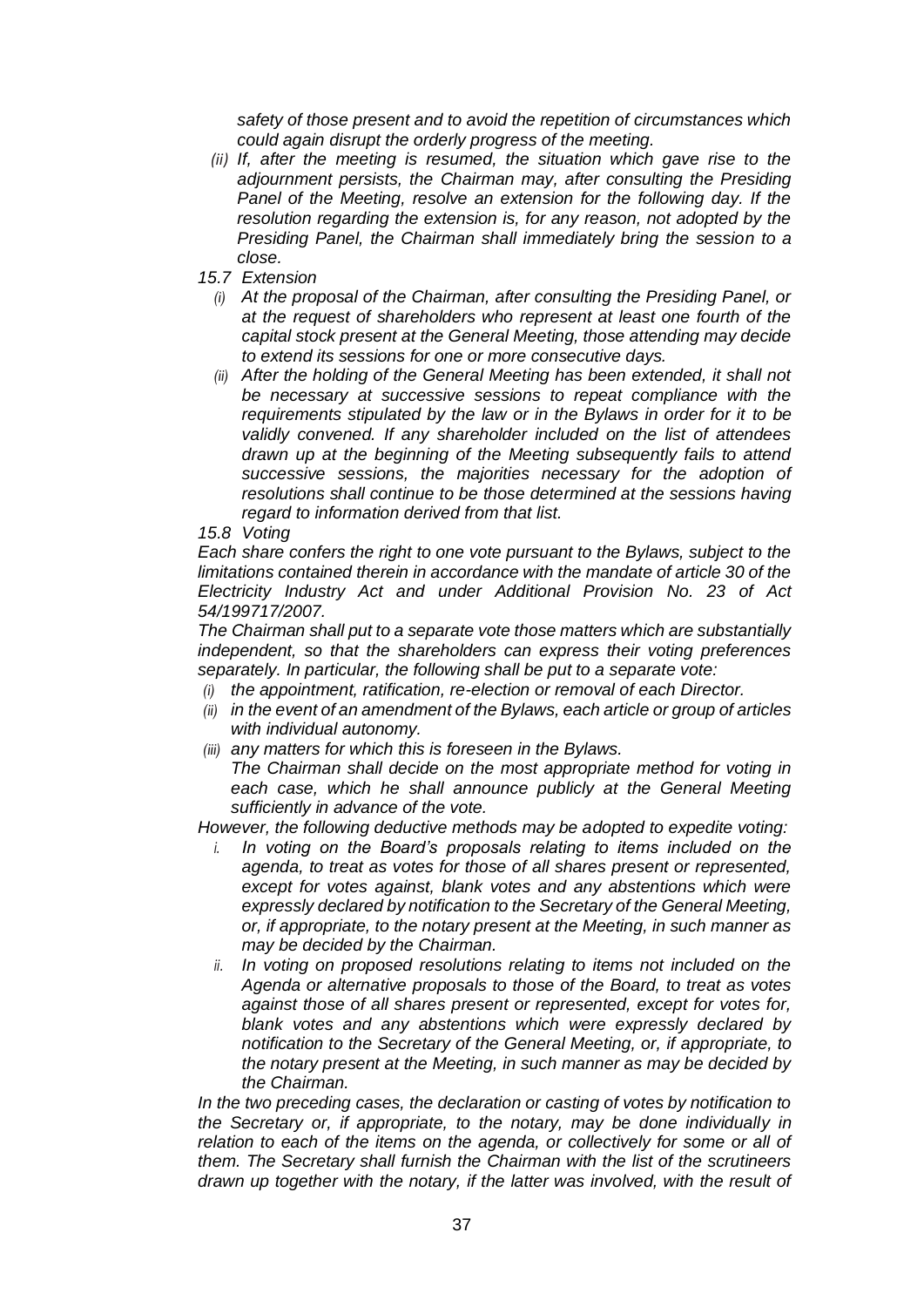*safety of those present and to avoid the repetition of circumstances which could again disrupt the orderly progress of the meeting.*

*(ii) If, after the meeting is resumed, the situation which gave rise to the adjournment persists, the Chairman may, after consulting the Presiding Panel of the Meeting, resolve an extension for the following day. If the resolution regarding the extension is, for any reason, not adopted by the Presiding Panel, the Chairman shall immediately bring the session to a close.*

*15.7 Extension*

*(i) At the proposal of the Chairman, after consulting the Presiding Panel, or at the request of shareholders who represent at least one fourth of the capital stock present at the General Meeting, those attending may decide to extend its sessions for one or more consecutive days.*

*(ii) After the holding of the General Meeting has been extended, it shall not be necessary at successive sessions to repeat compliance with the requirements stipulated by the law or in the Bylaws in order for it to be validly convened. If any shareholder included on the list of attendees drawn up at the beginning of the Meeting subsequently fails to attend successive sessions, the majorities necessary for the adoption of resolutions shall continue to be those determined at the sessions having regard to information derived from that list.*

*15.8 Voting*

*Each share confers the right to one vote pursuant to the Bylaws, subject to the limitations contained therein in accordance with the mandate of article 30 of the Electricity Industry Act and under Additional Provision No. 23 of Act 54/199717/2007.*

*The Chairman shall put to a separate vote those matters which are substantially independent, so that the shareholders can express their voting preferences separately. In particular, the following shall be put to a separate vote:*

*(i) the appointment, ratification, re-election or removal of each Director.*

*(ii) in the event of an amendment of the Bylaws, each article or group of articles with individual autonomy.*

*(iii) any matters for which this is foreseen in the Bylaws.*

*The Chairman shall decide on the most appropriate method for voting in each case, which he shall announce publicly at the General Meeting sufficiently in advance of the vote.*

*However, the following deductive methods may be adopted to expedite voting:*

*i. In voting on the Board's proposals relating to items included on the agenda, to treat as votes for those of all shares present or represented, except for votes against, blank votes and any abstentions which were expressly declared by notification to the Secretary of the General Meeting, or, if appropriate, to the notary present at the Meeting, in such manner as may be decided by the Chairman.*

*ii. In voting on proposed resolutions relating to items not included on the Agenda or alternative proposals to those of the Board, to treat as votes against those of all shares present or represented, except for votes for, blank votes and any abstentions which were expressly declared by notification to the Secretary of the General Meeting, or, if appropriate, to the notary present at the Meeting, in such manner as may be decided by the Chairman.*

*In the two preceding cases, the declaration or casting of votes by notification to the Secretary or, if appropriate, to the notary, may be done individually in relation to each of the items on the agenda, or collectively for some or all of them. The Secretary shall furnish the Chairman with the list of the scrutineers drawn up together with the notary, if the latter was involved, with the result of*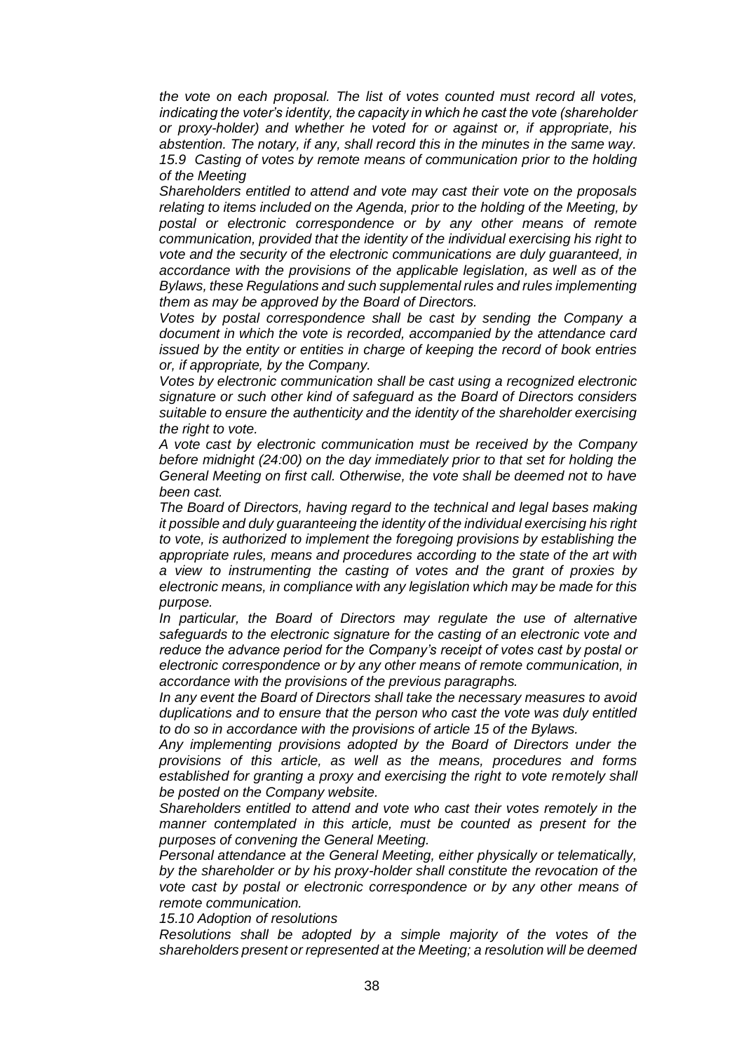*the vote on each proposal. The list of votes counted must record all votes, indicating the voter's identity, the capacity in which he cast the vote (shareholder or proxy-holder) and whether he voted for or against or, if appropriate, his abstention. The notary, if any, shall record this in the minutes in the same way.*

*15.9 Casting of votes by remote means of communication prior to the holding of the Meeting*

*Shareholders entitled to attend and vote may cast their vote on the proposals relating to items included on the Agenda, prior to the holding of the Meeting, by postal or electronic correspondence or by any other means of remote communication, provided that the identity of the individual exercising his right to vote and the security of the electronic communications are duly guaranteed, in accordance with the provisions of the applicable legislation, as well as of the Bylaws, these Regulations and such supplemental rules and rules implementing them as may be approved by the Board of Directors.*

*Votes by postal correspondence shall be cast by sending the Company a document in which the vote is recorded, accompanied by the attendance card issued by the entity or entities in charge of keeping the record of book entries or, if appropriate, by the Company.*

*Votes by electronic communication shall be cast using a recognized electronic signature or such other kind of safeguard as the Board of Directors considers suitable to ensure the authenticity and the identity of the shareholder exercising the right to vote.*

*A vote cast by electronic communication must be received by the Company before midnight (24:00) on the day immediately prior to that set for holding the General Meeting on first call. Otherwise, the vote shall be deemed not to have been cast.*

*The Board of Directors, having regard to the technical and legal bases making it possible and duly guaranteeing the identity of the individual exercising his right to vote, is authorized to implement the foregoing provisions by establishing the appropriate rules, means and procedures according to the state of the art with a view to instrumenting the casting of votes and the grant of proxies by electronic means, in compliance with any legislation which may be made for this purpose.*

*In particular, the Board of Directors may regulate the use of alternative safeguards to the electronic signature for the casting of an electronic vote and reduce the advance period for the Company's receipt of votes cast by postal or electronic correspondence or by any other means of remote communication, in accordance with the provisions of the previous paragraphs.*

*In any event the Board of Directors shall take the necessary measures to avoid duplications and to ensure that the person who cast the vote was duly entitled to do so in accordance with the provisions of article 15 of the Bylaws.*

*Any implementing provisions adopted by the Board of Directors under the provisions of this article, as well as the means, procedures and forms established for granting a proxy and exercising the right to vote remotely shall be posted on the Company website.*

*Shareholders entitled to attend and vote who cast their votes remotely in the manner contemplated in this article, must be counted as present for the purposes of convening the General Meeting.*

*Personal attendance at the General Meeting, either physically or telematically, by the shareholder or by his proxy-holder shall constitute the revocation of the vote cast by postal or electronic correspondence or by any other means of remote communication.*

*15.10 Adoption of resolutions*

*Resolutions shall be adopted by a simple majority of the votes of the shareholders present or represented at the Meeting; a resolution will be deemed*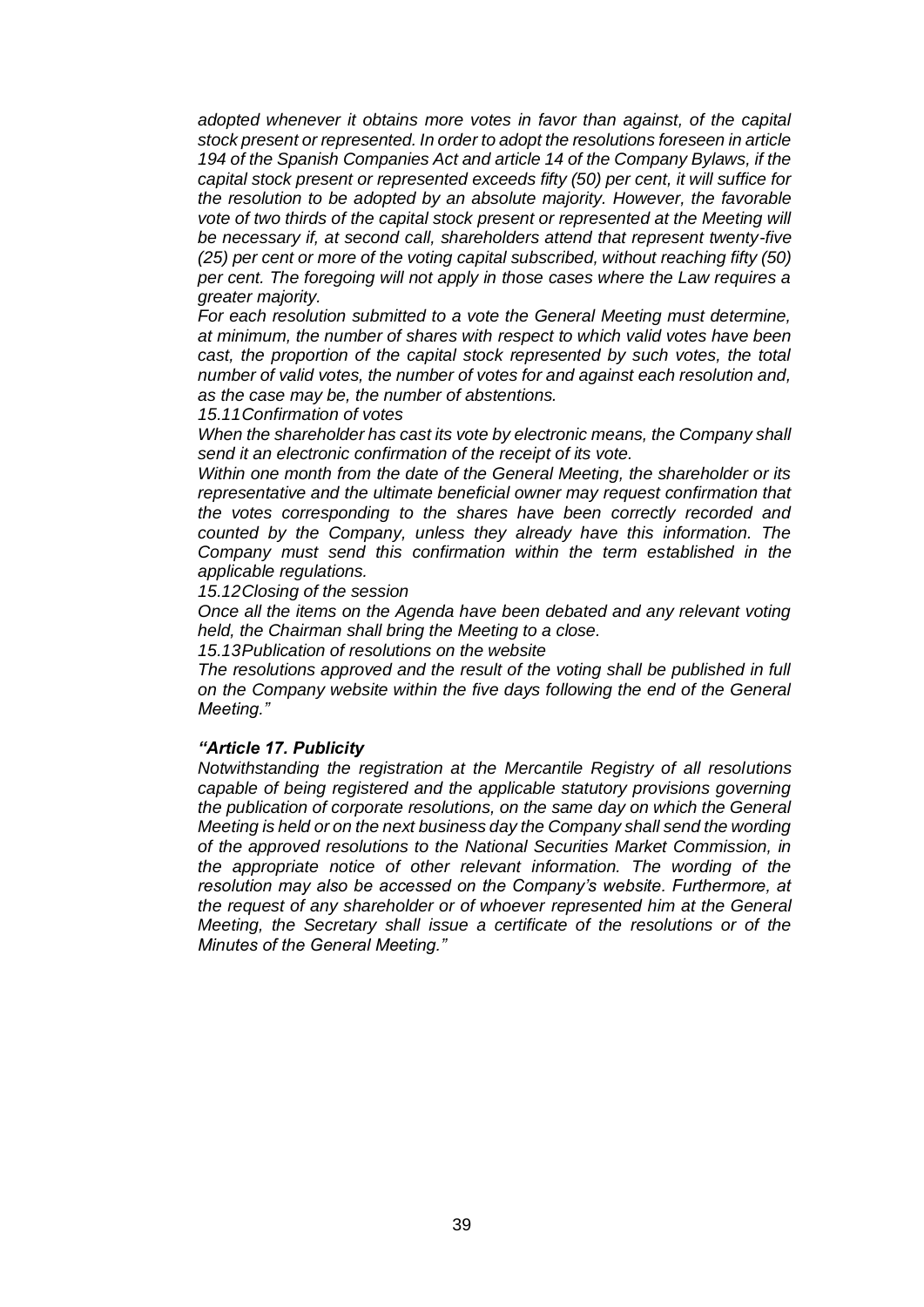*adopted whenever it obtains more votes in favor than against, of the capital stock present or represented. In order to adopt the resolutions foreseen in article 194 of the Spanish Companies Act and article 14 of the Company Bylaws, if the capital stock present or represented exceeds fifty (50) per cent, it will suffice for the resolution to be adopted by an absolute majority. However, the favorable vote of two thirds of the capital stock present or represented at the Meeting will be necessary if, at second call, shareholders attend that represent twenty-five (25) per cent or more of the voting capital subscribed, without reaching fifty (50) per cent. The foregoing will not apply in those cases where the Law requires a greater majority.*

*For each resolution submitted to a vote the General Meeting must determine, at minimum, the number of shares with respect to which valid votes have been cast, the proportion of the capital stock represented by such votes, the total number of valid votes, the number of votes for and against each resolution and, as the case may be, the number of abstentions.*

*15.11Confirmation of votes*

*When the shareholder has cast its vote by electronic means, the Company shall send it an electronic confirmation of the receipt of its vote.*

*Within one month from the date of the General Meeting, the shareholder or its representative and the ultimate beneficial owner may request confirmation that the votes corresponding to the shares have been correctly recorded and counted by the Company, unless they already have this information. The Company must send this confirmation within the term established in the applicable regulations.*

*15.12Closing of the session*

*Once all the items on the Agenda have been debated and any relevant voting held, the Chairman shall bring the Meeting to a close.*

*15.13Publication of resolutions on the website*

*The resolutions approved and the result of the voting shall be published in full on the Company website within the five days following the end of the General Meeting."*

***"Article 17. Publicity***

*Notwithstanding the registration at the Mercantile Registry of all resolutions capable of being registered and the applicable statutory provisions governing the publication of corporate resolutions, on the same day on which the General Meeting is held or on the next business day the Company shall send the wording of the approved resolutions to the National Securities Market Commission, in the appropriate notice of other relevant information. The wording of the resolution may also be accessed on the Company's website. Furthermore, at the request of any shareholder or of whoever represented him at the General Meeting, the Secretary shall issue a certificate of the resolutions or of the Minutes of the General Meeting."*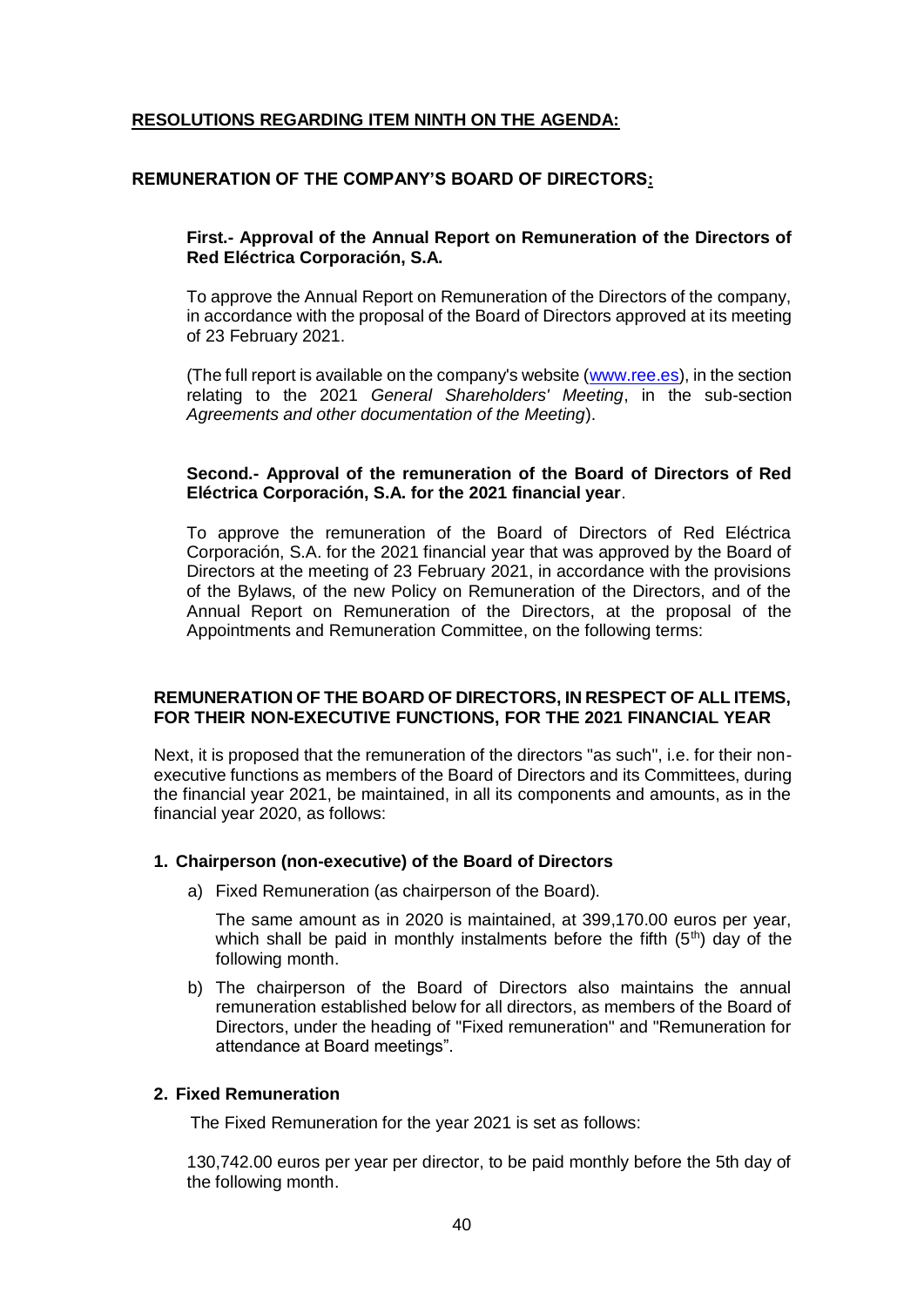## RESOLUTIONS REGARDING ITEM NINTH ON THE AGENDA:

## REMUNERATION OF THE COMPANY'S BOARD OF DIRECTORS:

### First.- Approval of the Annual Report on Remuneration of the Directors of Red Eléctrica Corporación, S.A.

To approve the Annual Report on Remuneration of the Directors of the company, in accordance with the proposal of the Board of Directors approved at its meeting of 23 February 2021.

(The full report is available on the company's website (www.ree.es), in the section relating to the 2021 *General Shareholders' Meeting*, in the sub-section *Agreements and other documentation of the Meeting*).

### Second.- Approval of the remuneration of the Board of Directors of Red Eléctrica Corporación, S.A. for the 2021 financial year.

To approve the remuneration of the Board of Directors of Red Eléctrica Corporación, S.A. for the 2021 financial year that was approved by the Board of Directors at the meeting of 23 February 2021, in accordance with the provisions of the Bylaws, of the new Policy on Remuneration of the Directors, and of the Annual Report on Remuneration of the Directors, at the proposal of the Appointments and Remuneration Committee, on the following terms:

### REMUNERATION OF THE BOARD OF DIRECTORS, IN RESPECT OF ALL ITEMS, FOR THEIR NON-EXECUTIVE FUNCTIONS, FOR THE 2021 FINANCIAL YEAR

Next, it is proposed that the remuneration of the directors "as such", i.e. for their non-executive functions as members of the Board of Directors and its Committees, during the financial year 2021, be maintained, in all its components and amounts, as in the financial year 2020, as follows:

**1. Chairperson (non-executive) of the Board of Directors**

a) Fixed Remuneration (as chairperson of the Board).

The same amount as in 2020 is maintained, at 399,170.00 euros per year, which shall be paid in monthly instalments before the fifth (5th) day of the following month.

b) The chairperson of the Board of Directors also maintains the annual remuneration established below for all directors, as members of the Board of Directors, under the heading of "Fixed remuneration" and "Remuneration for attendance at Board meetings".

**2. Fixed Remuneration**

The Fixed Remuneration for the year 2021 is set as follows:

130,742.00 euros per year per director, to be paid monthly before the 5th day of the following month.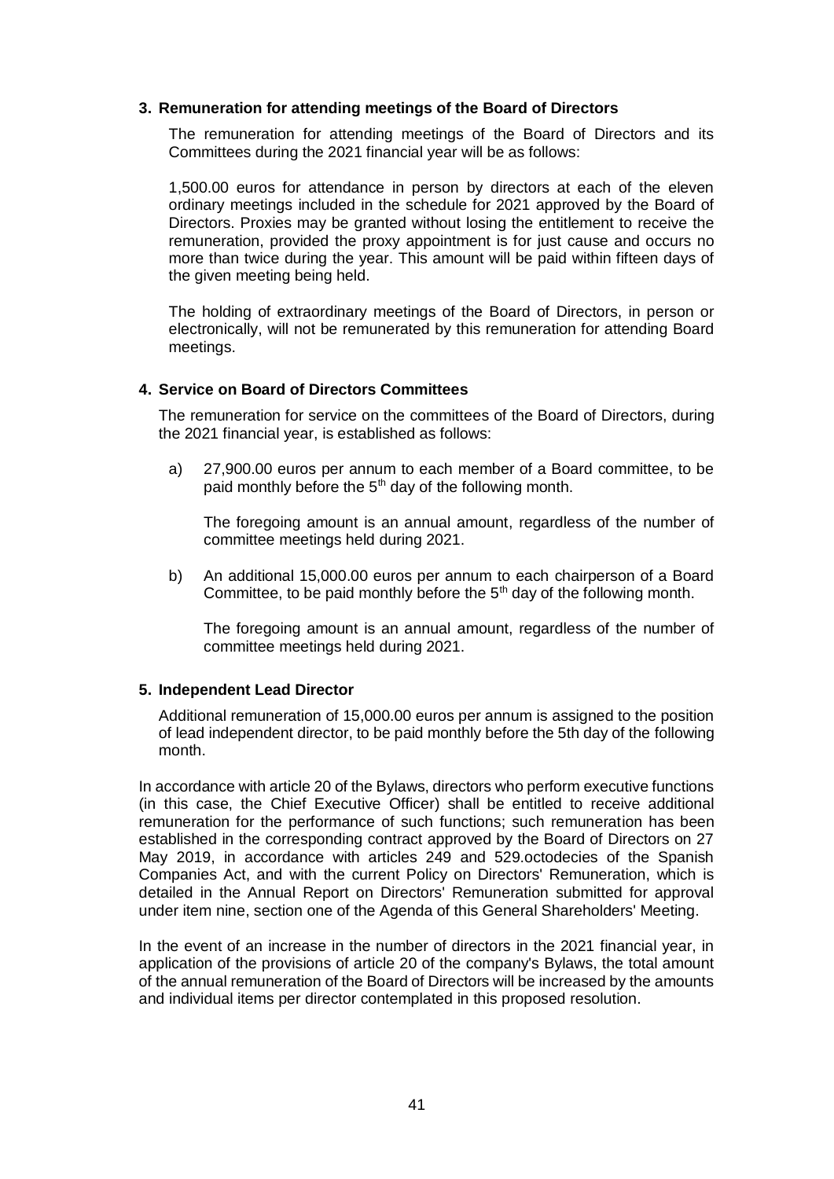### 3. Remuneration for attending meetings of the Board of Directors

The remuneration for attending meetings of the Board of Directors and its Committees during the 2021 financial year will be as follows:

1,500.00 euros for attendance in person by directors at each of the eleven ordinary meetings included in the schedule for 2021 approved by the Board of Directors. Proxies may be granted without losing the entitlement to receive the remuneration, provided the proxy appointment is for just cause and occurs no more than twice during the year. This amount will be paid within fifteen days of the given meeting being held.

The holding of extraordinary meetings of the Board of Directors, in person or electronically, will not be remunerated by this remuneration for attending Board meetings.

### 4. Service on Board of Directors Committees

The remuneration for service on the committees of the Board of Directors, during the 2021 financial year, is established as follows:

a) 27,900.00 euros per annum to each member of a Board committee, to be paid monthly before the 5th day of the following month.

   The foregoing amount is an annual amount, regardless of the number of committee meetings held during 2021.

b) An additional 15,000.00 euros per annum to each chairperson of a Board Committee, to be paid monthly before the 5th day of the following month.

   The foregoing amount is an annual amount, regardless of the number of committee meetings held during 2021.

### 5. Independent Lead Director

Additional remuneration of 15,000.00 euros per annum is assigned to the position of lead independent director, to be paid monthly before the 5th day of the following month.

In accordance with article 20 of the Bylaws, directors who perform executive functions (in this case, the Chief Executive Officer) shall be entitled to receive additional remuneration for the performance of such functions; such remuneration has been established in the corresponding contract approved by the Board of Directors on 27 May 2019, in accordance with articles 249 and 529.octodecies of the Spanish Companies Act, and with the current Policy on Directors' Remuneration, which is detailed in the Annual Report on Directors' Remuneration submitted for approval under item nine, section one of the Agenda of this General Shareholders' Meeting.

In the event of an increase in the number of directors in the 2021 financial year, in application of the provisions of article 20 of the company's Bylaws, the total amount of the annual remuneration of the Board of Directors will be increased by the amounts and individual items per director contemplated in this proposed resolution.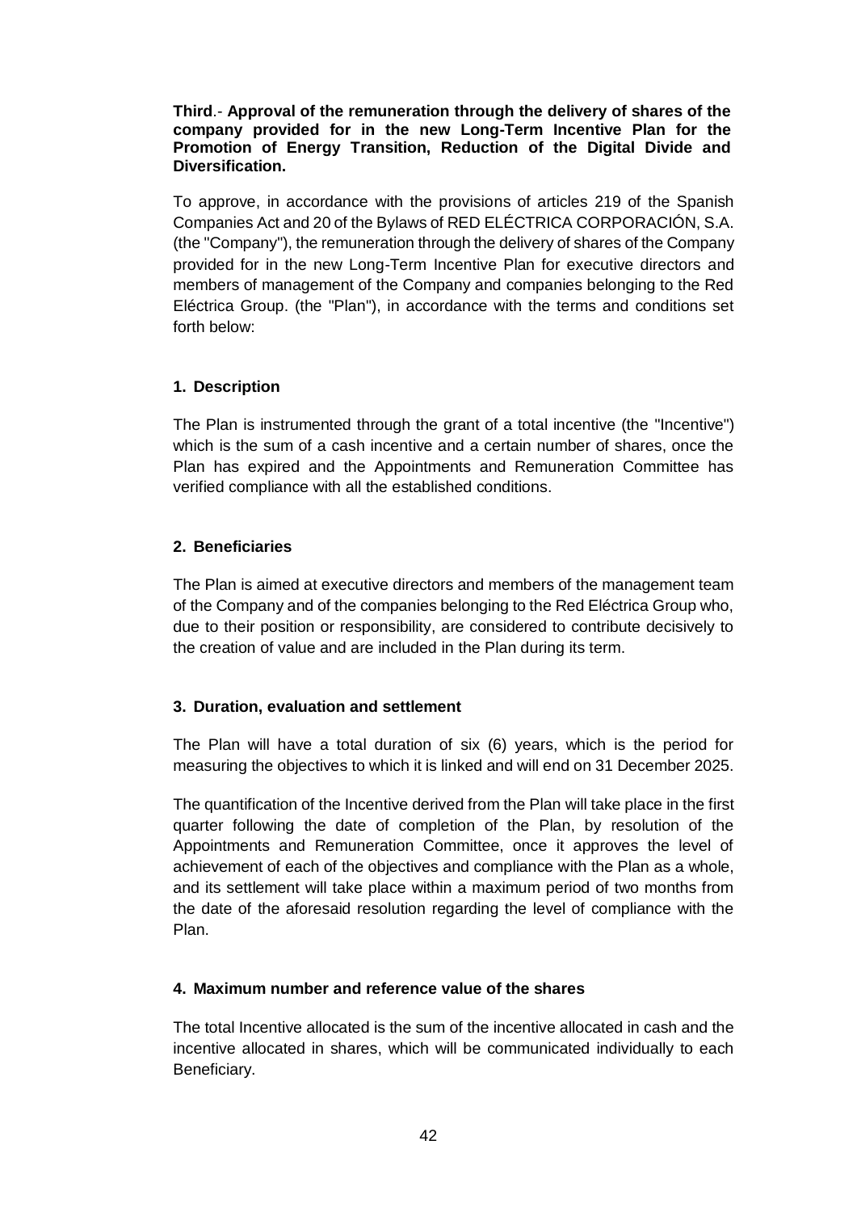**Third**.- **Approval of the remuneration through the delivery of shares of the company provided for in the new Long-Term Incentive Plan for the Promotion of Energy Transition, Reduction of the Digital Divide and Diversification.**

To approve, in accordance with the provisions of articles 219 of the Spanish Companies Act and 20 of the Bylaws of RED ELÉCTRICA CORPORACIÓN, S.A. (the "Company"), the remuneration through the delivery of shares of the Company provided for in the new Long-Term Incentive Plan for executive directors and members of management of the Company and companies belonging to the Red Eléctrica Group. (the "Plan"), in accordance with the terms and conditions set forth below:

## 1. Description

The Plan is instrumented through the grant of a total incentive (the "Incentive") which is the sum of a cash incentive and a certain number of shares, once the Plan has expired and the Appointments and Remuneration Committee has verified compliance with all the established conditions.

## 2. Beneficiaries

The Plan is aimed at executive directors and members of the management team of the Company and of the companies belonging to the Red Eléctrica Group who, due to their position or responsibility, are considered to contribute decisively to the creation of value and are included in the Plan during its term.

## 3. Duration, evaluation and settlement

The Plan will have a total duration of six (6) years, which is the period for measuring the objectives to which it is linked and will end on 31 December 2025.

The quantification of the Incentive derived from the Plan will take place in the first quarter following the date of completion of the Plan, by resolution of the Appointments and Remuneration Committee, once it approves the level of achievement of each of the objectives and compliance with the Plan as a whole, and its settlement will take place within a maximum period of two months from the date of the aforesaid resolution regarding the level of compliance with the Plan.

## 4. Maximum number and reference value of the shares

The total Incentive allocated is the sum of the incentive allocated in cash and the incentive allocated in shares, which will be communicated individually to each Beneficiary.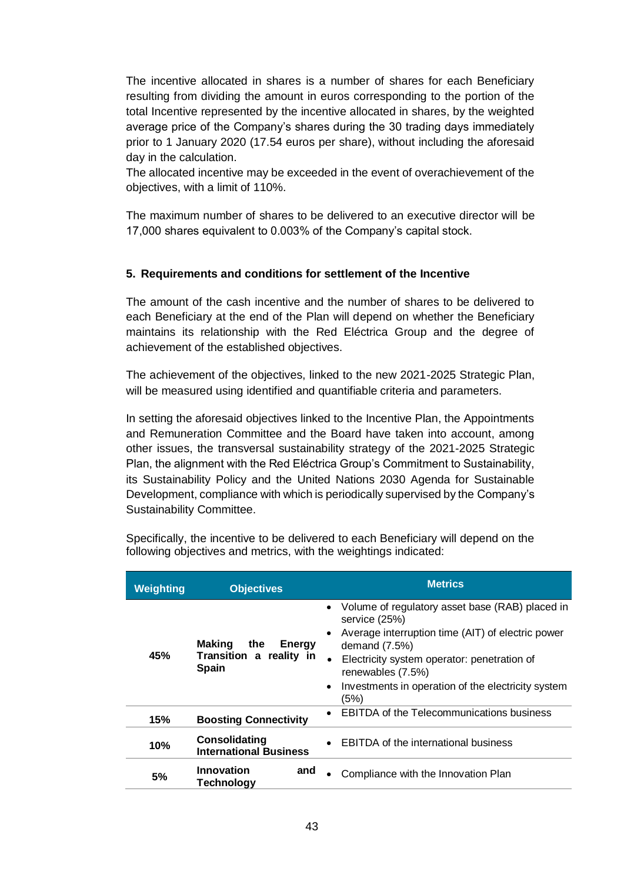The incentive allocated in shares is a number of shares for each Beneficiary resulting from dividing the amount in euros corresponding to the portion of the total Incentive represented by the incentive allocated in shares, by the weighted average price of the Company's shares during the 30 trading days immediately prior to 1 January 2020 (17.54 euros per share), without including the aforesaid day in the calculation.
The allocated incentive may be exceeded in the event of overachievement of the objectives, with a limit of 110%.

The maximum number of shares to be delivered to an executive director will be 17,000 shares equivalent to 0.003% of the Company's capital stock.

## 5. Requirements and conditions for settlement of the Incentive

The amount of the cash incentive and the number of shares to be delivered to each Beneficiary at the end of the Plan will depend on whether the Beneficiary maintains its relationship with the Red Eléctrica Group and the degree of achievement of the established objectives.

The achievement of the objectives, linked to the new 2021-2025 Strategic Plan, will be measured using identified and quantifiable criteria and parameters.

In setting the aforesaid objectives linked to the Incentive Plan, the Appointments and Remuneration Committee and the Board have taken into account, among other issues, the transversal sustainability strategy of the 2021-2025 Strategic Plan, the alignment with the Red Eléctrica Group's Commitment to Sustainability, its Sustainability Policy and the United Nations 2030 Agenda for Sustainable Development, compliance with which is periodically supervised by the Company's Sustainability Committee.

Specifically, the incentive to be delivered to each Beneficiary will depend on the following objectives and metrics, with the weightings indicated:

| Weighting | Objectives | Metrics |
|---|---|---|
| **45%** | **Making the Energy Transition a reality in Spain** | • Volume of regulatory asset base (RAB) placed in service (25%)<br>• Average interruption time (AIT) of electric power demand (7.5%)<br>• Electricity system operator: penetration of renewables (7.5%)<br>• Investments in operation of the electricity system (5%) |
| **15%** | **Boosting Connectivity** | • EBITDA of the Telecommunications business |
| **10%** | **Consolidating International Business** | • EBITDA of the international business |
| **5%** | **Innovation and Technology** | • Compliance with the Innovation Plan |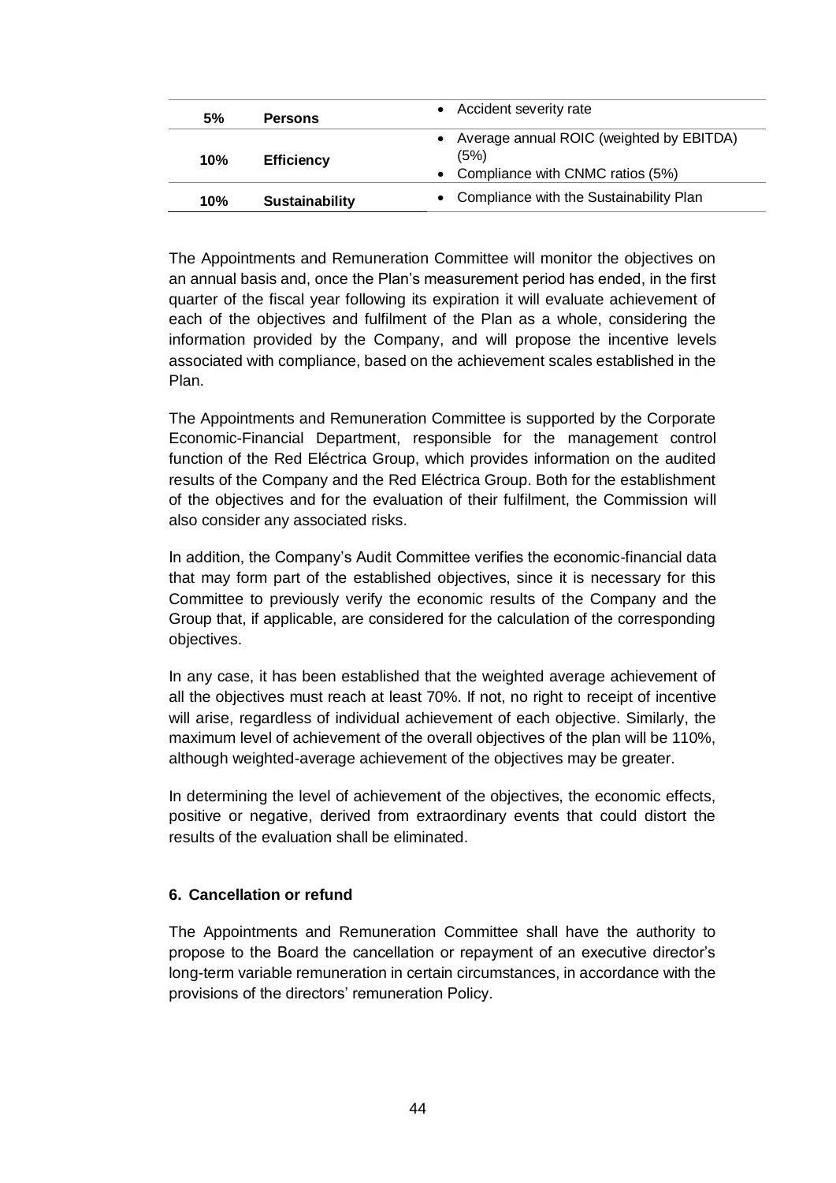| | | |
|---|---|---|
| **5%** | **Persons** | • Accident severity rate |
| **10%** | **Efficiency** | • Average annual ROIC (weighted by EBITDA) (5%)<br>• Compliance with CNMC ratios (5%) |
| **10%** | **Sustainability** | • Compliance with the Sustainability Plan |

The Appointments and Remuneration Committee will monitor the objectives on an annual basis and, once the Plan's measurement period has ended, in the first quarter of the fiscal year following its expiration it will evaluate achievement of each of the objectives and fulfilment of the Plan as a whole, considering the information provided by the Company, and will propose the incentive levels associated with compliance, based on the achievement scales established in the Plan.

The Appointments and Remuneration Committee is supported by the Corporate Economic-Financial Department, responsible for the management control function of the Red Eléctrica Group, which provides information on the audited results of the Company and the Red Eléctrica Group. Both for the establishment of the objectives and for the evaluation of their fulfilment, the Commission will also consider any associated risks.

In addition, the Company's Audit Committee verifies the economic-financial data that may form part of the established objectives, since it is necessary for this Committee to previously verify the economic results of the Company and the Group that, if applicable, are considered for the calculation of the corresponding objectives.

In any case, it has been established that the weighted average achievement of all the objectives must reach at least 70%. If not, no right to receipt of incentive will arise, regardless of individual achievement of each objective. Similarly, the maximum level of achievement of the overall objectives of the plan will be 110%, although weighted-average achievement of the objectives may be greater.

In determining the level of achievement of the objectives, the economic effects, positive or negative, derived from extraordinary events that could distort the results of the evaluation shall be eliminated.

#### 6. Cancellation or refund

The Appointments and Remuneration Committee shall have the authority to propose to the Board the cancellation or repayment of an executive director's long-term variable remuneration in certain circumstances, in accordance with the provisions of the directors' remuneration Policy.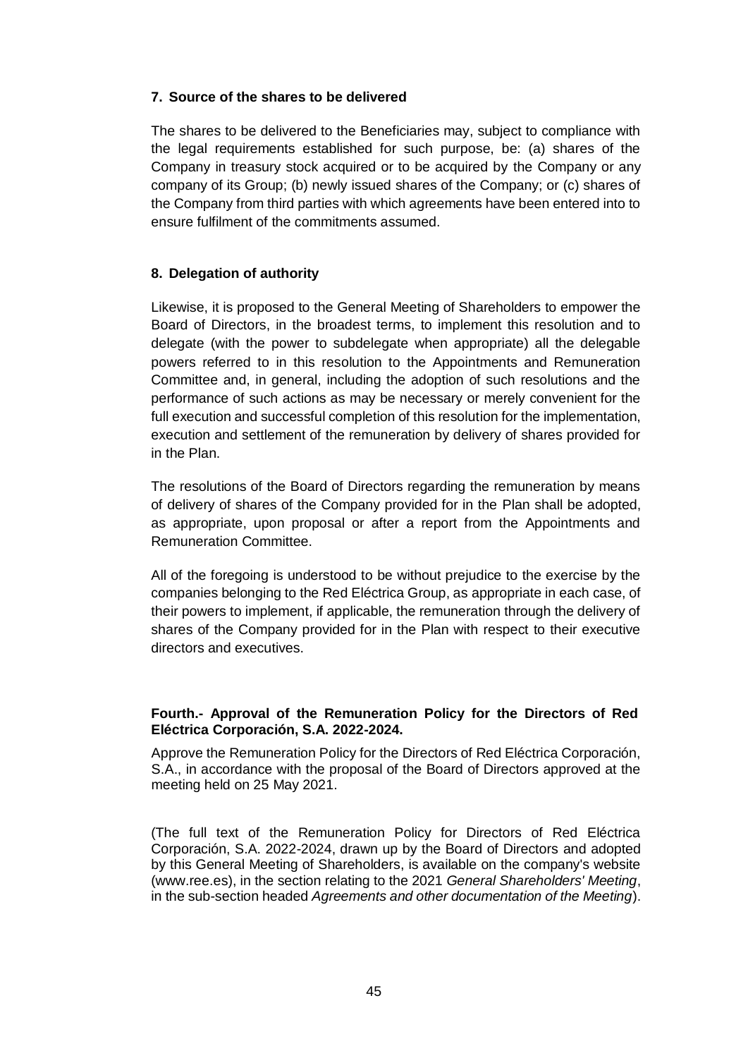#### 7. Source of the shares to be delivered

The shares to be delivered to the Beneficiaries may, subject to compliance with the legal requirements established for such purpose, be: (a) shares of the Company in treasury stock acquired or to be acquired by the Company or any company of its Group; (b) newly issued shares of the Company; or (c) shares of the Company from third parties with which agreements have been entered into to ensure fulfilment of the commitments assumed.

#### 8. Delegation of authority

Likewise, it is proposed to the General Meeting of Shareholders to empower the Board of Directors, in the broadest terms, to implement this resolution and to delegate (with the power to subdelegate when appropriate) all the delegable powers referred to in this resolution to the Appointments and Remuneration Committee and, in general, including the adoption of such resolutions and the performance of such actions as may be necessary or merely convenient for the full execution and successful completion of this resolution for the implementation, execution and settlement of the remuneration by delivery of shares provided for in the Plan.

The resolutions of the Board of Directors regarding the remuneration by means of delivery of shares of the Company provided for in the Plan shall be adopted, as appropriate, upon proposal or after a report from the Appointments and Remuneration Committee.

All of the foregoing is understood to be without prejudice to the exercise by the companies belonging to the Red Eléctrica Group, as appropriate in each case, of their powers to implement, if applicable, the remuneration through the delivery of shares of the Company provided for in the Plan with respect to their executive directors and executives.

### Fourth.- Approval of the Remuneration Policy for the Directors of Red Eléctrica Corporación, S.A. 2022-2024.

Approve the Remuneration Policy for the Directors of Red Eléctrica Corporación, S.A., in accordance with the proposal of the Board of Directors approved at the meeting held on 25 May 2021.

(The full text of the Remuneration Policy for Directors of Red Eléctrica Corporación, S.A. 2022-2024, drawn up by the Board of Directors and adopted by this General Meeting of Shareholders, is available on the company's website (www.ree.es), in the section relating to the 2021 *General Shareholders' Meeting*, in the sub-section headed *Agreements and other documentation of the Meeting*).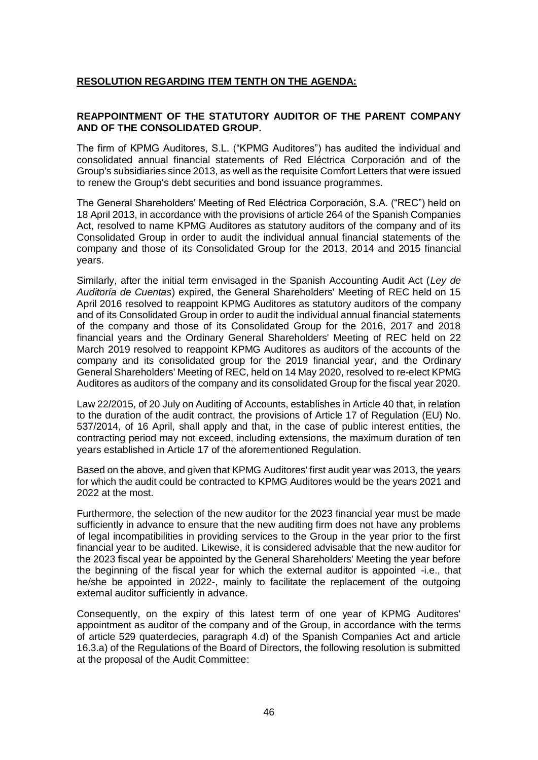**RESOLUTION REGARDING ITEM TENTH ON THE AGENDA:**

**REAPPOINTMENT OF THE STATUTORY AUDITOR OF THE PARENT COMPANY AND OF THE CONSOLIDATED GROUP.**

The firm of KPMG Auditores, S.L. ("KPMG Auditores") has audited the individual and consolidated annual financial statements of Red Eléctrica Corporación and of the Group's subsidiaries since 2013, as well as the requisite Comfort Letters that were issued to renew the Group's debt securities and bond issuance programmes.

The General Shareholders' Meeting of Red Eléctrica Corporación, S.A. ("REC") held on 18 April 2013, in accordance with the provisions of article 264 of the Spanish Companies Act, resolved to name KPMG Auditores as statutory auditors of the company and of its Consolidated Group in order to audit the individual annual financial statements of the company and those of its Consolidated Group for the 2013, 2014 and 2015 financial years.

Similarly, after the initial term envisaged in the Spanish Accounting Audit Act (*Ley de Auditoría de Cuentas*) expired, the General Shareholders' Meeting of REC held on 15 April 2016 resolved to reappoint KPMG Auditores as statutory auditors of the company and of its Consolidated Group in order to audit the individual annual financial statements of the company and those of its Consolidated Group for the 2016, 2017 and 2018 financial years and the Ordinary General Shareholders' Meeting of REC held on 22 March 2019 resolved to reappoint KPMG Auditores as auditors of the accounts of the company and its consolidated group for the 2019 financial year, and the Ordinary General Shareholders' Meeting of REC, held on 14 May 2020, resolved to re-elect KPMG Auditores as auditors of the company and its consolidated Group for the fiscal year 2020.

Law 22/2015, of 20 July on Auditing of Accounts, establishes in Article 40 that, in relation to the duration of the audit contract, the provisions of Article 17 of Regulation (EU) No. 537/2014, of 16 April, shall apply and that, in the case of public interest entities, the contracting period may not exceed, including extensions, the maximum duration of ten years established in Article 17 of the aforementioned Regulation.

Based on the above, and given that KPMG Auditores' first audit year was 2013, the years for which the audit could be contracted to KPMG Auditores would be the years 2021 and 2022 at the most.

Furthermore, the selection of the new auditor for the 2023 financial year must be made sufficiently in advance to ensure that the new auditing firm does not have any problems of legal incompatibilities in providing services to the Group in the year prior to the first financial year to be audited. Likewise, it is considered advisable that the new auditor for the 2023 fiscal year be appointed by the General Shareholders' Meeting the year before the beginning of the fiscal year for which the external auditor is appointed -i.e., that he/she be appointed in 2022-, mainly to facilitate the replacement of the outgoing external auditor sufficiently in advance.

Consequently, on the expiry of this latest term of one year of KPMG Auditores' appointment as auditor of the company and of the Group, in accordance with the terms of article 529 quaterdecies, paragraph 4.d) of the Spanish Companies Act and article 16.3.a) of the Regulations of the Board of Directors, the following resolution is submitted at the proposal of the Audit Committee: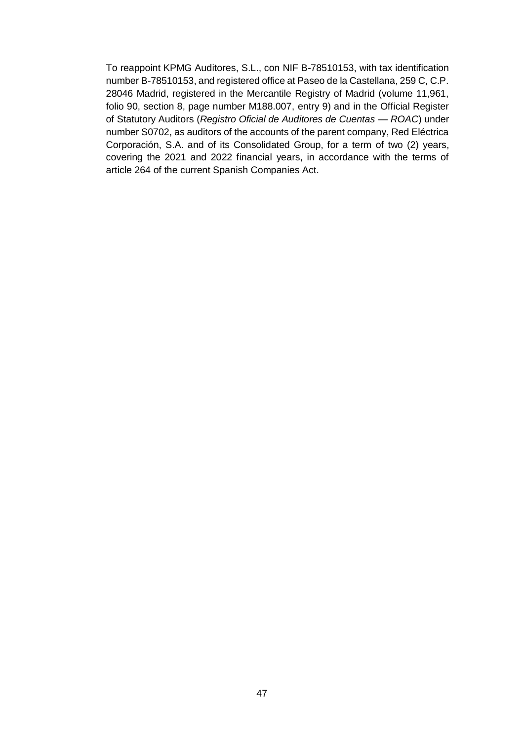To reappoint KPMG Auditores, S.L., con NIF B-78510153, with tax identification number B-78510153, and registered office at Paseo de la Castellana, 259 C, C.P. 28046 Madrid, registered in the Mercantile Registry of Madrid (volume 11,961, folio 90, section 8, page number M188.007, entry 9) and in the Official Register of Statutory Auditors (*Registro Oficial de Auditores de Cuentas — ROAC*) under number S0702, as auditors of the accounts of the parent company, Red Eléctrica Corporación, S.A. and of its Consolidated Group, for a term of two (2) years, covering the 2021 and 2022 financial years, in accordance with the terms of article 264 of the current Spanish Companies Act.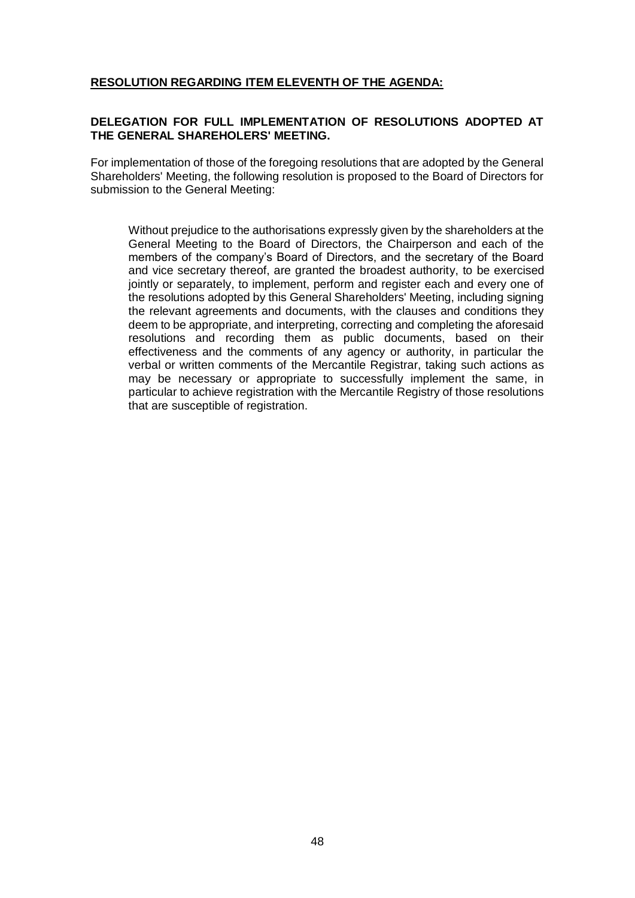**<u>RESOLUTION REGARDING ITEM ELEVENTH OF THE AGENDA:</u>**

**DELEGATION FOR FULL IMPLEMENTATION OF RESOLUTIONS ADOPTED AT THE GENERAL SHAREHOLERS' MEETING.**

For implementation of those of the foregoing resolutions that are adopted by the General Shareholders' Meeting, the following resolution is proposed to the Board of Directors for submission to the General Meeting:

> Without prejudice to the authorisations expressly given by the shareholders at the General Meeting to the Board of Directors, the Chairperson and each of the members of the company's Board of Directors, and the secretary of the Board and vice secretary thereof, are granted the broadest authority, to be exercised jointly or separately, to implement, perform and register each and every one of the resolutions adopted by this General Shareholders' Meeting, including signing the relevant agreements and documents, with the clauses and conditions they deem to be appropriate, and interpreting, correcting and completing the aforesaid resolutions and recording them as public documents, based on their effectiveness and the comments of any agency or authority, in particular the verbal or written comments of the Mercantile Registrar, taking such actions as may be necessary or appropriate to successfully implement the same, in particular to achieve registration with the Mercantile Registry of those resolutions that are susceptible of registration.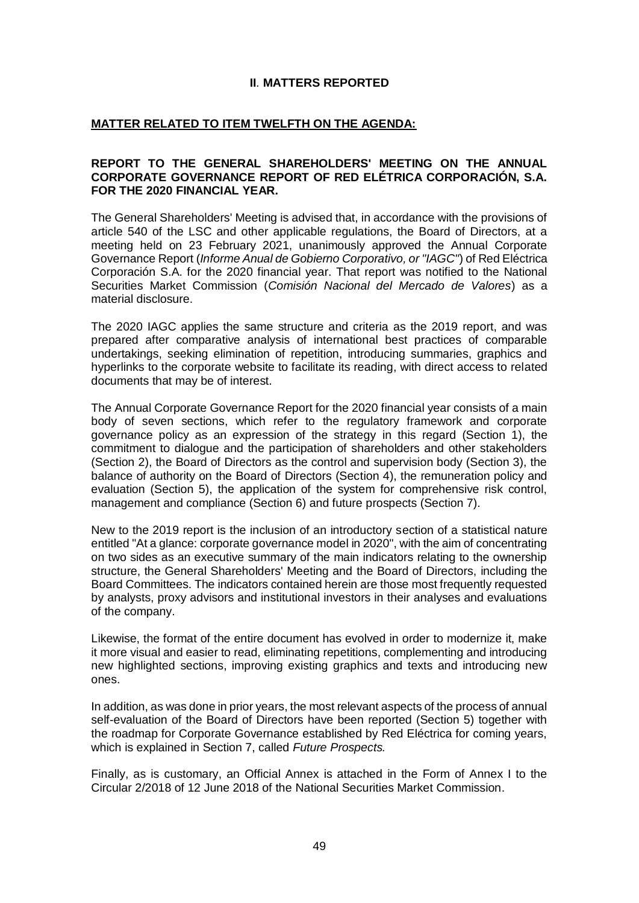## II. MATTERS REPORTED

### MATTER RELATED TO ITEM TWELFTH ON THE AGENDA:

**REPORT TO THE GENERAL SHAREHOLDERS' MEETING ON THE ANNUAL CORPORATE GOVERNANCE REPORT OF RED ELÉTRICA CORPORACIÓN, S.A. FOR THE 2020 FINANCIAL YEAR.**

The General Shareholders' Meeting is advised that, in accordance with the provisions of article 540 of the LSC and other applicable regulations, the Board of Directors, at a meeting held on 23 February 2021, unanimously approved the Annual Corporate Governance Report (*Informe Anual de Gobierno Corporativo, or "IAGC"*) of Red Eléctrica Corporación S.A. for the 2020 financial year. That report was notified to the National Securities Market Commission (*Comisión Nacional del Mercado de Valores*) as a material disclosure.

The 2020 IAGC applies the same structure and criteria as the 2019 report, and was prepared after comparative analysis of international best practices of comparable undertakings, seeking elimination of repetition, introducing summaries, graphics and hyperlinks to the corporate website to facilitate its reading, with direct access to related documents that may be of interest.

The Annual Corporate Governance Report for the 2020 financial year consists of a main body of seven sections, which refer to the regulatory framework and corporate governance policy as an expression of the strategy in this regard (Section 1), the commitment to dialogue and the participation of shareholders and other stakeholders (Section 2), the Board of Directors as the control and supervision body (Section 3), the balance of authority on the Board of Directors (Section 4), the remuneration policy and evaluation (Section 5), the application of the system for comprehensive risk control, management and compliance (Section 6) and future prospects (Section 7).

New to the 2019 report is the inclusion of an introductory section of a statistical nature entitled "At a glance: corporate governance model in 2020", with the aim of concentrating on two sides as an executive summary of the main indicators relating to the ownership structure, the General Shareholders' Meeting and the Board of Directors, including the Board Committees. The indicators contained herein are those most frequently requested by analysts, proxy advisors and institutional investors in their analyses and evaluations of the company.

Likewise, the format of the entire document has evolved in order to modernize it, make it more visual and easier to read, eliminating repetitions, complementing and introducing new highlighted sections, improving existing graphics and texts and introducing new ones.

In addition, as was done in prior years, the most relevant aspects of the process of annual self-evaluation of the Board of Directors have been reported (Section 5) together with the roadmap for Corporate Governance established by Red Eléctrica for coming years, which is explained in Section 7, called *Future Prospects.*

Finally, as is customary, an Official Annex is attached in the Form of Annex I to the Circular 2/2018 of 12 June 2018 of the National Securities Market Commission.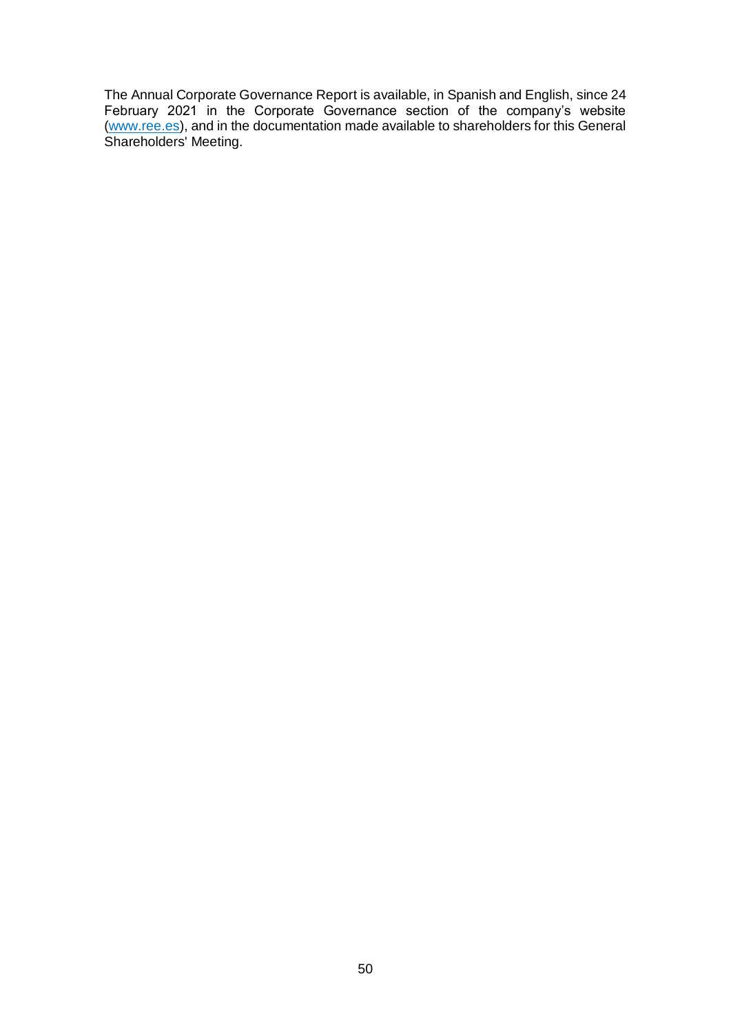The Annual Corporate Governance Report is available, in Spanish and English, since 24 February 2021 in the Corporate Governance section of the company's website (www.ree.es), and in the documentation made available to shareholders for this General Shareholders' Meeting.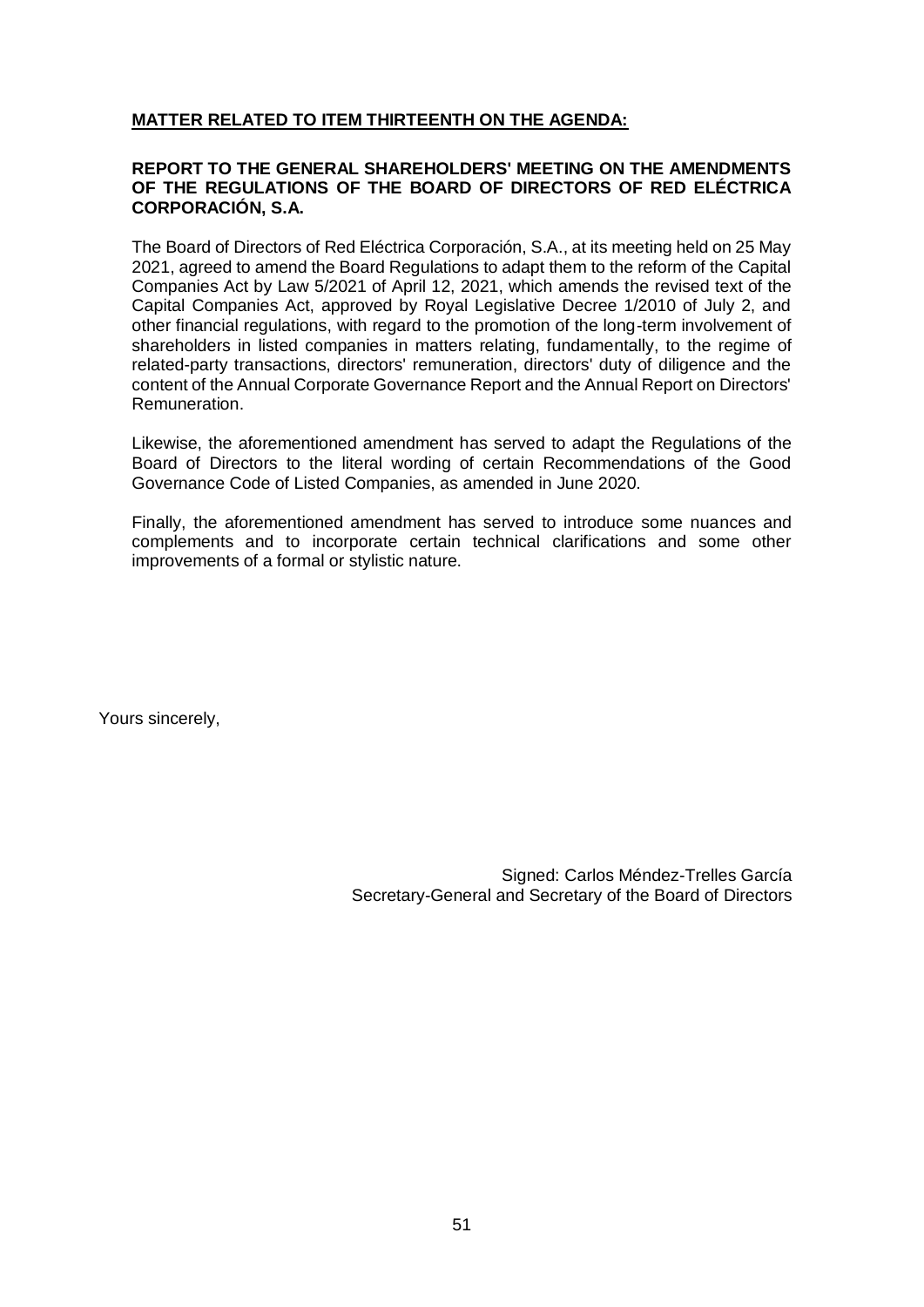**MATTER RELATED TO ITEM THIRTEENTH ON THE AGENDA:**

**REPORT TO THE GENERAL SHAREHOLDERS' MEETING ON THE AMENDMENTS OF THE REGULATIONS OF THE BOARD OF DIRECTORS OF RED ELÉCTRICA CORPORACIÓN, S.A.**

The Board of Directors of Red Eléctrica Corporación, S.A., at its meeting held on 25 May 2021, agreed to amend the Board Regulations to adapt them to the reform of the Capital Companies Act by Law 5/2021 of April 12, 2021, which amends the revised text of the Capital Companies Act, approved by Royal Legislative Decree 1/2010 of July 2, and other financial regulations, with regard to the promotion of the long-term involvement of shareholders in listed companies in matters relating, fundamentally, to the regime of related-party transactions, directors' remuneration, directors' duty of diligence and the content of the Annual Corporate Governance Report and the Annual Report on Directors' Remuneration.

Likewise, the aforementioned amendment has served to adapt the Regulations of the Board of Directors to the literal wording of certain Recommendations of the Good Governance Code of Listed Companies, as amended in June 2020.

Finally, the aforementioned amendment has served to introduce some nuances and complements and to incorporate certain technical clarifications and some other improvements of a formal or stylistic nature.

Yours sincerely,

Signed: Carlos Méndez-Trelles García
Secretary-General and Secretary of the Board of Directors